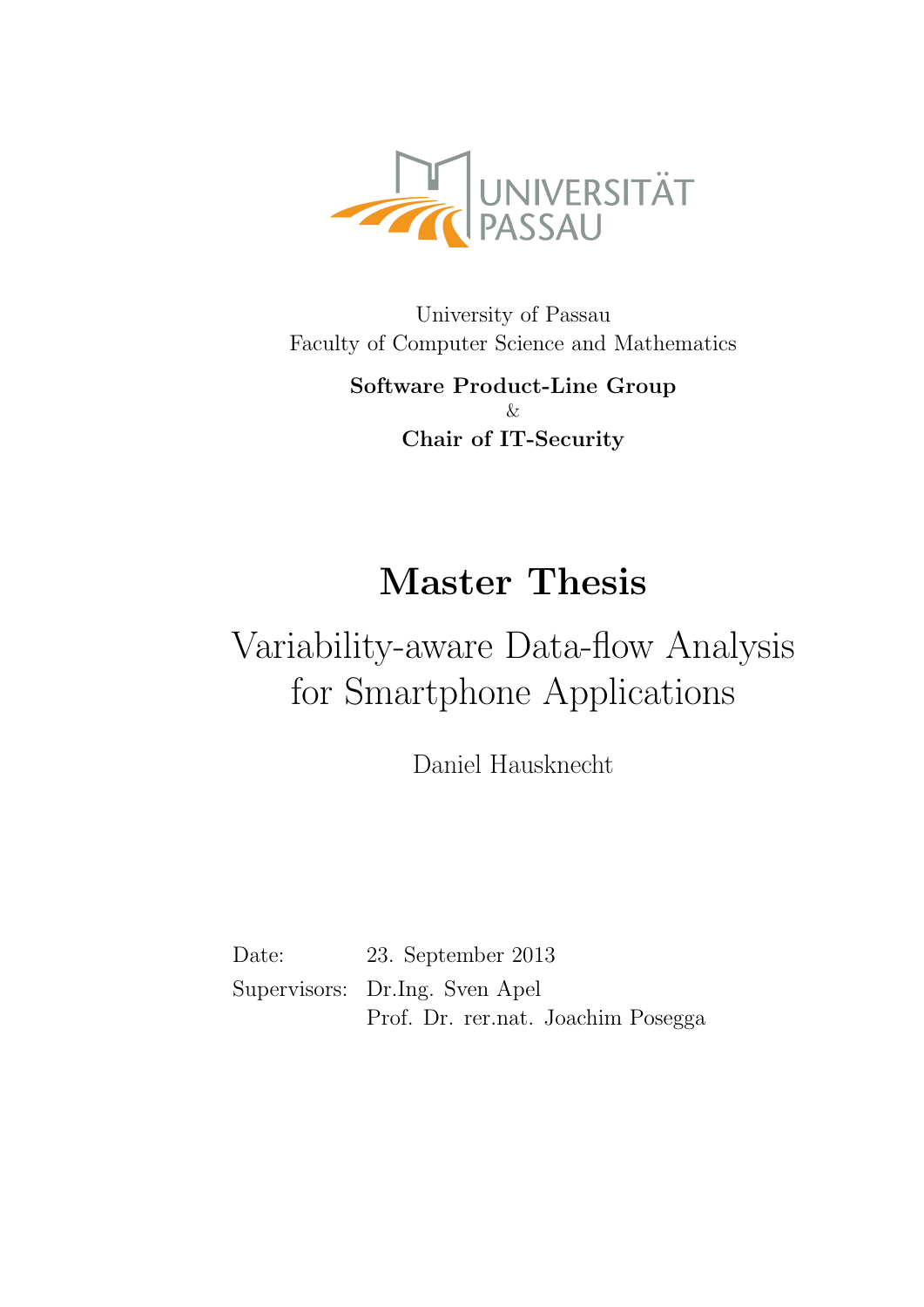UNIVERSITÄT PASSAU

University of Passau
Faculty of Computer Science and Mathematics

**Software Product-Line Group**
&
**Chair of IT-Security**

# Master Thesis

## Variability-aware Data-flow Analysis for Smartphone Applications

Daniel Hausknecht

Date: 23. September 2013
Supervisors: Dr.Ing. Sven Apel
Prof. Dr. rer.nat. Joachim Posegga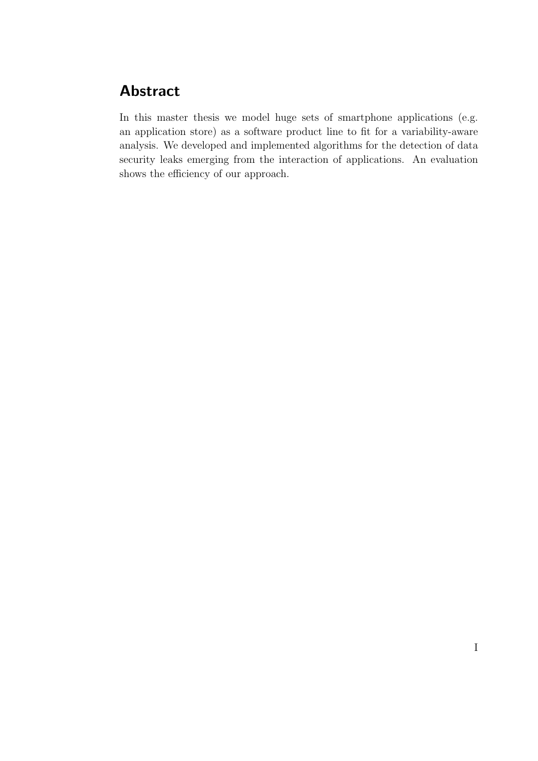# Abstract

In this master thesis we model huge sets of smartphone applications (e.g. an application store) as a software product line to fit for a variability-aware analysis. We developed and implemented algorithms for the detection of data security leaks emerging from the interaction of applications. An evaluation shows the efficiency of our approach.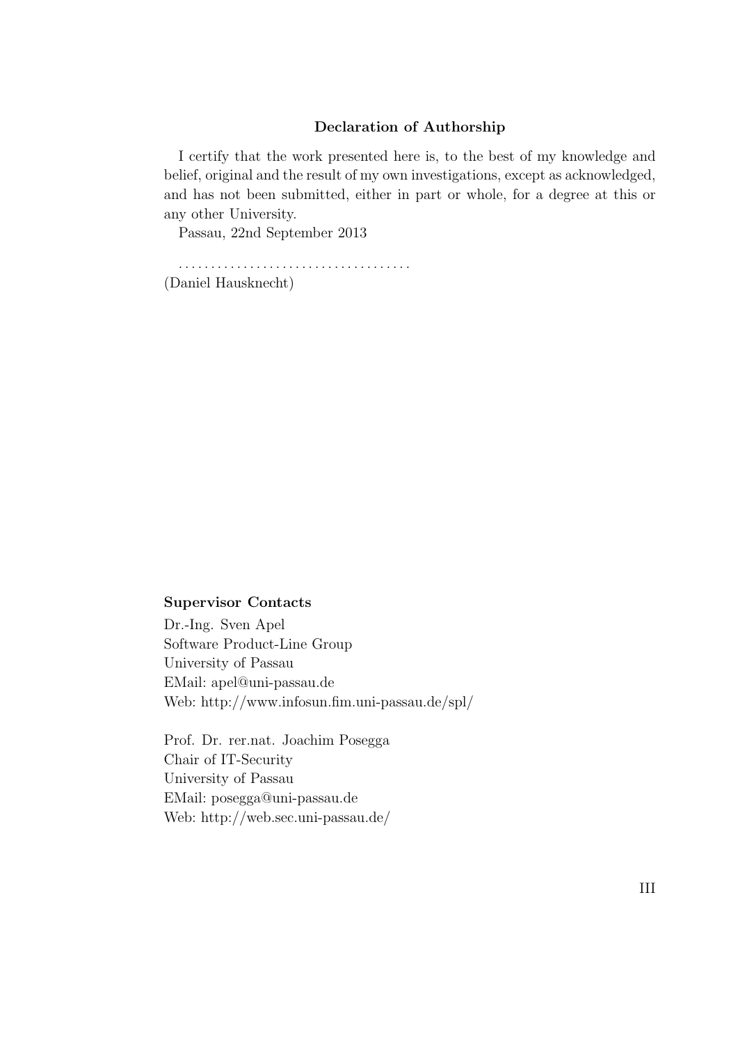**Declaration of Authorship**

I certify that the work presented here is, to the best of my knowledge and belief, original and the result of my own investigations, except as acknowledged, and has not been submitted, either in part or whole, for a degree at this or any other University.

Passau, 22nd September 2013

. . . . . . . . . . . . . . . . . . . . . . . . . . . . . . . . . . .
(Daniel Hausknecht)

**Supervisor Contacts**

Dr.-Ing. Sven Apel
Software Product-Line Group
University of Passau
EMail: apel@uni-passau.de
Web: http://www.infosun.fim.uni-passau.de/spl/

Prof. Dr. rer.nat. Joachim Posegga
Chair of IT-Security
University of Passau
EMail: posegga@uni-passau.de
Web: http://web.sec.uni-passau.de/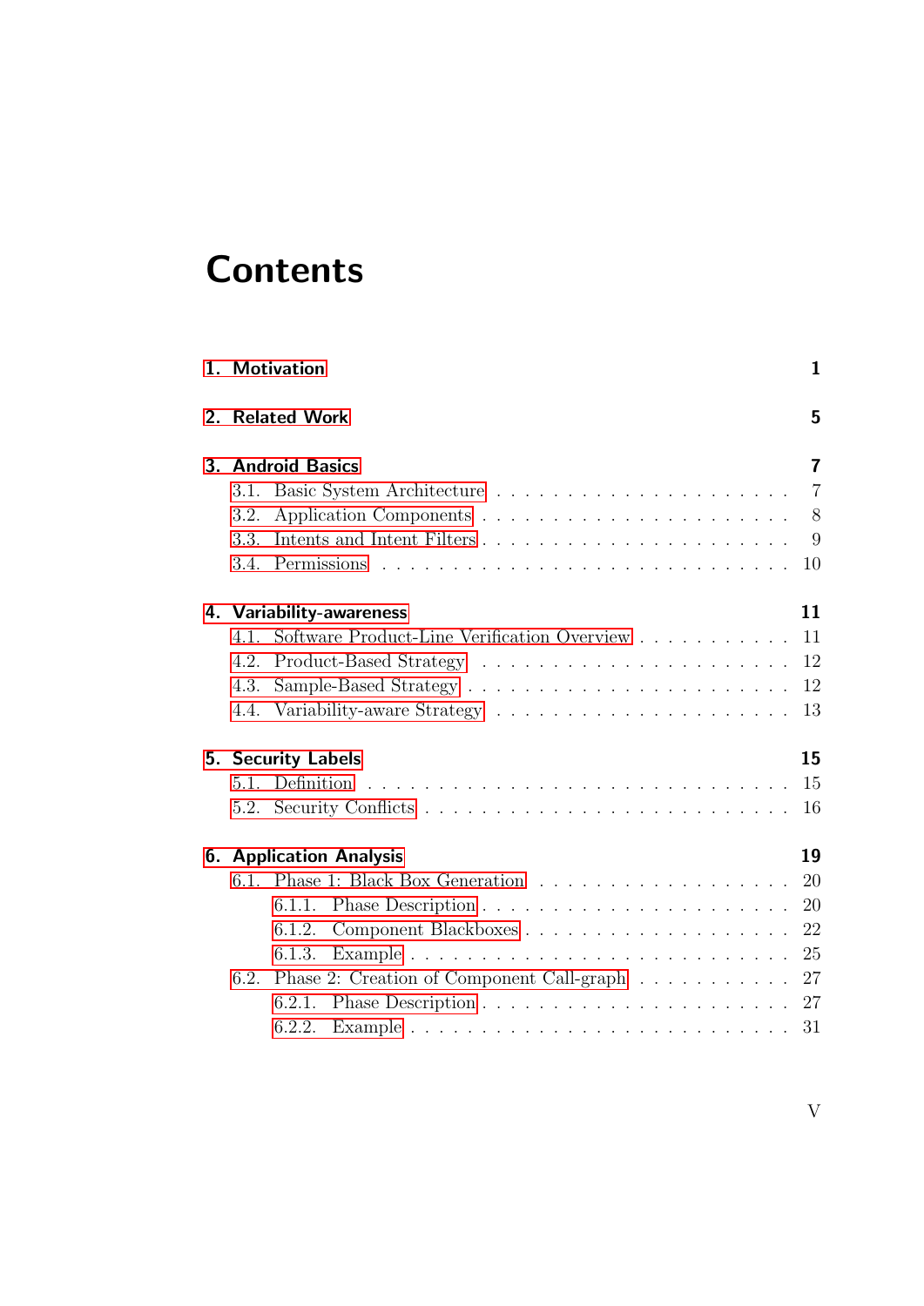# Contents

**1. Motivation** **1**

**2. Related Work** **5**

**3. Android Basics** **7**

- 3.1. Basic System Architecture . . . . . . . . . . . . . . . . . . . . . 7
- 3.2. Application Components . . . . . . . . . . . . . . . . . . . . . 8
- 3.3. Intents and Intent Filters . . . . . . . . . . . . . . . . . . . . . 9
- 3.4. Permissions . . . . . . . . . . . . . . . . . . . . . . . . . . . 10

**4. Variability-awareness** **11**

- 4.1. Software Product-Line Verification Overview . . . . . . . . . . . 11
- 4.2. Product-Based Strategy . . . . . . . . . . . . . . . . . . . . . 12
- 4.3. Sample-Based Strategy . . . . . . . . . . . . . . . . . . . . . 12
- 4.4. Variability-aware Strategy . . . . . . . . . . . . . . . . . . . 13

**5. Security Labels** **15**

- 5.1. Definition . . . . . . . . . . . . . . . . . . . . . . . . . . . 15
- 5.2. Security Conflicts . . . . . . . . . . . . . . . . . . . . . . . 16

**6. Application Analysis** **19**

- 6.1. Phase 1: Black Box Generation . . . . . . . . . . . . . . . . . 20
  - 6.1.1. Phase Description . . . . . . . . . . . . . . . . . . . . 20
  - 6.1.2. Component Blackboxes . . . . . . . . . . . . . . . . . . 22
  - 6.1.3. Example . . . . . . . . . . . . . . . . . . . . . . . . . 25
- 6.2. Phase 2: Creation of Component Call-graph . . . . . . . . . . . 27
  - 6.2.1. Phase Description . . . . . . . . . . . . . . . . . . . . 27
  - 6.2.2. Example . . . . . . . . . . . . . . . . . . . . . . . . . 31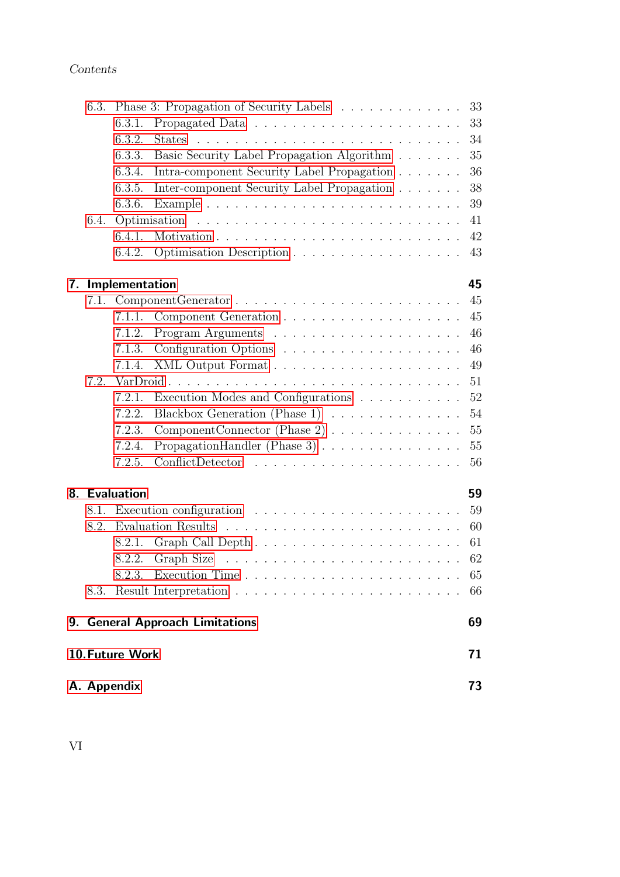6.3. Phase 3: Propagation of Security Labels . . . . . . . . . . . . . 33
 6.3.1. Propagated Data . . . . . . . . . . . . . . . . . . . . . 33
 6.3.2. States . . . . . . . . . . . . . . . . . . . . . . . . . . 34
 6.3.3. Basic Security Label Propagation Algorithm . . . . . . . 35
 6.3.4. Intra-component Security Label Propagation . . . . . . . 36
 6.3.5. Inter-component Security Label Propagation . . . . . . . 38
 6.3.6. Example . . . . . . . . . . . . . . . . . . . . . . . . . 39
6.4. Optimisation . . . . . . . . . . . . . . . . . . . . . . . . . . 41
 6.4.1. Motivation . . . . . . . . . . . . . . . . . . . . . . . . 42
 6.4.2. Optimisation Description . . . . . . . . . . . . . . . . . 43

**7. Implementation** **45**

7.1. ComponentGenerator . . . . . . . . . . . . . . . . . . . . . . . 45
 7.1.1. Component Generation . . . . . . . . . . . . . . . . . . . 45
 7.1.2. Program Arguments . . . . . . . . . . . . . . . . . . . . 46
 7.1.3. Configuration Options . . . . . . . . . . . . . . . . . . . 46
 7.1.4. XML Output Format . . . . . . . . . . . . . . . . . . . . 49
7.2. VarDroid . . . . . . . . . . . . . . . . . . . . . . . . . . . . . 51
 7.2.1. Execution Modes and Configurations . . . . . . . . . . . 52
 7.2.2. Blackbox Generation (Phase 1) . . . . . . . . . . . . . . 54
 7.2.3. ComponentConnector (Phase 2) . . . . . . . . . . . . . . 55
 7.2.4. PropagationHandler (Phase 3) . . . . . . . . . . . . . . . 55
 7.2.5. ConflictDetector . . . . . . . . . . . . . . . . . . . . . . 56

**8. Evaluation** **59**

8.1. Execution configuration . . . . . . . . . . . . . . . . . . . . . 59
8.2. Evaluation Results . . . . . . . . . . . . . . . . . . . . . . . . 60
 8.2.1. Graph Call Depth . . . . . . . . . . . . . . . . . . . . . 61
 8.2.2. Graph Size . . . . . . . . . . . . . . . . . . . . . . . . . 62
 8.2.3. Execution Time . . . . . . . . . . . . . . . . . . . . . . 65
8.3. Result Interpretation . . . . . . . . . . . . . . . . . . . . . . . 66

**9. General Approach Limitations** **69**

**10. Future Work** **71**

**A. Appendix** **73**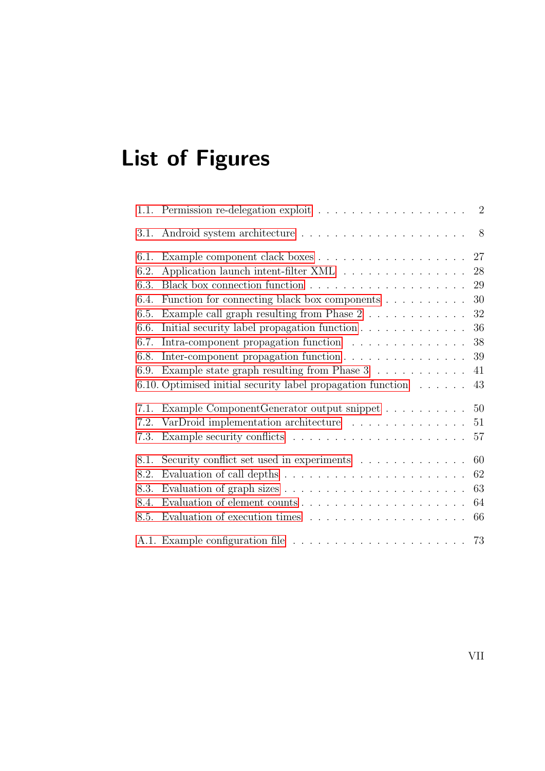# List of Figures

1.1. Permission re-delegation exploit . . . . . . . . . . . . . . . . . . 2

3.1. Android system architecture . . . . . . . . . . . . . . . . . . . . 8

6.1. Example component clack boxes . . . . . . . . . . . . . . . . . . 27
6.2. Application launch intent-filter XML . . . . . . . . . . . . . . . . 28
6.3. Black box connection function . . . . . . . . . . . . . . . . . . . 29
6.4. Function for connecting black box components . . . . . . . . . . . 30
6.5. Example call graph resulting from Phase 2 . . . . . . . . . . . . . 32
6.6. Initial security label propagation function . . . . . . . . . . . . . 36
6.7. Intra-component propagation function . . . . . . . . . . . . . . . 38
6.8. Inter-component propagation function . . . . . . . . . . . . . . . 39
6.9. Example state graph resulting from Phase 3 . . . . . . . . . . . . 41
6.10. Optimised initial security label propagation function . . . . . . 43

7.1. Example ComponentGenerator output snippet . . . . . . . . . . . 50
7.2. VarDroid implementation architecture . . . . . . . . . . . . . . . 51
7.3. Example security conflicts . . . . . . . . . . . . . . . . . . . . . 57

8.1. Security conflict set used in experiments . . . . . . . . . . . . . . 60
8.2. Evaluation of call depths . . . . . . . . . . . . . . . . . . . . . . 62
8.3. Evaluation of graph sizes . . . . . . . . . . . . . . . . . . . . . . 63
8.4. Evaluation of element counts . . . . . . . . . . . . . . . . . . . . 64
8.5. Evaluation of execution times . . . . . . . . . . . . . . . . . . . 66

A.1. Example configuration file . . . . . . . . . . . . . . . . . . . . . 73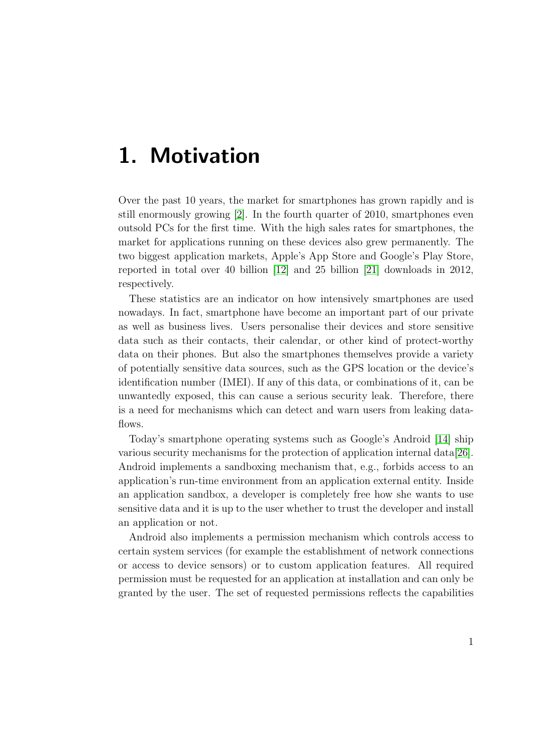# 1. Motivation

Over the past 10 years, the market for smartphones has grown rapidly and is still enormously growing [2]. In the fourth quarter of 2010, smartphones even outsold PCs for the first time. With the high sales rates for smartphones, the market for applications running on these devices also grew permanently. The two biggest application markets, Apple's App Store and Google's Play Store, reported in total over 40 billion [12] and 25 billion [21] downloads in 2012, respectively.

These statistics are an indicator on how intensively smartphones are used nowadays. In fact, smartphone have become an important part of our private as well as business lives. Users personalise their devices and store sensitive data such as their contacts, their calendar, or other kind of protect-worthy data on their phones. But also the smartphones themselves provide a variety of potentially sensitive data sources, such as the GPS location or the device's identification number (IMEI). If any of this data, or combinations of it, can be unwantedly exposed, this can cause a serious security leak. Therefore, there is a need for mechanisms which can detect and warn users from leaking data-flows.

Today's smartphone operating systems such as Google's Android [14] ship various security mechanisms for the protection of application internal data[26]. Android implements a sandboxing mechanism that, e.g., forbids access to an application's run-time environment from an application external entity. Inside an application sandbox, a developer is completely free how she wants to use sensitive data and it is up to the user whether to trust the developer and install an application or not.

Android also implements a permission mechanism which controls access to certain system services (for example the establishment of network connections or access to device sensors) or to custom application features. All required permission must be requested for an application at installation and can only be granted by the user. The set of requested permissions reflects the capabilities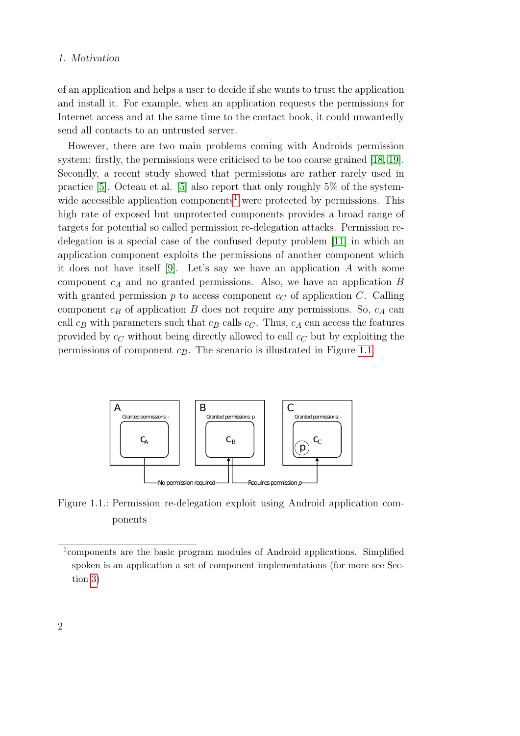of an application and helps a user to decide if she wants to trust the application and install it. For example, when an application requests the permissions for Internet access and at the same time to the contact book, it could unwantedly send all contacts to an untrusted server.

However, there are two main problems coming with Androids permission system: firstly, the permissions were criticised to be too coarse grained [18, 19]. Secondly, a recent study showed that permissions are rather rarely used in practice [5]. Octeau et al. [5] also report that only roughly 5% of the system-wide accessible application components[1] were protected by permissions. This high rate of exposed but unprotected components provides a broad range of targets for potential so called permission re-delegation attacks. Permission re-delegation is a special case of the confused deputy problem [11] in which an application component exploits the permissions of another component which it does not have itself [9]. Let's say we have an application $A$ with some component $c_A$ and no granted permissions. Also, we have an application $B$ with granted permission $p$ to access component $c_C$ of application $C$. Calling component $c_B$ of application $B$ does not require any permissions. So, $c_A$ can call $c_B$ with parameters such that $c_B$ calls $c_C$. Thus, $c_A$ can access the features provided by $c_C$ without being directly allowed to call $c_C$ but by exploiting the permissions of component $c_B$. The scenario is illustrated in Figure 1.1.

Figure 1.1.: Permission re-delegation exploit using Android application components

[1] components are the basic program modules of Android applications. Simplified spoken is an application a set of component implementations (for more see Section 3)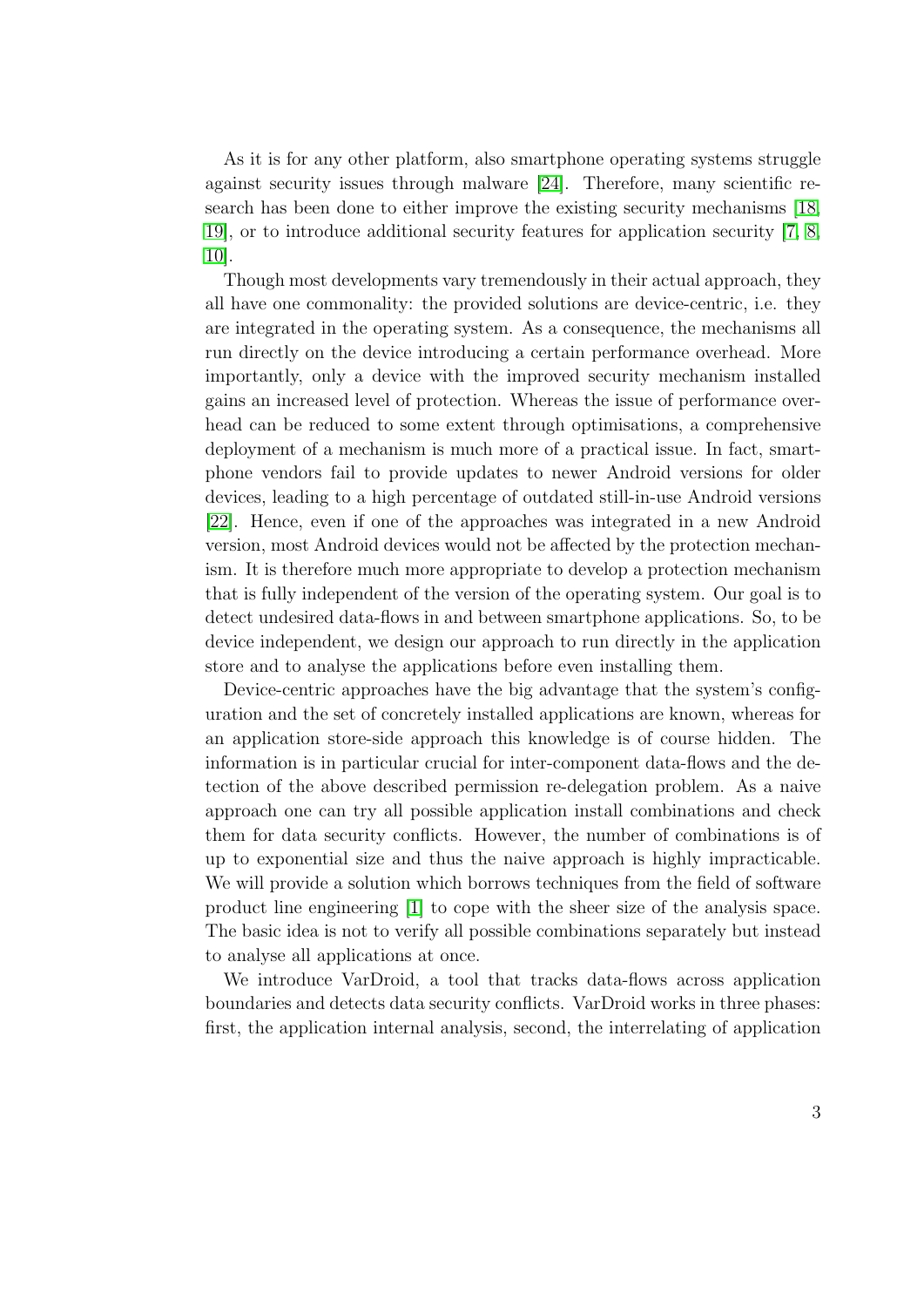As it is for any other platform, also smartphone operating systems struggle against security issues through malware [24]. Therefore, many scientific research has been done to either improve the existing security mechanisms [18, 19], or to introduce additional security features for application security [7, 8, 10].

Though most developments vary tremendously in their actual approach, they all have one commonality: the provided solutions are device-centric, i.e. they are integrated in the operating system. As a consequence, the mechanisms all run directly on the device introducing a certain performance overhead. More importantly, only a device with the improved security mechanism installed gains an increased level of protection. Whereas the issue of performance overhead can be reduced to some extent through optimisations, a comprehensive deployment of a mechanism is much more of a practical issue. In fact, smartphone vendors fail to provide updates to newer Android versions for older devices, leading to a high percentage of outdated still-in-use Android versions [22]. Hence, even if one of the approaches was integrated in a new Android version, most Android devices would not be affected by the protection mechanism. It is therefore much more appropriate to develop a protection mechanism that is fully independent of the version of the operating system. Our goal is to detect undesired data-flows in and between smartphone applications. So, to be device independent, we design our approach to run directly in the application store and to analyse the applications before even installing them.

Device-centric approaches have the big advantage that the system's configuration and the set of concretely installed applications are known, whereas for an application store-side approach this knowledge is of course hidden. The information is in particular crucial for inter-component data-flows and the detection of the above described permission re-delegation problem. As a naive approach one can try all possible application install combinations and check them for data security conflicts. However, the number of combinations is of up to exponential size and thus the naive approach is highly impracticable. We will provide a solution which borrows techniques from the field of software product line engineering [1] to cope with the sheer size of the analysis space. The basic idea is not to verify all possible combinations separately but instead to analyse all applications at once.

We introduce VarDroid, a tool that tracks data-flows across application boundaries and detects data security conflicts. VarDroid works in three phases: first, the application internal analysis, second, the interrelating of application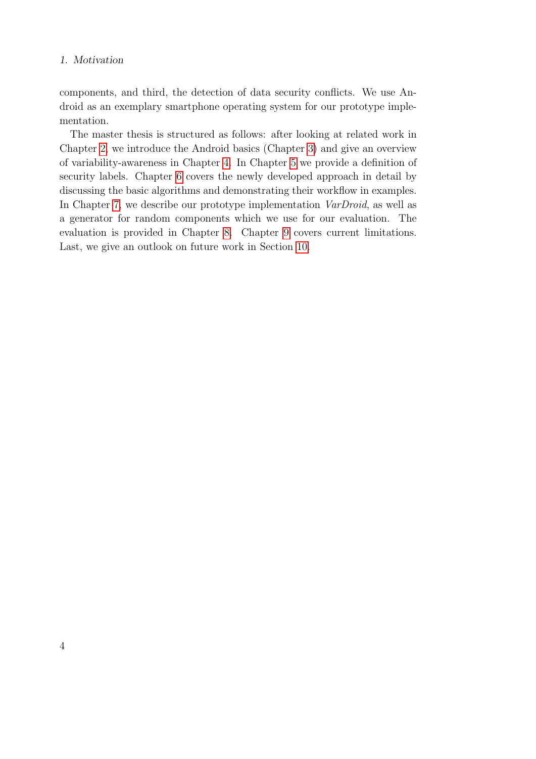components, and third, the detection of data security conflicts. We use Android as an exemplary smartphone operating system for our prototype implementation.

The master thesis is structured as follows: after looking at related work in Chapter 2, we introduce the Android basics (Chapter 3) and give an overview of variability-awareness in Chapter 4. In Chapter 5 we provide a definition of security labels. Chapter 6 covers the newly developed approach in detail by discussing the basic algorithms and demonstrating their workflow in examples. In Chapter 7, we describe our prototype implementation *VarDroid*, as well as a generator for random components which we use for our evaluation. The evaluation is provided in Chapter 8. Chapter 9 covers current limitations. Last, we give an outlook on future work in Section 10.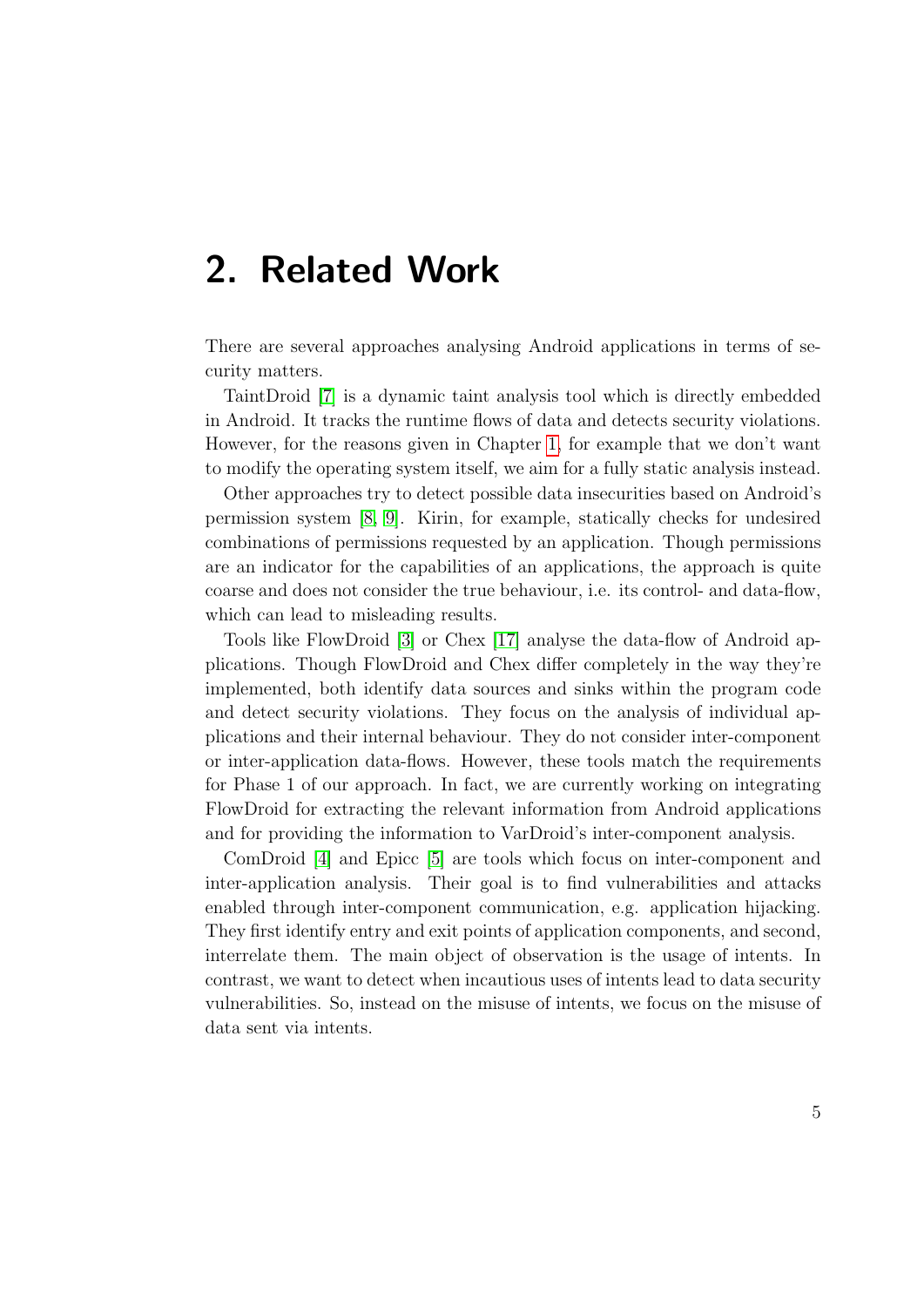# 2. Related Work

There are several approaches analysing Android applications in terms of security matters.

TaintDroid [7] is a dynamic taint analysis tool which is directly embedded in Android. It tracks the runtime flows of data and detects security violations. However, for the reasons given in Chapter 1, for example that we don't want to modify the operating system itself, we aim for a fully static analysis instead.

Other approaches try to detect possible data insecurities based on Android's permission system [8, 9]. Kirin, for example, statically checks for undesired combinations of permissions requested by an application. Though permissions are an indicator for the capabilities of an applications, the approach is quite coarse and does not consider the true behaviour, i.e. its control- and data-flow, which can lead to misleading results.

Tools like FlowDroid [3] or Chex [17] analyse the data-flow of Android applications. Though FlowDroid and Chex differ completely in the way they're implemented, both identify data sources and sinks within the program code and detect security violations. They focus on the analysis of individual applications and their internal behaviour. They do not consider inter-component or inter-application data-flows. However, these tools match the requirements for Phase 1 of our approach. In fact, we are currently working on integrating FlowDroid for extracting the relevant information from Android applications and for providing the information to VarDroid's inter-component analysis.

ComDroid [4] and Epicc [5] are tools which focus on inter-component and inter-application analysis. Their goal is to find vulnerabilities and attacks enabled through inter-component communication, e.g. application hijacking. They first identify entry and exit points of application components, and second, interrelate them. The main object of observation is the usage of intents. In contrast, we want to detect when incautious uses of intents lead to data security vulnerabilities. So, instead on the misuse of intents, we focus on the misuse of data sent via intents.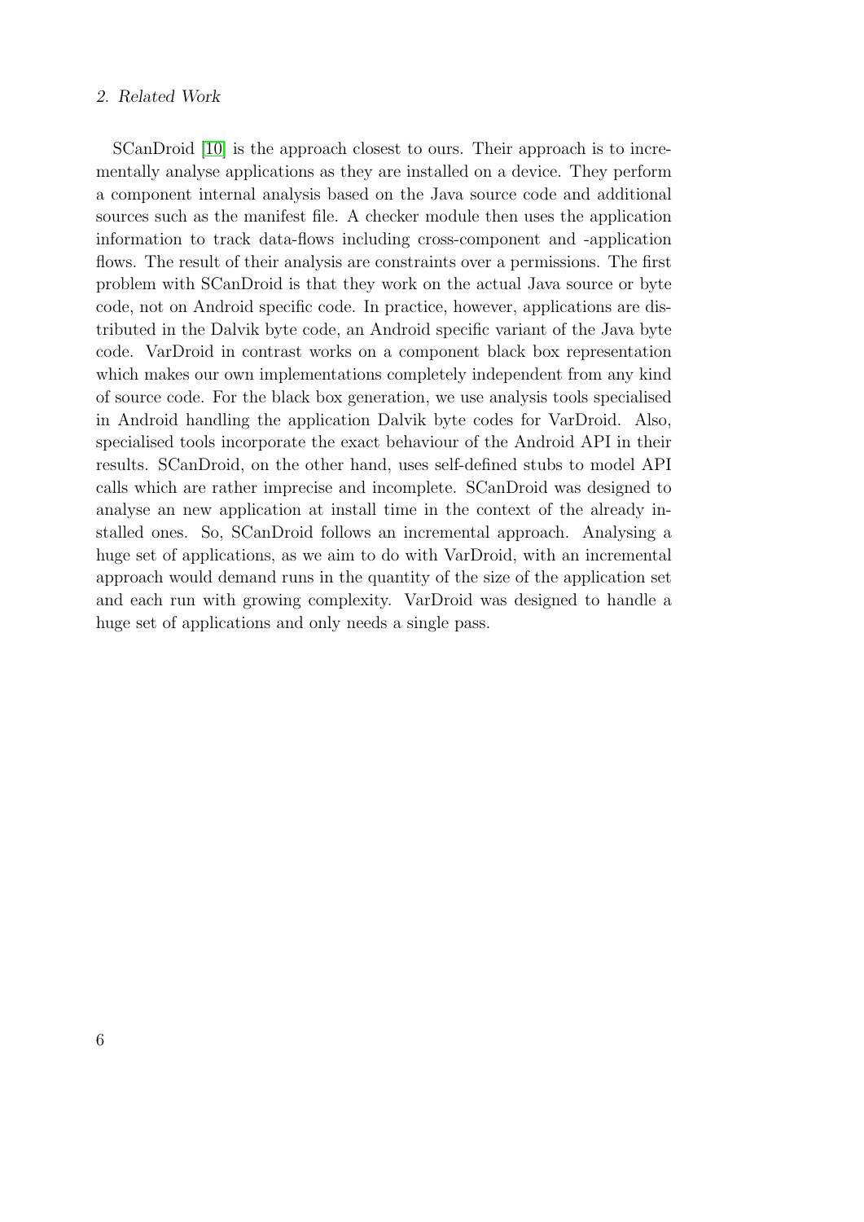SCanDroid [10] is the approach closest to ours. Their approach is to incrementally analyse applications as they are installed on a device. They perform a component internal analysis based on the Java source code and additional sources such as the manifest file. A checker module then uses the application information to track data-flows including cross-component and -application flows. The result of their analysis are constraints over a permissions. The first problem with SCanDroid is that they work on the actual Java source or byte code, not on Android specific code. In practice, however, applications are distributed in the Dalvik byte code, an Android specific variant of the Java byte code. VarDroid in contrast works on a component black box representation which makes our own implementations completely independent from any kind of source code. For the black box generation, we use analysis tools specialised in Android handling the application Dalvik byte codes for VarDroid. Also, specialised tools incorporate the exact behaviour of the Android API in their results. SCanDroid, on the other hand, uses self-defined stubs to model API calls which are rather imprecise and incomplete. SCanDroid was designed to analyse an new application at install time in the context of the already installed ones. So, SCanDroid follows an incremental approach. Analysing a huge set of applications, as we aim to do with VarDroid, with an incremental approach would demand runs in the quantity of the size of the application set and each run with growing complexity. VarDroid was designed to handle a huge set of applications and only needs a single pass.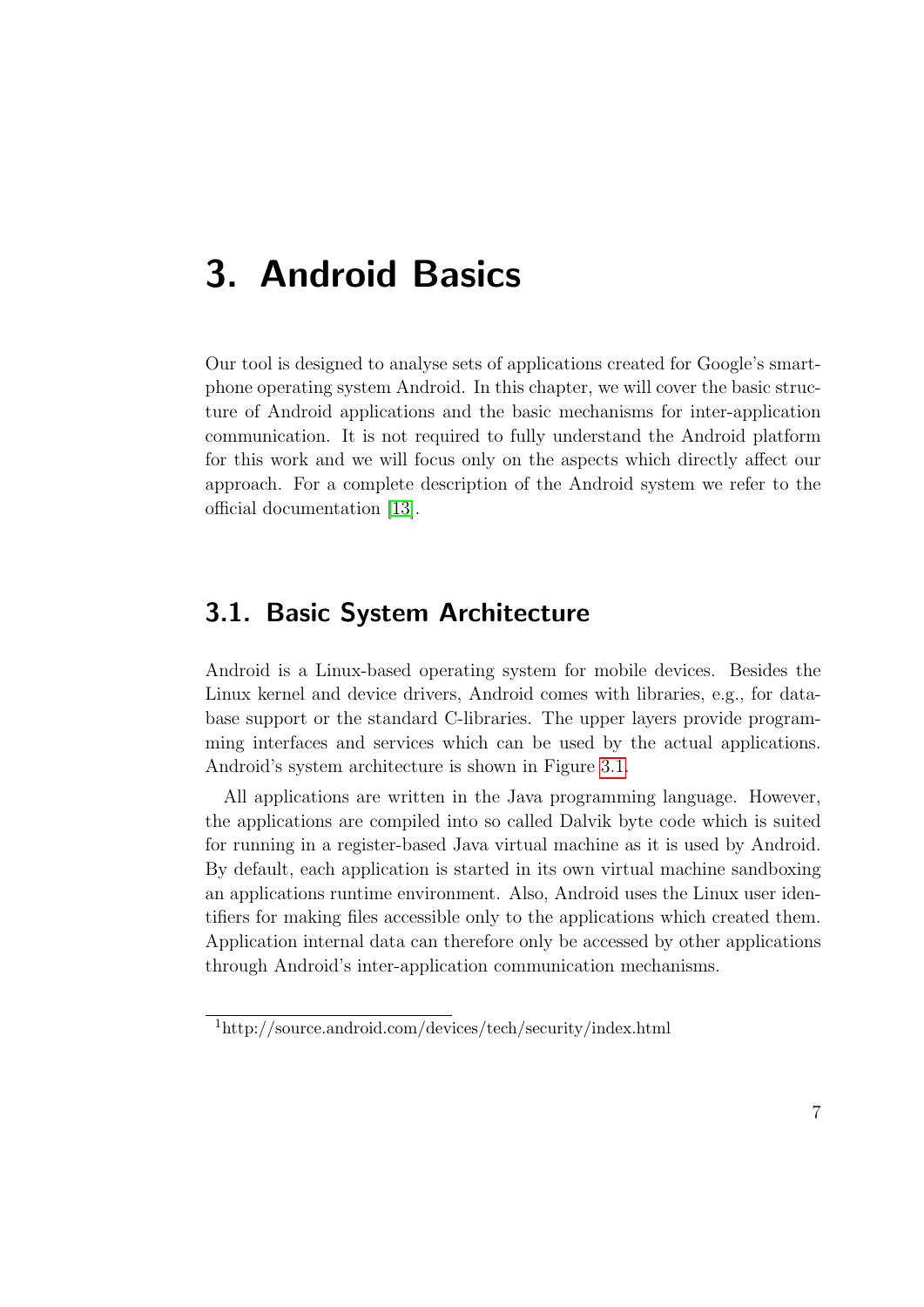# 3. Android Basics

Our tool is designed to analyse sets of applications created for Google's smartphone operating system Android. In this chapter, we will cover the basic structure of Android applications and the basic mechanisms for inter-application communication. It is not required to fully understand the Android platform for this work and we will focus only on the aspects which directly affect our approach. For a complete description of the Android system we refer to the official documentation [13].

## 3.1. Basic System Architecture

Android is a Linux-based operating system for mobile devices. Besides the Linux kernel and device drivers, Android comes with libraries, e.g., for database support or the standard C-libraries. The upper layers provide programming interfaces and services which can be used by the actual applications. Android's system architecture is shown in Figure 3.1.

All applications are written in the Java programming language. However, the applications are compiled into so called Dalvik byte code which is suited for running in a register-based Java virtual machine as it is used by Android. By default, each application is started in its own virtual machine sandboxing an applications runtime environment. Also, Android uses the Linux user identifiers for making files accessible only to the applications which created them. Application internal data can therefore only be accessed by other applications through Android's inter-application communication mechanisms.

[1] http://source.android.com/devices/tech/security/index.html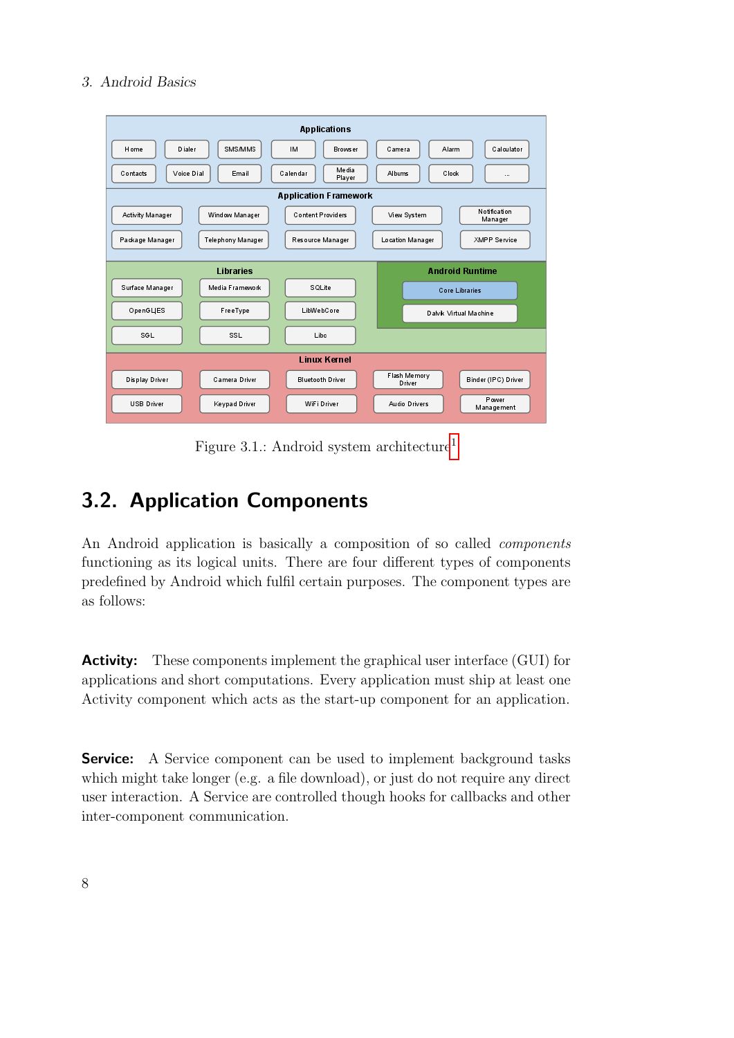Figure 3.1.: Android system architecture[1]

## 3.2. Application Components

An Android application is basically a composition of so called *components* functioning as its logical units. There are four different types of components predefined by Android which fulfil certain purposes. The component types are as follows:

**Activity:** These components implement the graphical user interface (GUI) for applications and short computations. Every application must ship at least one Activity component which acts as the start-up component for an application.

**Service:** A Service component can be used to implement background tasks which might take longer (e.g. a file download), or just do not require any direct user interaction. A Service are controlled though hooks for callbacks and other inter-component communication.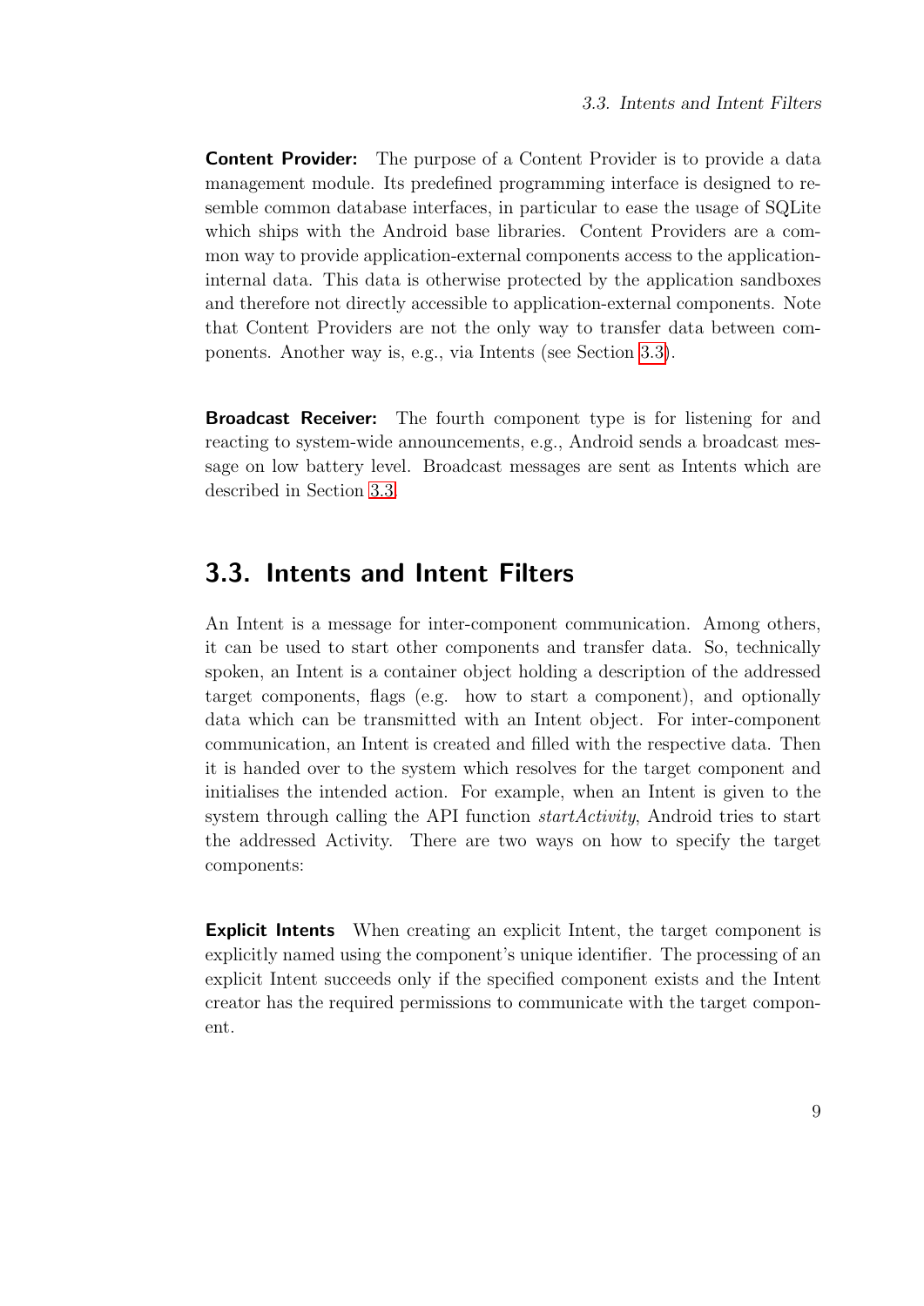**Content Provider:** The purpose of a Content Provider is to provide a data management module. Its predefined programming interface is designed to resemble common database interfaces, in particular to ease the usage of SQLite which ships with the Android base libraries. Content Providers are a common way to provide application-external components access to the application-internal data. This data is otherwise protected by the application sandboxes and therefore not directly accessible to application-external components. Note that Content Providers are not the only way to transfer data between components. Another way is, e.g., via Intents (see Section 3.3).

**Broadcast Receiver:** The fourth component type is for listening for and reacting to system-wide announcements, e.g., Android sends a broadcast message on low battery level. Broadcast messages are sent as Intents which are described in Section 3.3.

## 3.3. Intents and Intent Filters

An Intent is a message for inter-component communication. Among others, it can be used to start other components and transfer data. So, technically spoken, an Intent is a container object holding a description of the addressed target components, flags (e.g. how to start a component), and optionally data which can be transmitted with an Intent object. For inter-component communication, an Intent is created and filled with the respective data. Then it is handed over to the system which resolves for the target component and initialises the intended action. For example, when an Intent is given to the system through calling the API function *startActivity*, Android tries to start the addressed Activity. There are two ways on how to specify the target components:

**Explicit Intents** When creating an explicit Intent, the target component is explicitly named using the component's unique identifier. The processing of an explicit Intent succeeds only if the specified component exists and the Intent creator has the required permissions to communicate with the target component.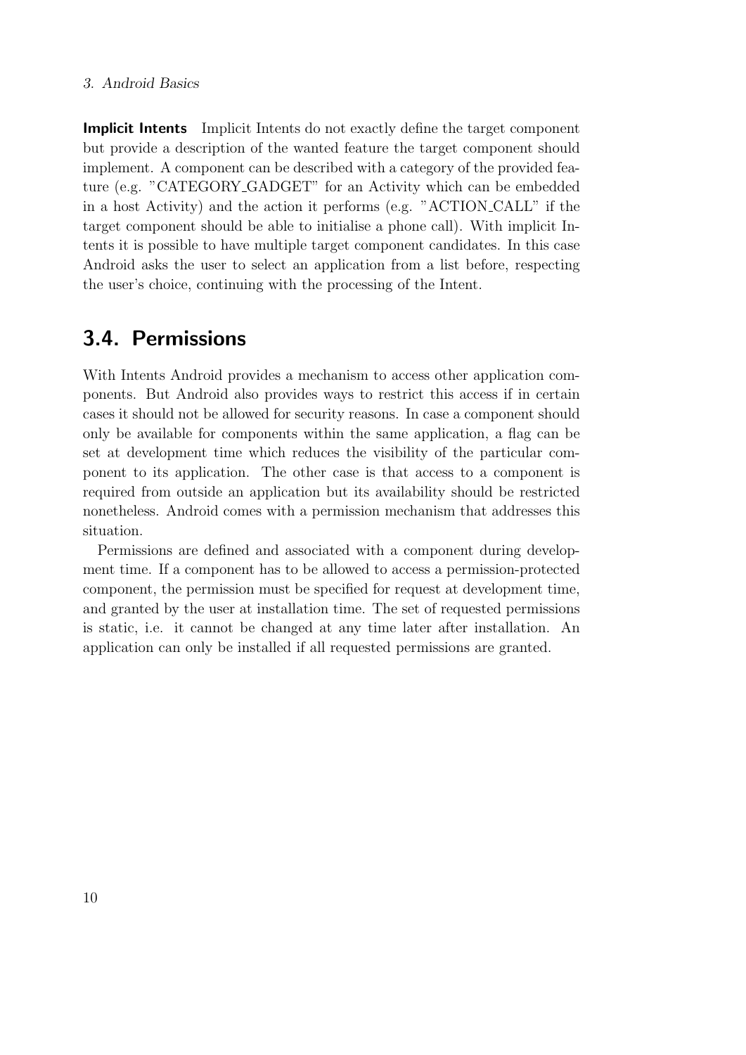**Implicit Intents** Implicit Intents do not exactly define the target component but provide a description of the wanted feature the target component should implement. A component can be described with a category of the provided feature (e.g. "CATEGORY_GADGET" for an Activity which can be embedded in a host Activity) and the action it performs (e.g. "ACTION_CALL" if the target component should be able to initialise a phone call). With implicit Intents it is possible to have multiple target component candidates. In this case Android asks the user to select an application from a list before, respecting the user's choice, continuing with the processing of the Intent.

## 3.4. Permissions

With Intents Android provides a mechanism to access other application components. But Android also provides ways to restrict this access if in certain cases it should not be allowed for security reasons. In case a component should only be available for components within the same application, a flag can be set at development time which reduces the visibility of the particular component to its application. The other case is that access to a component is required from outside an application but its availability should be restricted nonetheless. Android comes with a permission mechanism that addresses this situation.

Permissions are defined and associated with a component during development time. If a component has to be allowed to access a permission-protected component, the permission must be specified for request at development time, and granted by the user at installation time. The set of requested permissions is static, i.e. it cannot be changed at any time later after installation. An application can only be installed if all requested permissions are granted.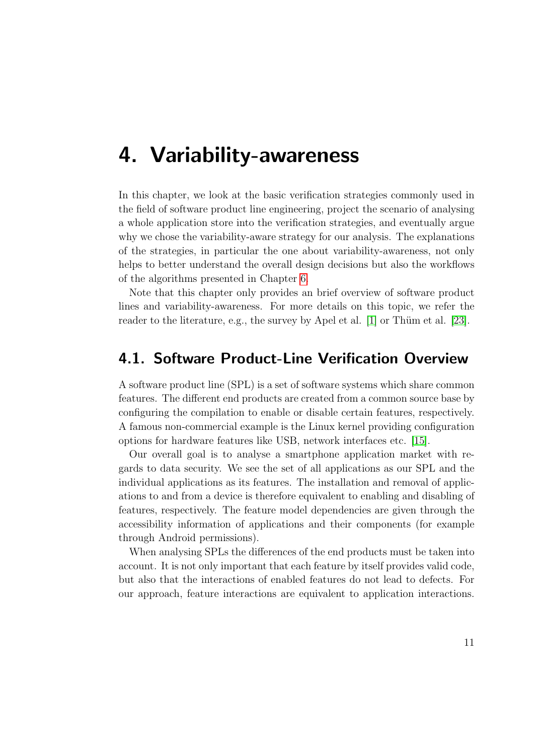# 4. Variability-awareness

In this chapter, we look at the basic verification strategies commonly used in the field of software product line engineering, project the scenario of analysing a whole application store into the verification strategies, and eventually argue why we chose the variability-aware strategy for our analysis. The explanations of the strategies, in particular the one about variability-awareness, not only helps to better understand the overall design decisions but also the workflows of the algorithms presented in Chapter 6.

Note that this chapter only provides an brief overview of software product lines and variability-awareness. For more details on this topic, we refer the reader to the literature, e.g., the survey by Apel et al. [1] or Thüm et al. [23].

## 4.1. Software Product-Line Verification Overview

A software product line (SPL) is a set of software systems which share common features. The different end products are created from a common source base by configuring the compilation to enable or disable certain features, respectively. A famous non-commercial example is the Linux kernel providing configuration options for hardware features like USB, network interfaces etc. [15].

Our overall goal is to analyse a smartphone application market with regards to data security. We see the set of all applications as our SPL and the individual applications as its features. The installation and removal of applications to and from a device is therefore equivalent to enabling and disabling of features, respectively. The feature model dependencies are given through the accessibility information of applications and their components (for example through Android permissions).

When analysing SPLs the differences of the end products must be taken into account. It is not only important that each feature by itself provides valid code, but also that the interactions of enabled features do not lead to defects. For our approach, feature interactions are equivalent to application interactions.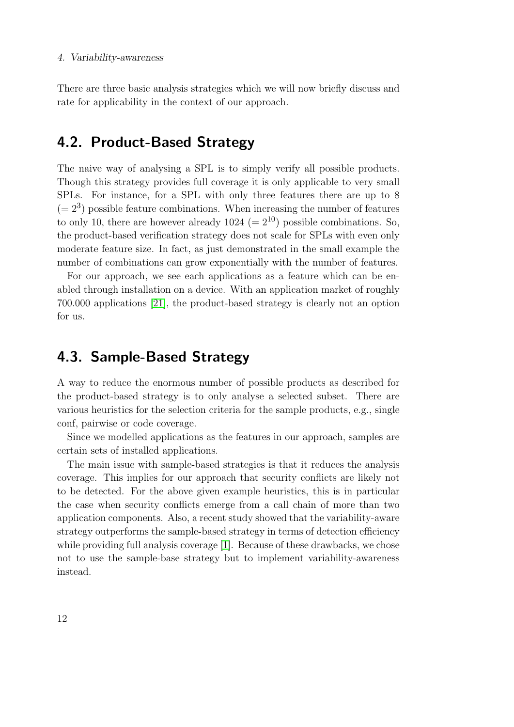There are three basic analysis strategies which we will now briefly discuss and rate for applicability in the context of our approach.

## 4.2. Product-Based Strategy

The naive way of analysing a SPL is to simply verify all possible products. Though this strategy provides full coverage it is only applicable to very small SPLs. For instance, for a SPL with only three features there are up to 8 $(= 2^3)$ possible feature combinations. When increasing the number of features to only 10, there are however already 1024 $(= 2^{10})$ possible combinations. So, the product-based verification strategy does not scale for SPLs with even only moderate feature size. In fact, as just demonstrated in the small example the number of combinations can grow exponentially with the number of features.

For our approach, we see each applications as a feature which can be enabled through installation on a device. With an application market of roughly 700.000 applications [21], the product-based strategy is clearly not an option for us.

## 4.3. Sample-Based Strategy

A way to reduce the enormous number of possible products as described for the product-based strategy is to only analyse a selected subset. There are various heuristics for the selection criteria for the sample products, e.g., single conf, pairwise or code coverage.

Since we modelled applications as the features in our approach, samples are certain sets of installed applications.

The main issue with sample-based strategies is that it reduces the analysis coverage. This implies for our approach that security conflicts are likely not to be detected. For the above given example heuristics, this is in particular the case when security conflicts emerge from a call chain of more than two application components. Also, a recent study showed that the variability-aware strategy outperforms the sample-based strategy in terms of detection efficiency while providing full analysis coverage [1]. Because of these drawbacks, we chose not to use the sample-base strategy but to implement variability-awareness instead.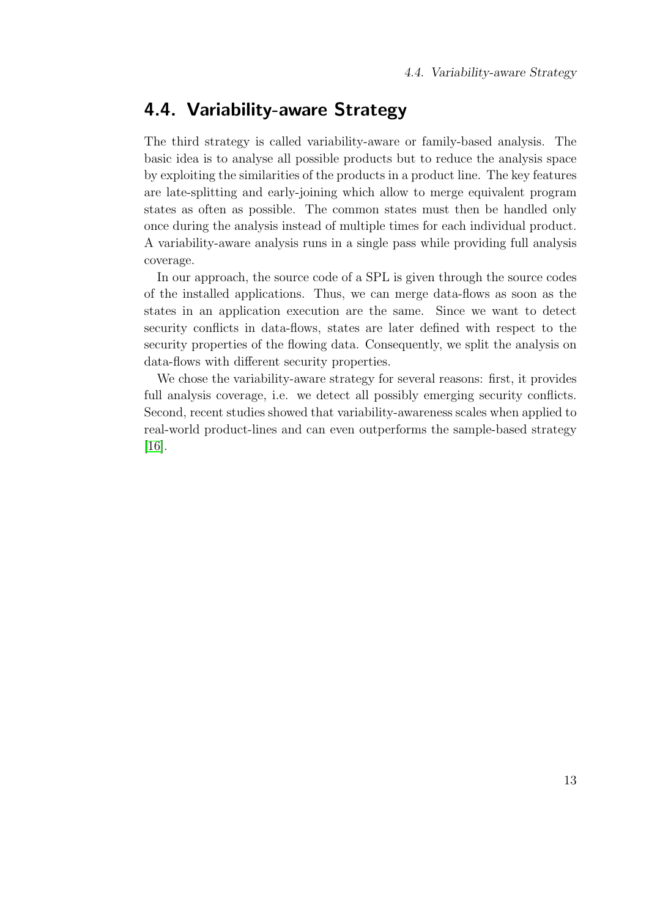## 4.4. Variability-aware Strategy

The third strategy is called variability-aware or family-based analysis. The basic idea is to analyse all possible products but to reduce the analysis space by exploiting the similarities of the products in a product line. The key features are late-splitting and early-joining which allow to merge equivalent program states as often as possible. The common states must then be handled only once during the analysis instead of multiple times for each individual product. A variability-aware analysis runs in a single pass while providing full analysis coverage.

In our approach, the source code of a SPL is given through the source codes of the installed applications. Thus, we can merge data-flows as soon as the states in an application execution are the same. Since we want to detect security conflicts in data-flows, states are later defined with respect to the security properties of the flowing data. Consequently, we split the analysis on data-flows with different security properties.

We chose the variability-aware strategy for several reasons: first, it provides full analysis coverage, i.e. we detect all possibly emerging security conflicts. Second, recent studies showed that variability-awareness scales when applied to real-world product-lines and can even outperforms the sample-based strategy [16].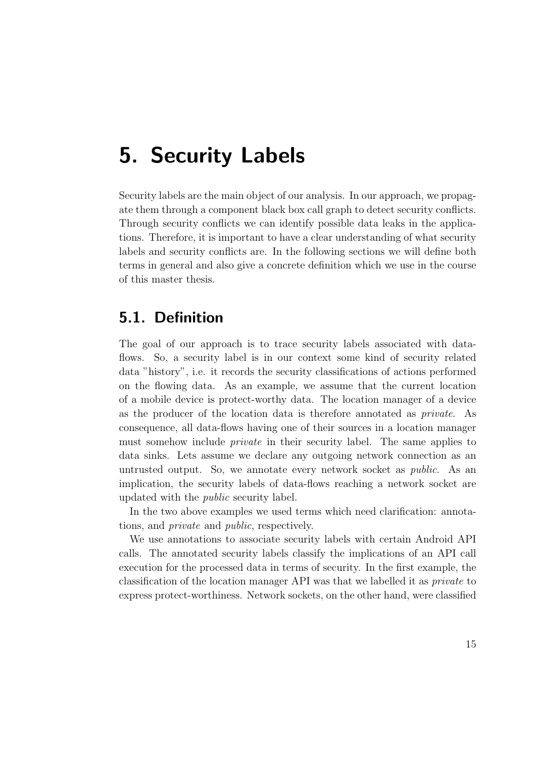# 5. Security Labels

Security labels are the main object of our analysis. In our approach, we propagate them through a component black box call graph to detect security conflicts. Through security conflicts we can identify possible data leaks in the applications. Therefore, it is important to have a clear understanding of what security labels and security conflicts are. In the following sections we will define both terms in general and also give a concrete definition which we use in the course of this master thesis.

## 5.1. Definition

The goal of our approach is to trace security labels associated with data-flows. So, a security label is in our context some kind of security related data "history", i.e. it records the security classifications of actions performed on the flowing data. As an example, we assume that the current location of a mobile device is protect-worthy data. The location manager of a device as the producer of the location data is therefore annotated as *private*. As consequence, all data-flows having one of their sources in a location manager must somehow include *private* in their security label. The same applies to data sinks. Lets assume we declare any outgoing network connection as an untrusted output. So, we annotate every network socket as *public*. As an implication, the security labels of data-flows reaching a network socket are updated with the *public* security label.

In the two above examples we used terms which need clarification: annotations, and *private* and *public*, respectively.

We use annotations to associate security labels with certain Android API calls. The annotated security labels classify the implications of an API call execution for the processed data in terms of security. In the first example, the classification of the location manager API was that we labelled it as *private* to express protect-worthiness. Network sockets, on the other hand, were classified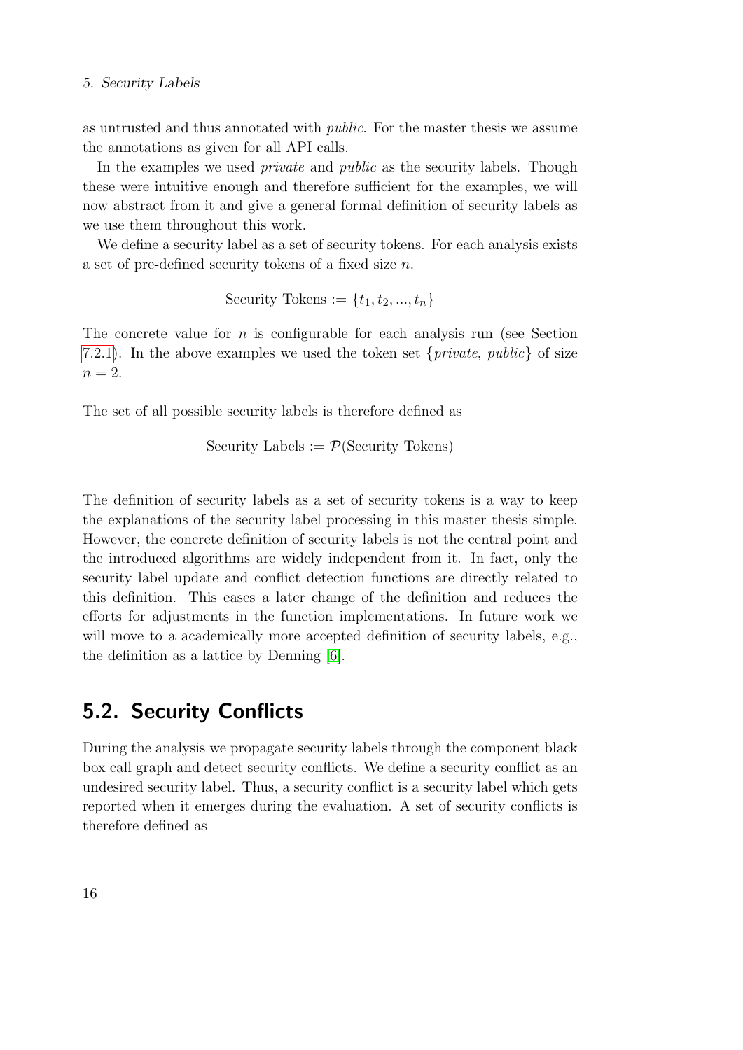as untrusted and thus annotated with *public*. For the master thesis we assume the annotations as given for all API calls.

In the examples we used *private* and *public* as the security labels. Though these were intuitive enough and therefore sufficient for the examples, we will now abstract from it and give a general formal definition of security labels as we use them throughout this work.

We define a security label as a set of security tokens. For each analysis exists a set of pre-defined security tokens of a fixed size $n$.

$$\text{Security Tokens} := \{t_1, t_2, ..., t_n\}$$

The concrete value for $n$ is configurable for each analysis run (see Section 7.2.1). In the above examples we used the token set $\{\textit{private}, \textit{public}\}$ of size $n = 2$.

The set of all possible security labels is therefore defined as

$$\text{Security Labels} := \mathcal{P}(\text{Security Tokens})$$

The definition of security labels as a set of security tokens is a way to keep the explanations of the security label processing in this master thesis simple. However, the concrete definition of security labels is not the central point and the introduced algorithms are widely independent from it. In fact, only the security label update and conflict detection functions are directly related to this definition. This eases a later change of the definition and reduces the efforts for adjustments in the function implementations. In future work we will move to a academically more accepted definition of security labels, e.g., the definition as a lattice by Denning [6].

## 5.2. Security Conflicts

During the analysis we propagate security labels through the component black box call graph and detect security conflicts. We define a security conflict as an undesired security label. Thus, a security conflict is a security label which gets reported when it emerges during the evaluation. A set of security conflicts is therefore defined as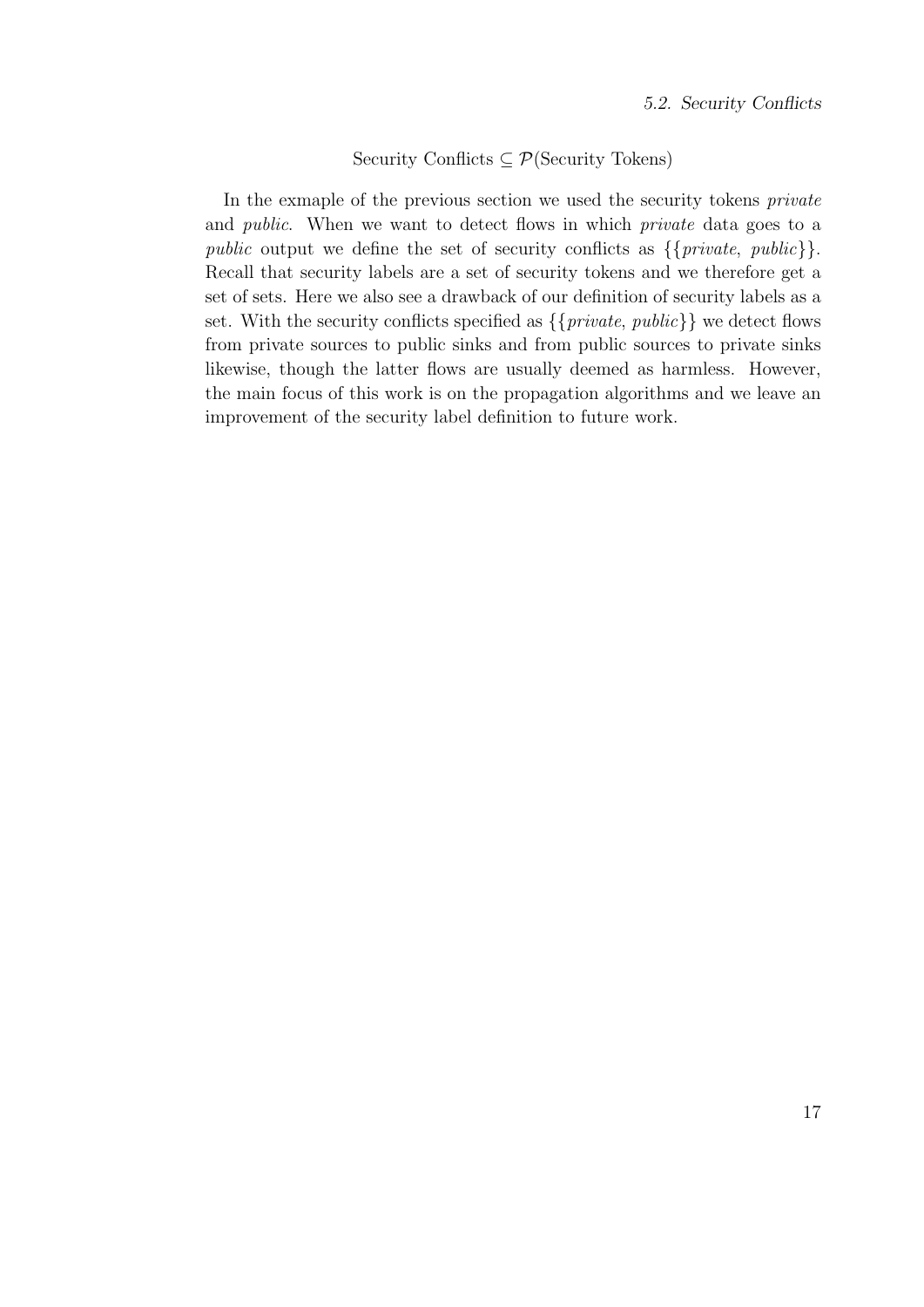$$\text{Security Conflicts} \subseteq \mathcal{P}(\text{Security Tokens})$$

In the exmaple of the previous section we used the security tokens *private* and *public*. When we want to detect flows in which *private* data goes to a *public* output we define the set of security conflicts as $\{\{private, public\}\}$. Recall that security labels are a set of security tokens and we therefore get a set of sets. Here we also see a drawback of our definition of security labels as a set. With the security conflicts specified as $\{\{private, public\}\}$ we detect flows from private sources to public sinks and from public sources to private sinks likewise, though the latter flows are usually deemed as harmless. However, the main focus of this work is on the propagation algorithms and we leave an improvement of the security label definition to future work.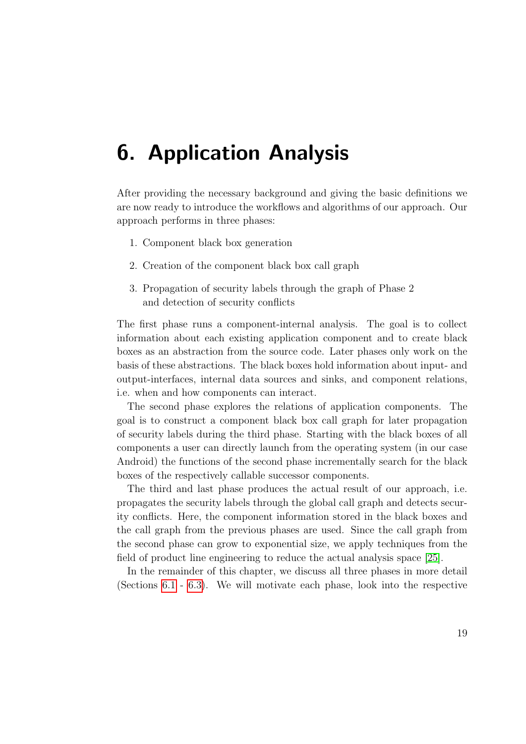# 6. Application Analysis

After providing the necessary background and giving the basic definitions we are now ready to introduce the workflows and algorithms of our approach. Our approach performs in three phases:

1. Component black box generation
2. Creation of the component black box call graph
3. Propagation of security labels through the graph of Phase 2 and detection of security conflicts

The first phase runs a component-internal analysis. The goal is to collect information about each existing application component and to create black boxes as an abstraction from the source code. Later phases only work on the basis of these abstractions. The black boxes hold information about input- and output-interfaces, internal data sources and sinks, and component relations, i.e. when and how components can interact.

The second phase explores the relations of application components. The goal is to construct a component black box call graph for later propagation of security labels during the third phase. Starting with the black boxes of all components a user can directly launch from the operating system (in our case Android) the functions of the second phase incrementally search for the black boxes of the respectively callable successor components.

The third and last phase produces the actual result of our approach, i.e. propagates the security labels through the global call graph and detects security conflicts. Here, the component information stored in the black boxes and the call graph from the previous phases are used. Since the call graph from the second phase can grow to exponential size, we apply techniques from the field of product line engineering to reduce the actual analysis space [25].

In the remainder of this chapter, we discuss all three phases in more detail (Sections 6.1 - 6.3). We will motivate each phase, look into the respective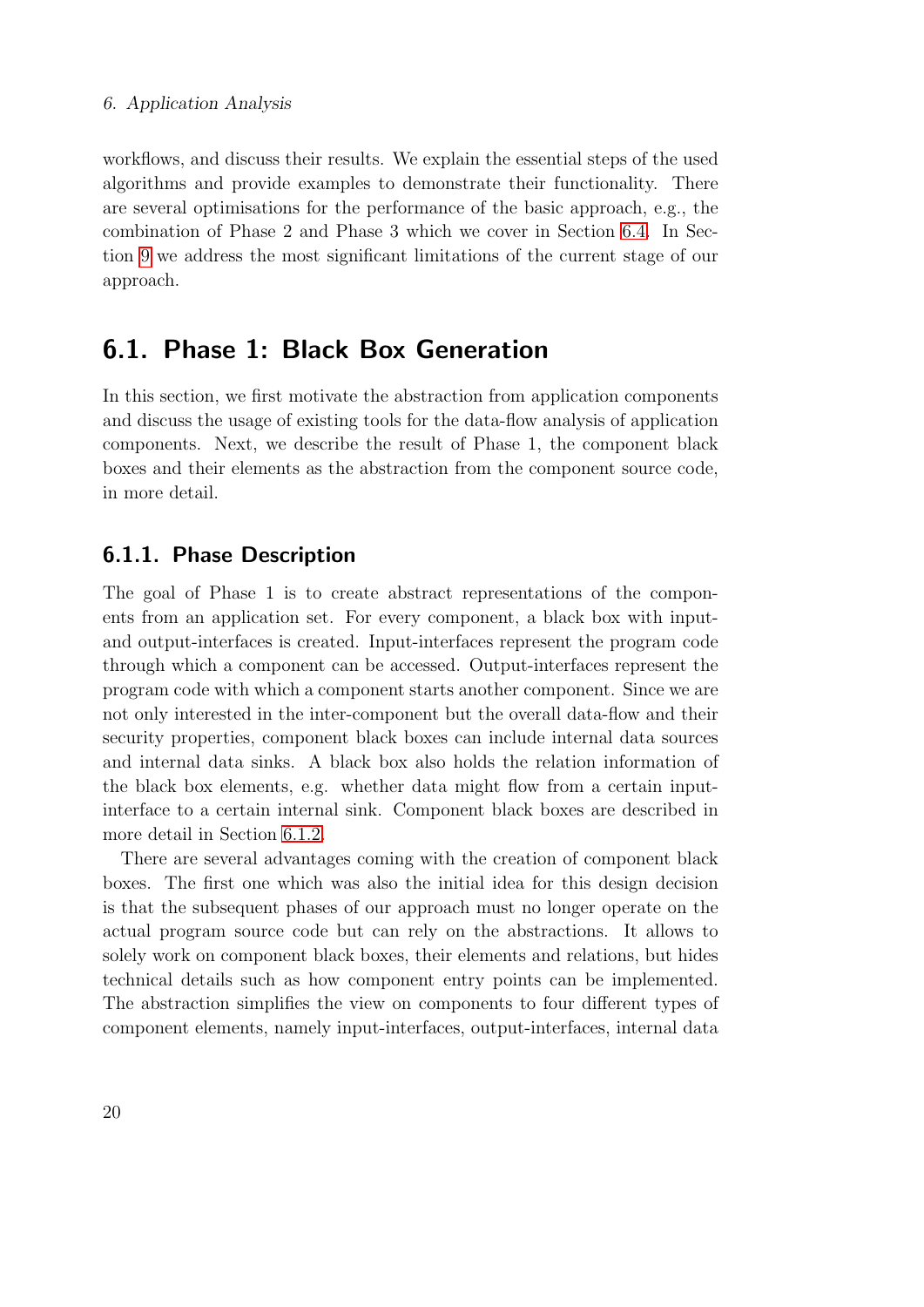workflows, and discuss their results. We explain the essential steps of the used algorithms and provide examples to demonstrate their functionality. There are several optimisations for the performance of the basic approach, e.g., the combination of Phase 2 and Phase 3 which we cover in Section 6.4. In Section 9 we address the most significant limitations of the current stage of our approach.

## 6.1. Phase 1: Black Box Generation

In this section, we first motivate the abstraction from application components and discuss the usage of existing tools for the data-flow analysis of application components. Next, we describe the result of Phase 1, the component black boxes and their elements as the abstraction from the component source code, in more detail.

### 6.1.1. Phase Description

The goal of Phase 1 is to create abstract representations of the components from an application set. For every component, a black box with input- and output-interfaces is created. Input-interfaces represent the program code through which a component can be accessed. Output-interfaces represent the program code with which a component starts another component. Since we are not only interested in the inter-component but the overall data-flow and their security properties, component black boxes can include internal data sources and internal data sinks. A black box also holds the relation information of the black box elements, e.g. whether data might flow from a certain input-interface to a certain internal sink. Component black boxes are described in more detail in Section 6.1.2.

There are several advantages coming with the creation of component black boxes. The first one which was also the initial idea for this design decision is that the subsequent phases of our approach must no longer operate on the actual program source code but can rely on the abstractions. It allows to solely work on component black boxes, their elements and relations, but hides technical details such as how component entry points can be implemented. The abstraction simplifies the view on components to four different types of component elements, namely input-interfaces, output-interfaces, internal data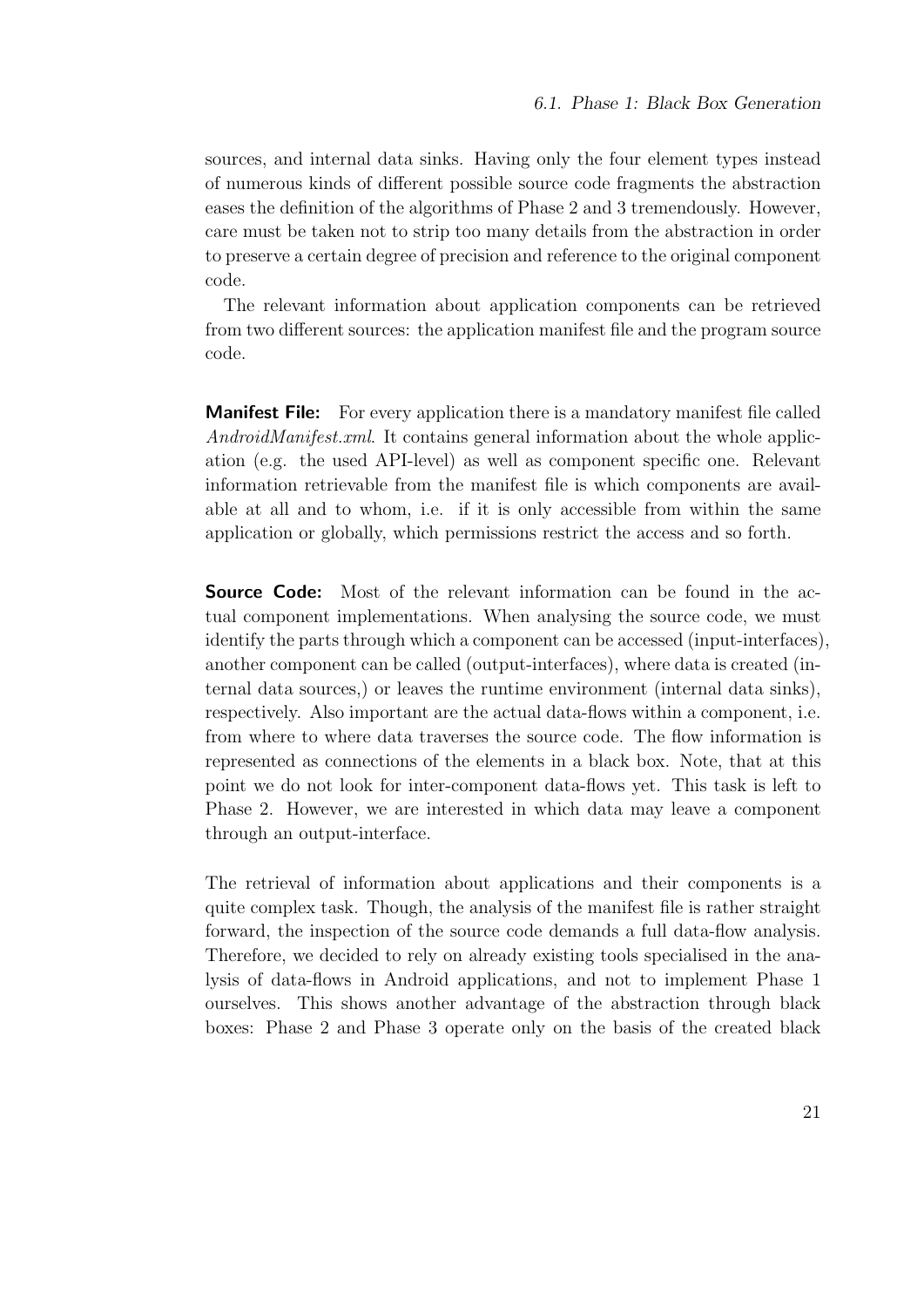sources, and internal data sinks. Having only the four element types instead of numerous kinds of different possible source code fragments the abstraction eases the definition of the algorithms of Phase 2 and 3 tremendously. However, care must be taken not to strip too many details from the abstraction in order to preserve a certain degree of precision and reference to the original component code.

The relevant information about application components can be retrieved from two different sources: the application manifest file and the program source code.

**Manifest File:** For every application there is a mandatory manifest file called *AndroidManifest.xml*. It contains general information about the whole application (e.g. the used API-level) as well as component specific one. Relevant information retrievable from the manifest file is which components are available at all and to whom, i.e. if it is only accessible from within the same application or globally, which permissions restrict the access and so forth.

**Source Code:** Most of the relevant information can be found in the actual component implementations. When analysing the source code, we must identify the parts through which a component can be accessed (input-interfaces), another component can be called (output-interfaces), where data is created (internal data sources,) or leaves the runtime environment (internal data sinks), respectively. Also important are the actual data-flows within a component, i.e. from where to where data traverses the source code. The flow information is represented as connections of the elements in a black box. Note, that at this point we do not look for inter-component data-flows yet. This task is left to Phase 2. However, we are interested in which data may leave a component through an output-interface.

The retrieval of information about applications and their components is a quite complex task. Though, the analysis of the manifest file is rather straight forward, the inspection of the source code demands a full data-flow analysis. Therefore, we decided to rely on already existing tools specialised in the analysis of data-flows in Android applications, and not to implement Phase 1 ourselves. This shows another advantage of the abstraction through black boxes: Phase 2 and Phase 3 operate only on the basis of the created black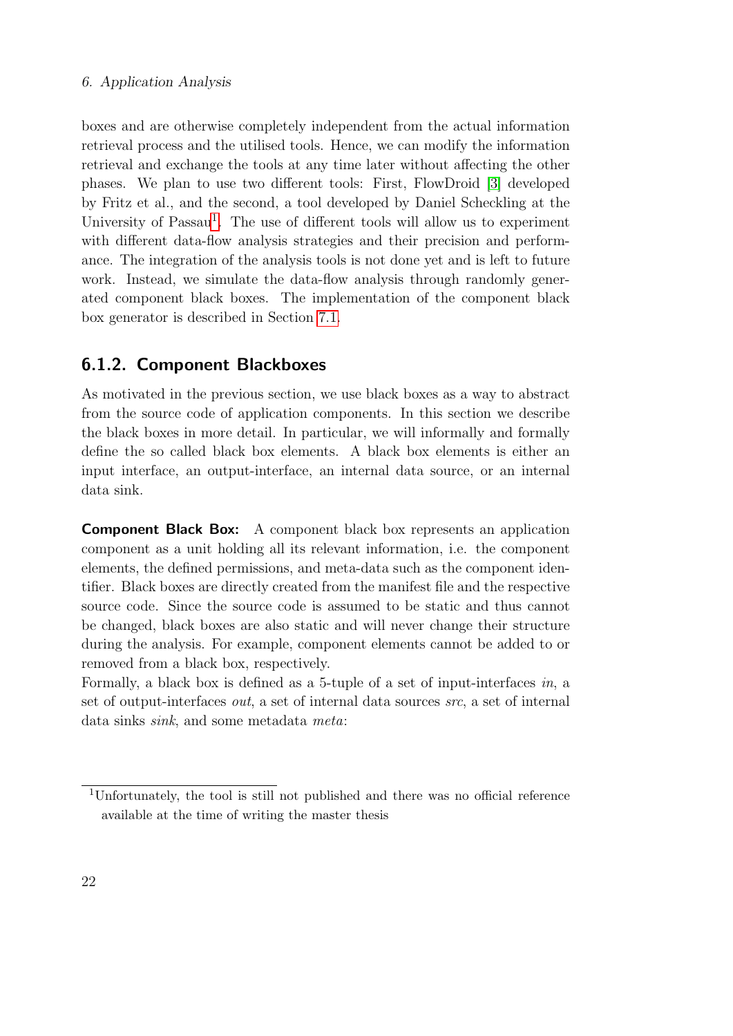boxes and are otherwise completely independent from the actual information retrieval process and the utilised tools. Hence, we can modify the information retrieval and exchange the tools at any time later without affecting the other phases. We plan to use two different tools: First, FlowDroid [3] developed by Fritz et al., and the second, a tool developed by Daniel Scheckling at the University of Passau[1]. The use of different tools will allow us to experiment with different data-flow analysis strategies and their precision and performance. The integration of the analysis tools is not done yet and is left to future work. Instead, we simulate the data-flow analysis through randomly generated component black boxes. The implementation of the component black box generator is described in Section 7.1.

### 6.1.2. Component Blackboxes

As motivated in the previous section, we use black boxes as a way to abstract from the source code of application components. In this section we describe the black boxes in more detail. In particular, we will informally and formally define the so called black box elements. A black box elements is either an input interface, an output-interface, an internal data source, or an internal data sink.

**Component Black Box:** A component black box represents an application component as a unit holding all its relevant information, i.e. the component elements, the defined permissions, and meta-data such as the component identifier. Black boxes are directly created from the manifest file and the respective source code. Since the source code is assumed to be static and thus cannot be changed, black boxes are also static and will never change their structure during the analysis. For example, component elements cannot be added to or removed from a black box, respectively.
Formally, a black box is defined as a 5-tuple of a set of input-interfaces *in*, a set of output-interfaces *out*, a set of internal data sources *src*, a set of internal data sinks *sink*, and some metadata *meta*:

[1] Unfortunately, the tool is still not published and there was no official reference available at the time of writing the master thesis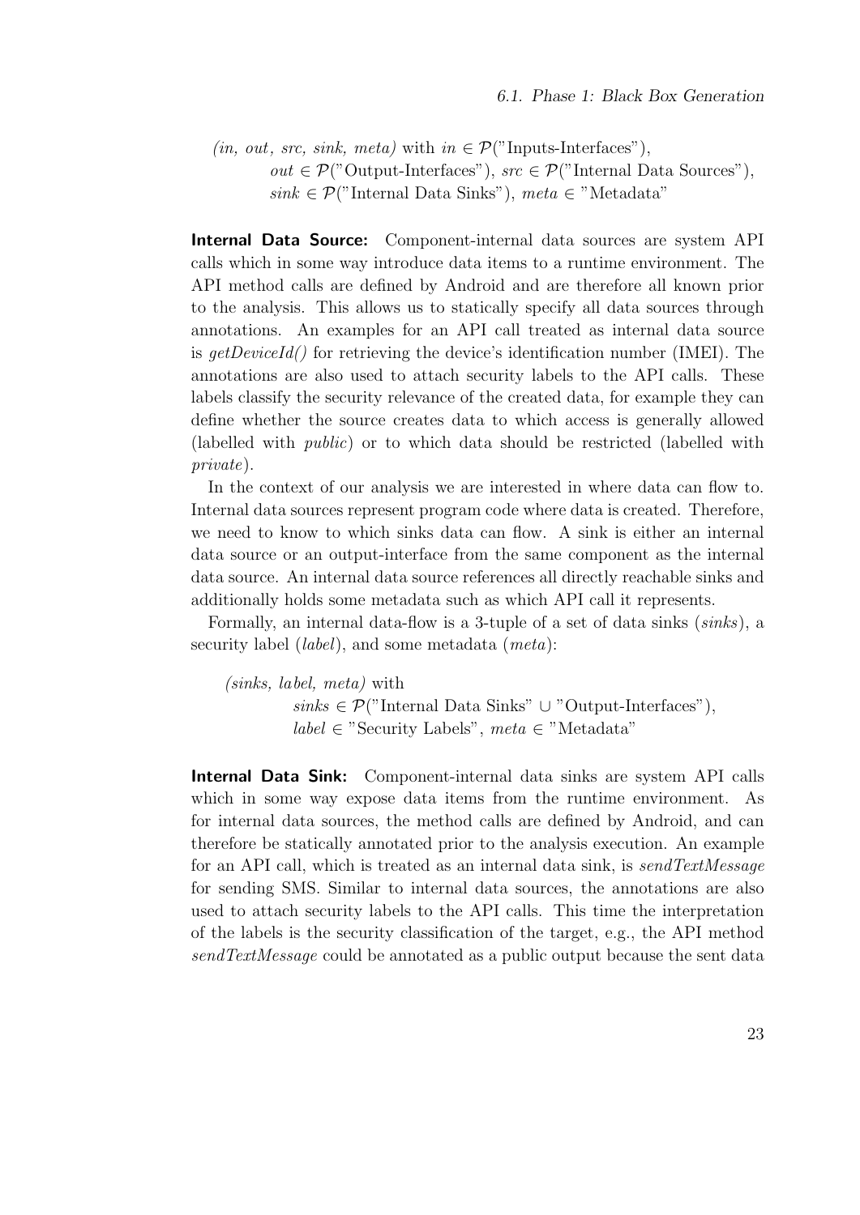*(in, out, src, sink, meta)* with $in \in \mathcal{P}(\text{"Inputs-Interfaces"})$,
$out \in \mathcal{P}(\text{"Output-Interfaces"})$, $src \in \mathcal{P}(\text{"Internal Data Sources"})$,
$sink \in \mathcal{P}(\text{"Internal Data Sinks"})$, $meta \in \text{"Metadata"}$

**Internal Data Source:** Component-internal data sources are system API calls which in some way introduce data items to a runtime environment. The API method calls are defined by Android and are therefore all known prior to the analysis. This allows us to statically specify all data sources through annotations. An examples for an API call treated as internal data source is *getDeviceId()* for retrieving the device's identification number (IMEI). The annotations are also used to attach security labels to the API calls. These labels classify the security relevance of the created data, for example they can define whether the source creates data to which access is generally allowed (labelled with *public*) or to which data should be restricted (labelled with *private*).

In the context of our analysis we are interested in where data can flow to. Internal data sources represent program code where data is created. Therefore, we need to know to which sinks data can flow. A sink is either an internal data source or an output-interface from the same component as the internal data source. An internal data source references all directly reachable sinks and additionally holds some metadata such as which API call it represents.

Formally, an internal data-flow is a 3-tuple of a set of data sinks (*sinks*), a security label (*label*), and some metadata (*meta*):

*(sinks, label, meta)* with
$sinks \in \mathcal{P}(\text{"Internal Data Sinks"} \cup \text{"Output-Interfaces"})$,
$label \in \text{"Security Labels"}$, $meta \in \text{"Metadata"}$

**Internal Data Sink:** Component-internal data sinks are system API calls which in some way expose data items from the runtime environment. As for internal data sources, the method calls are defined by Android, and can therefore be statically annotated prior to the analysis execution. An example for an API call, which is treated as an internal data sink, is *sendTextMessage* for sending SMS. Similar to internal data sources, the annotations are also used to attach security labels to the API calls. This time the interpretation of the labels is the security classification of the target, e.g., the API method *sendTextMessage* could be annotated as a public output because the sent data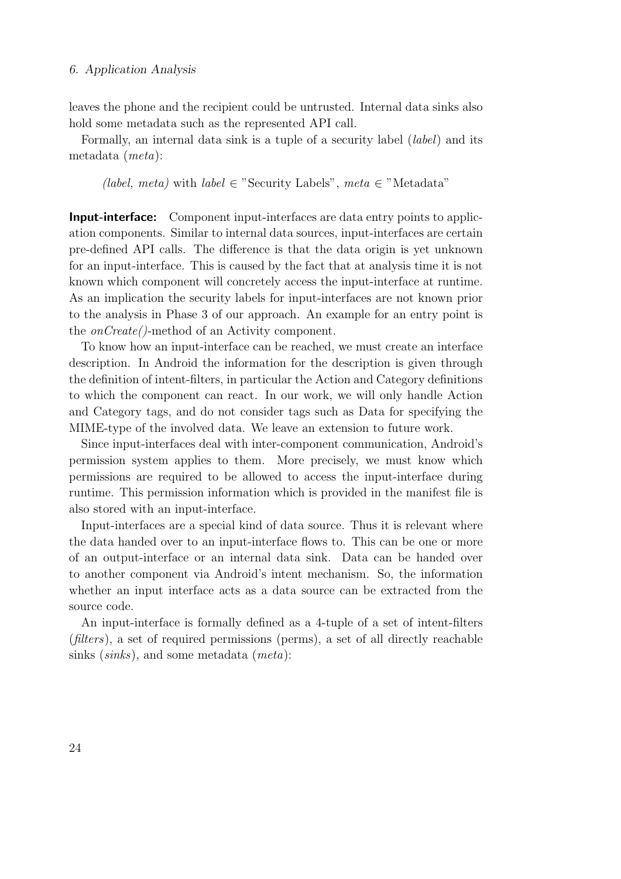leaves the phone and the recipient could be untrusted. Internal data sinks also hold some metadata such as the represented API call.

Formally, an internal data sink is a tuple of a security label (*label*) and its metadata (*meta*):

*(label, meta)* with *label* $\in$ "Security Labels", *meta* $\in$ "Metadata"

**Input-interface:** Component input-interfaces are data entry points to application components. Similar to internal data sources, input-interfaces are certain pre-defined API calls. The difference is that the data origin is yet unknown for an input-interface. This is caused by the fact that at analysis time it is not known which component will concretely access the input-interface at runtime. As an implication the security labels for input-interfaces are not known prior to the analysis in Phase 3 of our approach. An example for an entry point is the *onCreate()*-method of an Activity component.

To know how an input-interface can be reached, we must create an interface description. In Android the information for the description is given through the definition of intent-filters, in particular the Action and Category definitions to which the component can react. In our work, we will only handle Action and Category tags, and do not consider tags such as Data for specifying the MIME-type of the involved data. We leave an extension to future work.

Since input-interfaces deal with inter-component communication, Android's permission system applies to them. More precisely, we must know which permissions are required to be allowed to access the input-interface during runtime. This permission information which is provided in the manifest file is also stored with an input-interface.

Input-interfaces are a special kind of data source. Thus it is relevant where the data handed over to an input-interface flows to. This can be one or more of an output-interface or an internal data sink. Data can be handed over to another component via Android's intent mechanism. So, the information whether an input interface acts as a data source can be extracted from the source code.

An input-interface is formally defined as a 4-tuple of a set of intent-filters (*filters*), a set of required permissions (perms), a set of all directly reachable sinks (*sinks*), and some metadata (*meta*):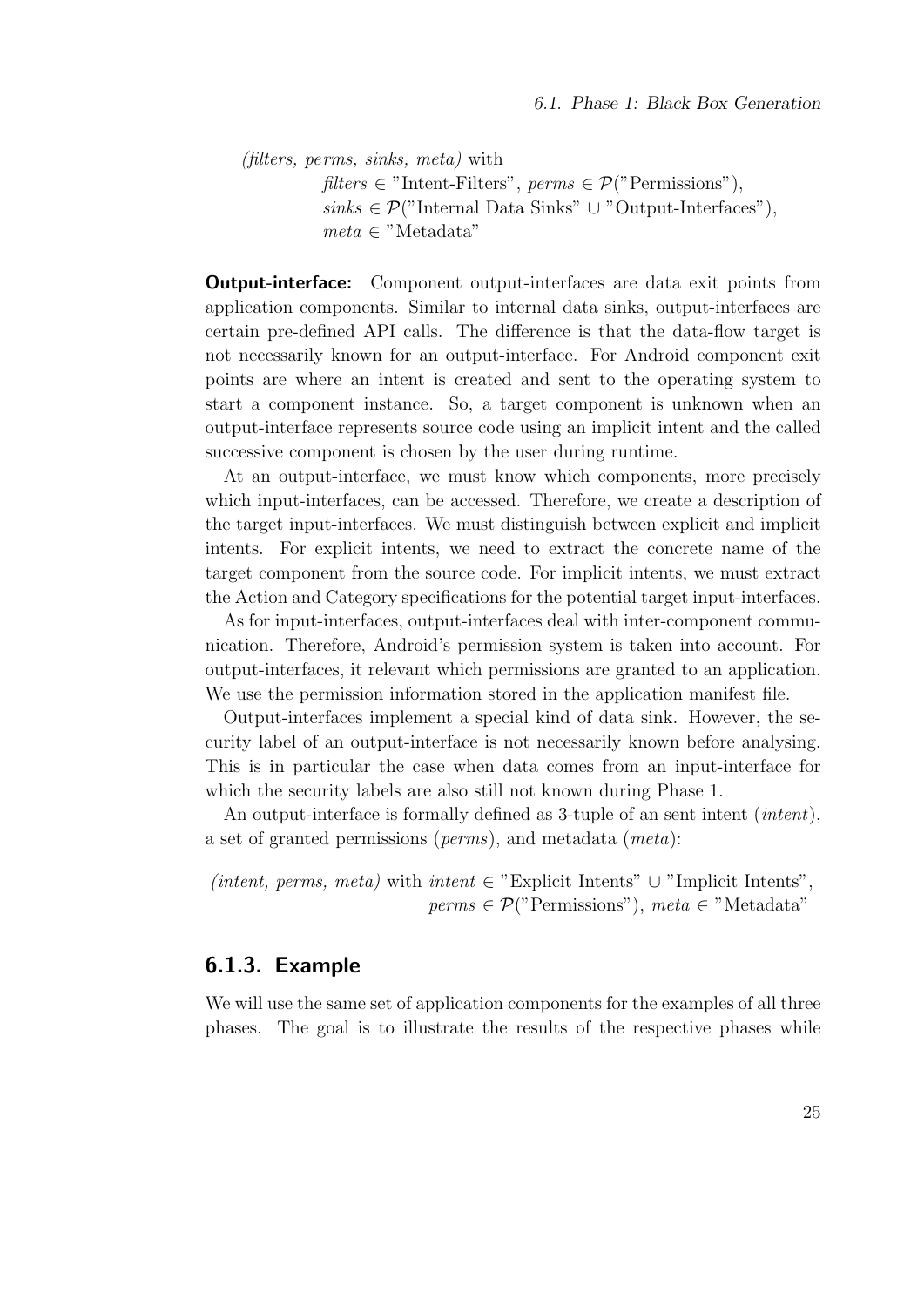*(filters, perms, sinks, meta)* with
$filters \in$ "Intent-Filters", $perms \in \mathcal{P}$("Permissions"),
$sinks \in \mathcal{P}$("Internal Data Sinks" $\cup$ "Output-Interfaces"),
$meta \in$ "Metadata"

**Output-interface:** Component output-interfaces are data exit points from application components. Similar to internal data sinks, output-interfaces are certain pre-defined API calls. The difference is that the data-flow target is not necessarily known for an output-interface. For Android component exit points are where an intent is created and sent to the operating system to start a component instance. So, a target component is unknown when an output-interface represents source code using an implicit intent and the called successive component is chosen by the user during runtime.

At an output-interface, we must know which components, more precisely which input-interfaces, can be accessed. Therefore, we create a description of the target input-interfaces. We must distinguish between explicit and implicit intents. For explicit intents, we need to extract the concrete name of the target component from the source code. For implicit intents, we must extract the Action and Category specifications for the potential target input-interfaces.

As for input-interfaces, output-interfaces deal with inter-component communication. Therefore, Android's permission system is taken into account. For output-interfaces, it relevant which permissions are granted to an application. We use the permission information stored in the application manifest file.

Output-interfaces implement a special kind of data sink. However, the security label of an output-interface is not necessarily known before analysing. This is in particular the case when data comes from an input-interface for which the security labels are also still not known during Phase 1.

An output-interface is formally defined as 3-tuple of an sent intent (*intent*), a set of granted permissions (*perms*), and metadata (*meta*):

*(intent, perms, meta)* with $intent \in$ "Explicit Intents" $\cup$ "Implicit Intents",
$perms \in \mathcal{P}$("Permissions"), $meta \in$ "Metadata"

### 6.1.3. Example

We will use the same set of application components for the examples of all three phases. The goal is to illustrate the results of the respective phases while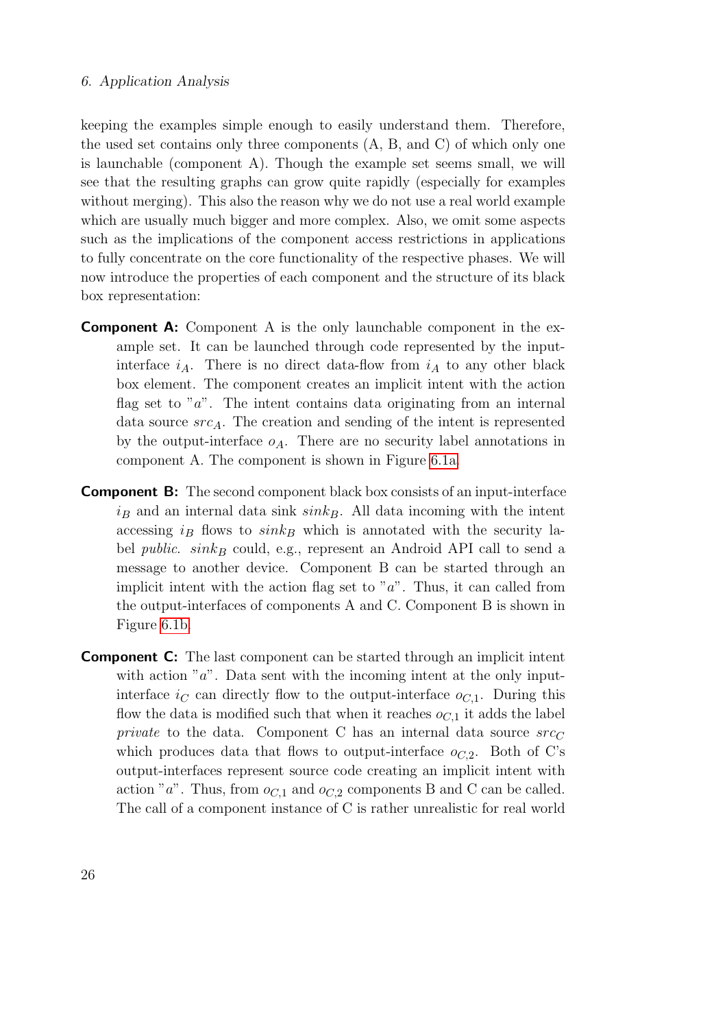keeping the examples simple enough to easily understand them. Therefore, the used set contains only three components (A, B, and C) of which only one is launchable (component A). Though the example set seems small, we will see that the resulting graphs can grow quite rapidly (especially for examples without merging). This also the reason why we do not use a real world example which are usually much bigger and more complex. Also, we omit some aspects such as the implications of the component access restrictions in applications to fully concentrate on the core functionality of the respective phases. We will now introduce the properties of each component and the structure of its black box representation:

**Component A:** Component A is the only launchable component in the example set. It can be launched through code represented by the input-interface $i_A$. There is no direct data-flow from $i_A$ to any other black box element. The component creates an implicit intent with the action flag set to "$a$". The intent contains data originating from an internal data source $src_A$. The creation and sending of the intent is represented by the output-interface $o_A$. There are no security label annotations in component A. The component is shown in Figure 6.1a.

**Component B:** The second component black box consists of an input-interface $i_B$ and an internal data sink $sink_B$. All data incoming with the intent accessing $i_B$ flows to $sink_B$ which is annotated with the security label *public*. $sink_B$ could, e.g., represent an Android API call to send a message to another device. Component B can be started through an implicit intent with the action flag set to "$a$". Thus, it can called from the output-interfaces of components A and C. Component B is shown in Figure 6.1b.

**Component C:** The last component can be started through an implicit intent with action "$a$". Data sent with the incoming intent at the only input-interface $i_C$ can directly flow to the output-interface $o_{C,1}$. During this flow the data is modified such that when it reaches $o_{C,1}$ it adds the label *private* to the data. Component C has an internal data source $src_C$ which produces data that flows to output-interface $o_{C,2}$. Both of C's output-interfaces represent source code creating an implicit intent with action "$a$". Thus, from $o_{C,1}$ and $o_{C,2}$ components B and C can be called. The call of a component instance of C is rather unrealistic for real world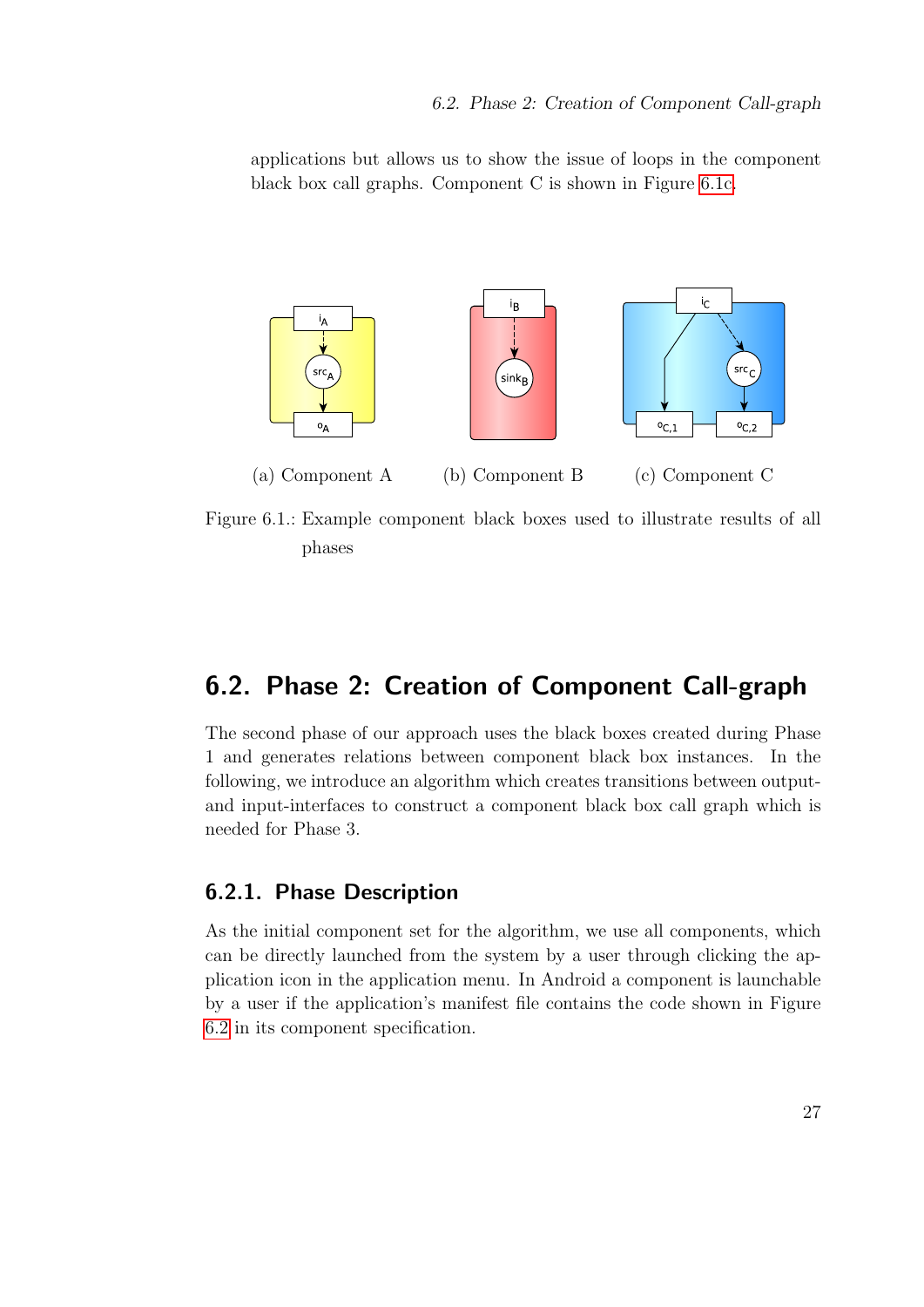applications but allows us to show the issue of loops in the component black box call graphs. Component C is shown in Figure 6.1c.

(a) Component A (b) Component B (c) Component C

Figure 6.1.: Example component black boxes used to illustrate results of all phases

## 6.2. Phase 2: Creation of Component Call-graph

The second phase of our approach uses the black boxes created during Phase 1 and generates relations between component black box instances. In the following, we introduce an algorithm which creates transitions between output- and input-interfaces to construct a component black box call graph which is needed for Phase 3.

### 6.2.1. Phase Description

As the initial component set for the algorithm, we use all components, which can be directly launched from the system by a user through clicking the application icon in the application menu. In Android a component is launchable by a user if the application's manifest file contains the code shown in Figure 6.2 in its component specification.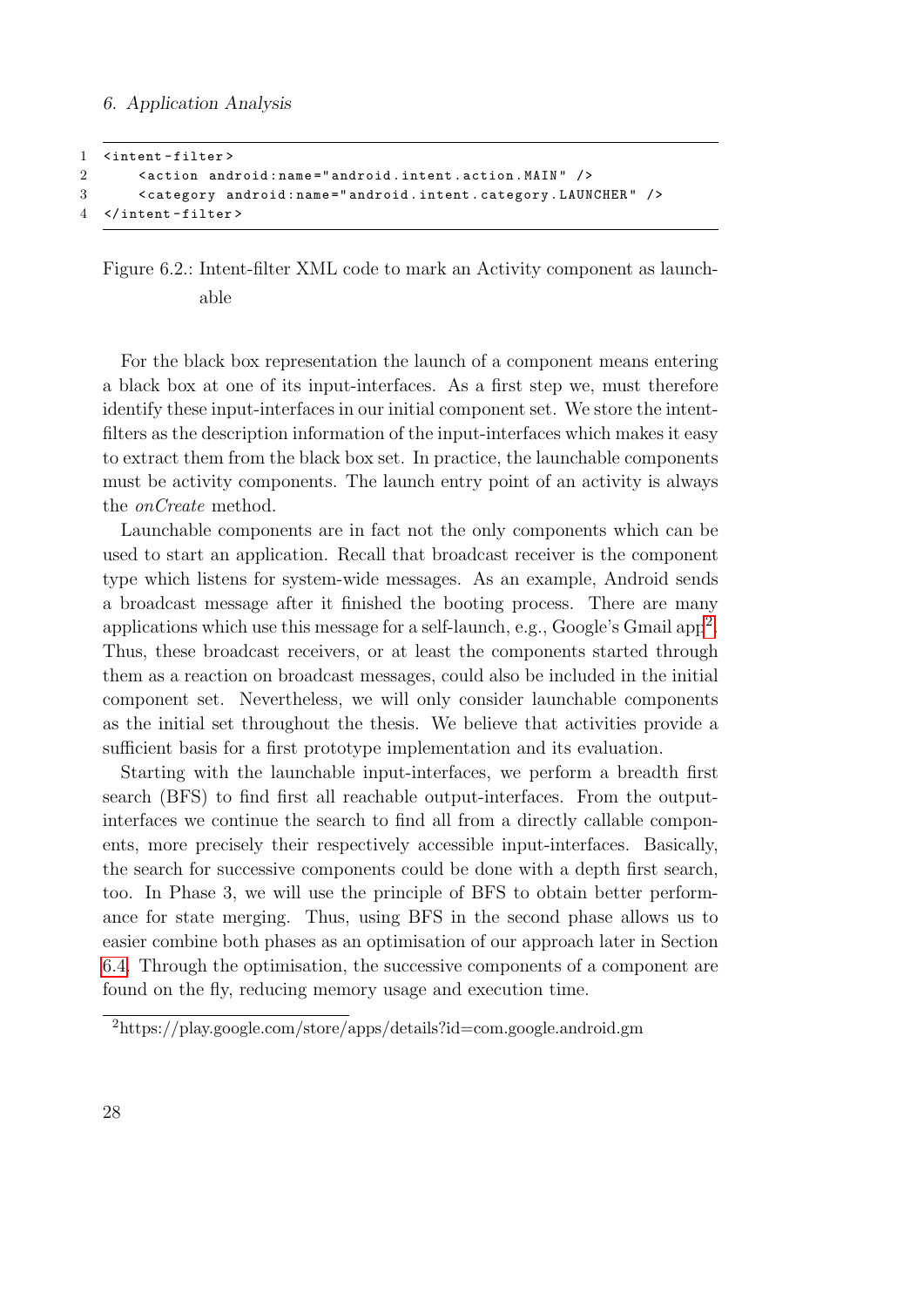```xml
<intent-filter>
    <action android:name="android.intent.action.MAIN" />
    <category android:name="android.intent.category.LAUNCHER" />
</intent-filter>
```

Figure 6.2.: Intent-filter XML code to mark an Activity component as launchable

For the black box representation the launch of a component means entering a black box at one of its input-interfaces. As a first step we, must therefore identify these input-interfaces in our initial component set. We store the intent-filters as the description information of the input-interfaces which makes it easy to extract them from the black box set. In practice, the launchable components must be activity components. The launch entry point of an activity is always the *onCreate* method.

Launchable components are in fact not the only components which can be used to start an application. Recall that broadcast receiver is the component type which listens for system-wide messages. As an example, Android sends a broadcast message after it finished the booting process. There are many applications which use this message for a self-launch, e.g., Google's Gmail app[2]. Thus, these broadcast receivers, or at least the components started through them as a reaction on broadcast messages, could also be included in the initial component set. Nevertheless, we will only consider launchable components as the initial set throughout the thesis. We believe that activities provide a sufficient basis for a first prototype implementation and its evaluation.

Starting with the launchable input-interfaces, we perform a breadth first search (BFS) to find first all reachable output-interfaces. From the output-interfaces we continue the search to find all from a directly callable components, more precisely their respectively accessible input-interfaces. Basically, the search for successive components could be done with a depth first search, too. In Phase 3, we will use the principle of BFS to obtain better performance for state merging. Thus, using BFS in the second phase allows us to easier combine both phases as an optimisation of our approach later in Section 6.4. Through the optimisation, the successive components of a component are found on the fly, reducing memory usage and execution time.

[2] https://play.google.com/store/apps/details?id=com.google.android.gm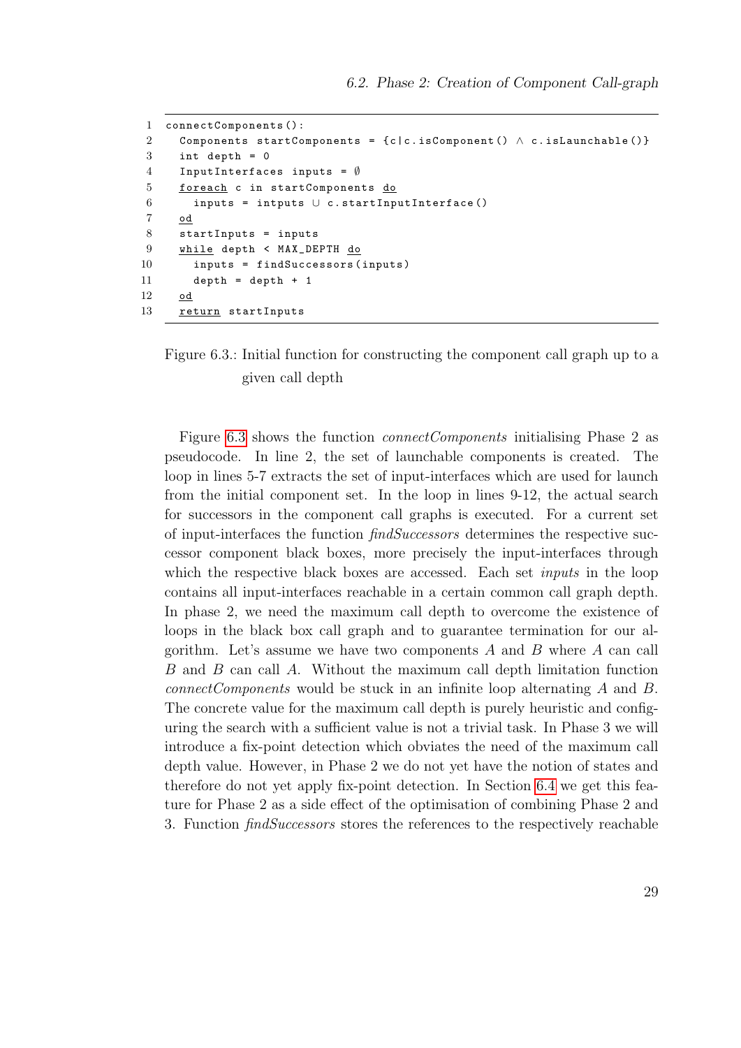```
1  connectComponents():
2    Components startComponents = {c|c.isComponent() ∧ c.isLaunchable()}
3    int depth = 0
4    InputInterfaces inputs = ∅
5    foreach c in startComponents do
6      inputs = intputs ∪ c.startInputInterface()
7    od
8    startInputs = inputs
9    while depth < MAX_DEPTH do
10     inputs = findSuccessors(inputs)
11     depth = depth + 1
12   od
13   return startInputs
```

Figure 6.3.: Initial function for constructing the component call graph up to a given call depth

Figure 6.3 shows the function *connectComponents* initialising Phase 2 as pseudocode. In line 2, the set of launchable components is created. The loop in lines 5-7 extracts the set of input-interfaces which are used for launch from the initial component set. In the loop in lines 9-12, the actual search for successors in the component call graphs is executed. For a current set of input-interfaces the function *findSuccessors* determines the respective successor component black boxes, more precisely the input-interfaces through which the respective black boxes are accessed. Each set *inputs* in the loop contains all input-interfaces reachable in a certain common call graph depth. In phase 2, we need the maximum call depth to overcome the existence of loops in the black box call graph and to guarantee termination for our algorithm. Let's assume we have two components $A$ and $B$ where $A$ can call $B$ and $B$ can call $A$. Without the maximum call depth limitation function *connectComponents* would be stuck in an infinite loop alternating $A$ and $B$. The concrete value for the maximum call depth is purely heuristic and configuring the search with a sufficient value is not a trivial task. In Phase 3 we will introduce a fix-point detection which obviates the need of the maximum call depth value. However, in Phase 2 we do not yet have the notion of states and therefore do not yet apply fix-point detection. In Section 6.4 we get this feature for Phase 2 as a side effect of the optimisation of combining Phase 2 and 3. Function *findSuccessors* stores the references to the respectively reachable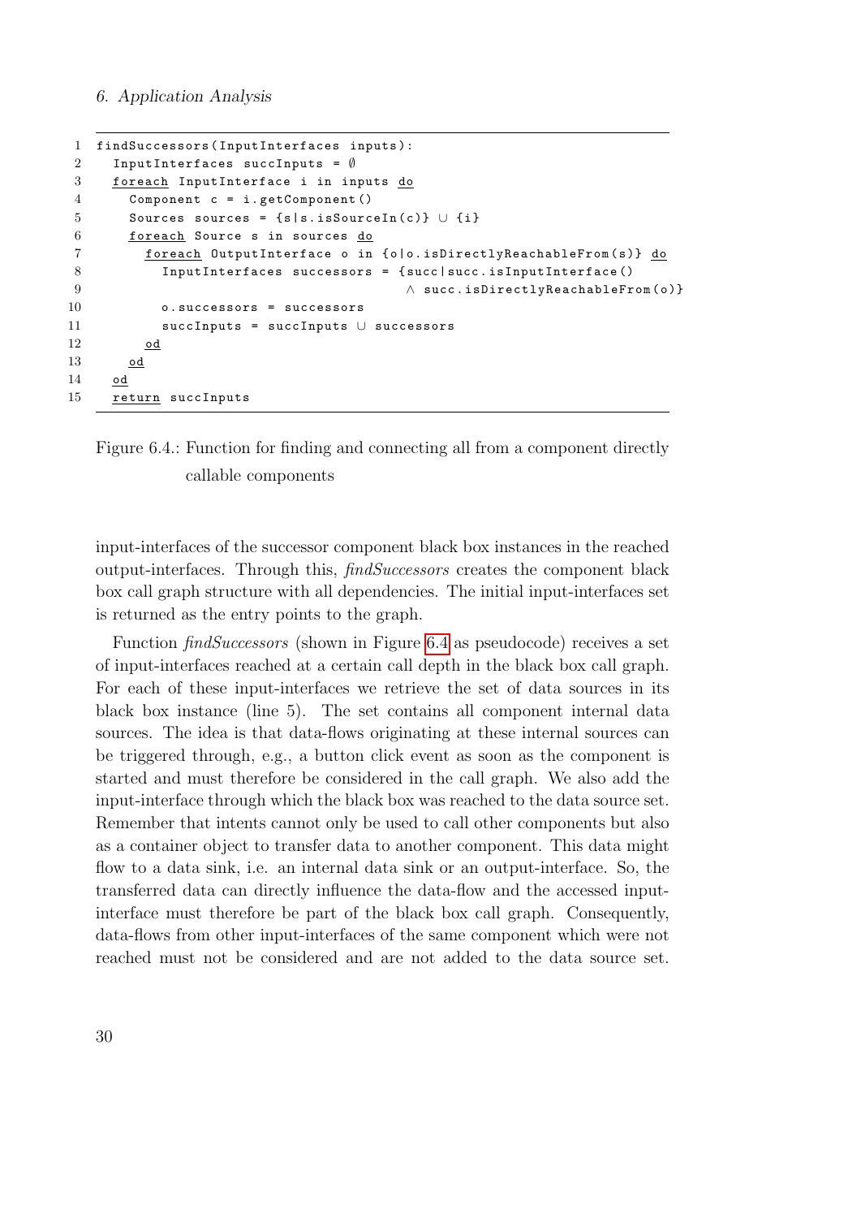```
1  findSuccessors(InputInterfaces inputs):
2    InputInterfaces succInputs = ∅
3    foreach InputInterface i in inputs do
4      Component c = i.getComponent()
5      Sources sources = {s|s.isSourceIn(c)} ∪ {i}
6      foreach Source s in sources do
7        foreach OutputInterface o in {o|o.isDirectlyReachableFrom(s)} do
8          InputInterfaces successors = {succ|succ.isInputInterface()
9                                        ∧ succ.isDirectlyReachableFrom(o)}
10         o.successors = successors
11         succInputs = succInputs ∪ successors
12       od
13     od
14   od
15   return succInputs
```

Figure 6.4.: Function for finding and connecting all from a component directly callable components

input-interfaces of the successor component black box instances in the reached output-interfaces. Through this, *findSuccessors* creates the component black box call graph structure with all dependencies. The initial input-interfaces set is returned as the entry points to the graph.

Function *findSuccessors* (shown in Figure 6.4 as pseudocode) receives a set of input-interfaces reached at a certain call depth in the black box call graph. For each of these input-interfaces we retrieve the set of data sources in its black box instance (line 5). The set contains all component internal data sources. The idea is that data-flows originating at these internal sources can be triggered through, e.g., a button click event as soon as the component is started and must therefore be considered in the call graph. We also add the input-interface through which the black box was reached to the data source set. Remember that intents cannot only be used to call other components but also as a container object to transfer data to another component. This data might flow to a data sink, i.e. an internal data sink or an output-interface. So, the transferred data can directly influence the data-flow and the accessed input-interface must therefore be part of the black box call graph. Consequently, data-flows from other input-interfaces of the same component which were not reached must not be considered and are not added to the data source set.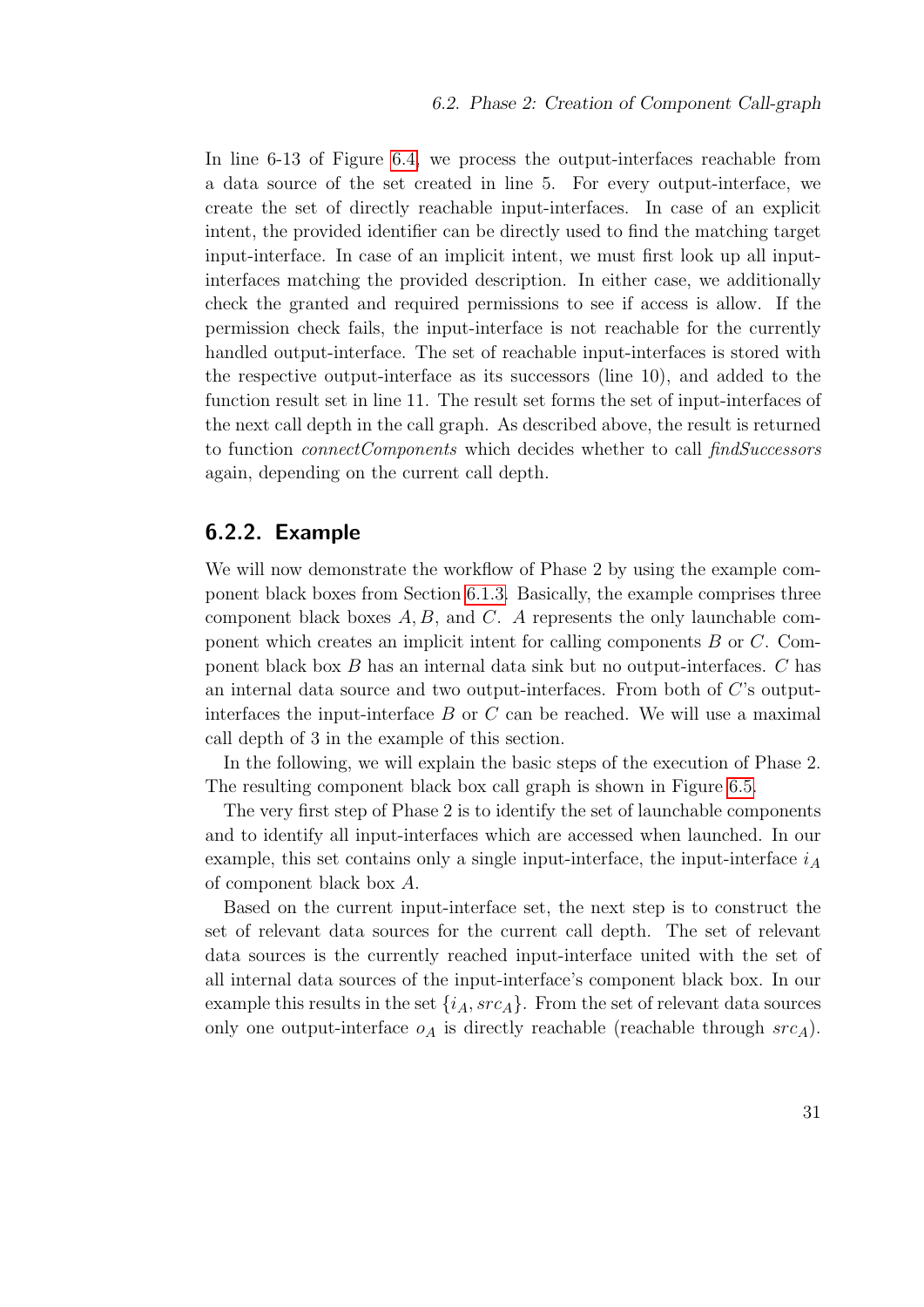In line 6-13 of Figure 6.4, we process the output-interfaces reachable from a data source of the set created in line 5. For every output-interface, we create the set of directly reachable input-interfaces. In case of an explicit intent, the provided identifier can be directly used to find the matching target input-interface. In case of an implicit intent, we must first look up all input-interfaces matching the provided description. In either case, we additionally check the granted and required permissions to see if access is allow. If the permission check fails, the input-interface is not reachable for the currently handled output-interface. The set of reachable input-interfaces is stored with the respective output-interface as its successors (line 10), and added to the function result set in line 11. The result set forms the set of input-interfaces of the next call depth in the call graph. As described above, the result is returned to function *connectComponents* which decides whether to call *findSuccessors* again, depending on the current call depth.

### 6.2.2. Example

We will now demonstrate the workflow of Phase 2 by using the example component black boxes from Section 6.1.3. Basically, the example comprises three component black boxes $A, B$, and $C$. $A$ represents the only launchable component which creates an implicit intent for calling components $B$ or $C$. Component black box $B$ has an internal data sink but no output-interfaces. $C$ has an internal data source and two output-interfaces. From both of $C$'s output-interfaces the input-interface $B$ or $C$ can be reached. We will use a maximal call depth of 3 in the example of this section.

In the following, we will explain the basic steps of the execution of Phase 2. The resulting component black box call graph is shown in Figure 6.5.

The very first step of Phase 2 is to identify the set of launchable components and to identify all input-interfaces which are accessed when launched. In our example, this set contains only a single input-interface, the input-interface $i_A$ of component black box $A$.

Based on the current input-interface set, the next step is to construct the set of relevant data sources for the current call depth. The set of relevant data sources is the currently reached input-interface united with the set of all internal data sources of the input-interface's component black box. In our example this results in the set $\{i_A, src_A\}$. From the set of relevant data sources only one output-interface $o_A$ is directly reachable (reachable through $src_A$).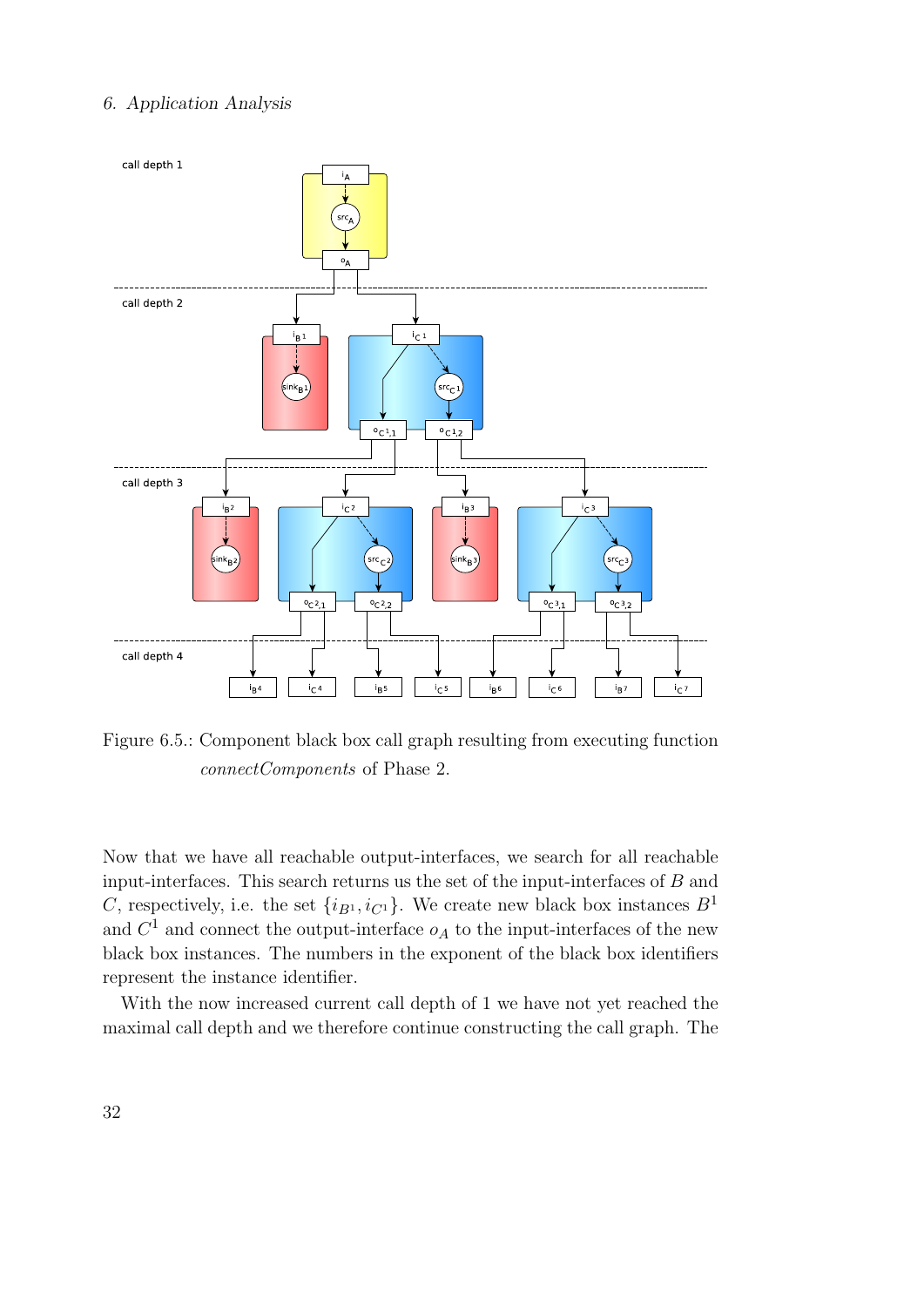Figure 6.5.: Component black box call graph resulting from executing function *connectComponents* of Phase 2.

Now that we have all reachable output-interfaces, we search for all reachable input-interfaces. This search returns us the set of the input-interfaces of $B$ and $C$, respectively, i.e. the set $\{i_{B^1}, i_{C^1}\}$. We create new black box instances $B^1$ and $C^1$ and connect the output-interface $o_A$ to the input-interfaces of the new black box instances. The numbers in the exponent of the black box identifiers represent the instance identifier.

With the now increased current call depth of 1 we have not yet reached the maximal call depth and we therefore continue constructing the call graph. The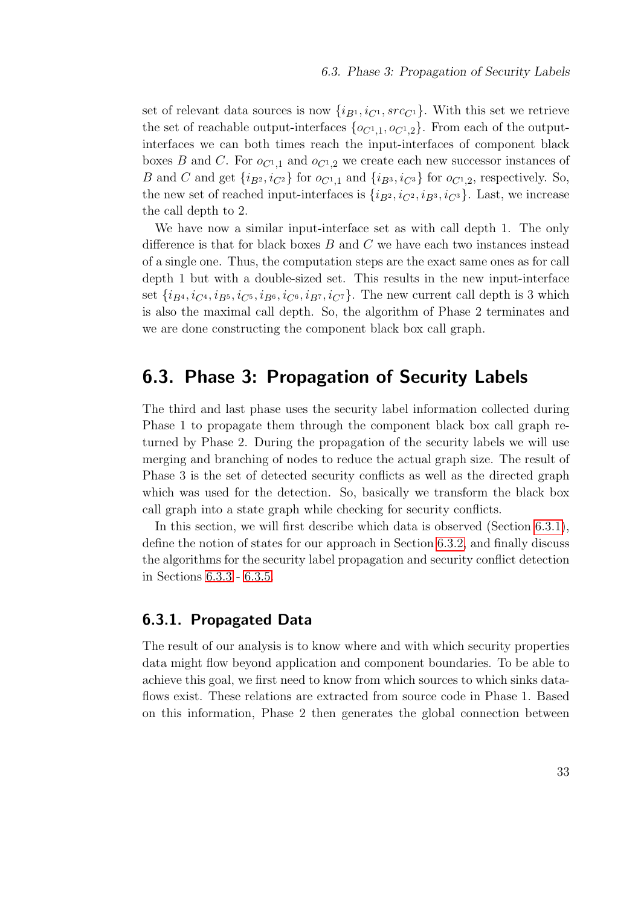set of relevant data sources is now $\{i_{B^1}, i_{C^1}, src_{C^1}\}$. With this set we retrieve the set of reachable output-interfaces $\{o_{C^1,1}, o_{C^1,2}\}$. From each of the output-interfaces we can both times reach the input-interfaces of component black boxes $B$ and $C$. For $o_{C^1,1}$ and $o_{C^1,2}$ we create each new successor instances of $B$ and $C$ and get $\{i_{B^2}, i_{C^2}\}$ for $o_{C^1,1}$ and $\{i_{B^3}, i_{C^3}\}$ for $o_{C^1,2}$, respectively. So, the new set of reached input-interfaces is $\{i_{B^2}, i_{C^2}, i_{B^3}, i_{C^3}\}$. Last, we increase the call depth to 2.

We have now a similar input-interface set as with call depth 1. The only difference is that for black boxes $B$ and $C$ we have each two instances instead of a single one. Thus, the computation steps are the exact same ones as for call depth 1 but with a double-sized set. This results in the new input-interface set $\{i_{B^4}, i_{C^4}, i_{B^5}, i_{C^5}, i_{B^6}, i_{C^6}, i_{B^7}, i_{C^7}\}$. The new current call depth is 3 which is also the maximal call depth. So, the algorithm of Phase 2 terminates and we are done constructing the component black box call graph.

## 6.3. Phase 3: Propagation of Security Labels

The third and last phase uses the security label information collected during Phase 1 to propagate them through the component black box call graph returned by Phase 2. During the propagation of the security labels we will use merging and branching of nodes to reduce the actual graph size. The result of Phase 3 is the set of detected security conflicts as well as the directed graph which was used for the detection. So, basically we transform the black box call graph into a state graph while checking for security conflicts.

In this section, we will first describe which data is observed (Section 6.3.1), define the notion of states for our approach in Section 6.3.2, and finally discuss the algorithms for the security label propagation and security conflict detection in Sections 6.3.3 - 6.3.5.

### 6.3.1. Propagated Data

The result of our analysis is to know where and with which security properties data might flow beyond application and component boundaries. To be able to achieve this goal, we first need to know from which sources to which sinks data-flows exist. These relations are extracted from source code in Phase 1. Based on this information, Phase 2 then generates the global connection between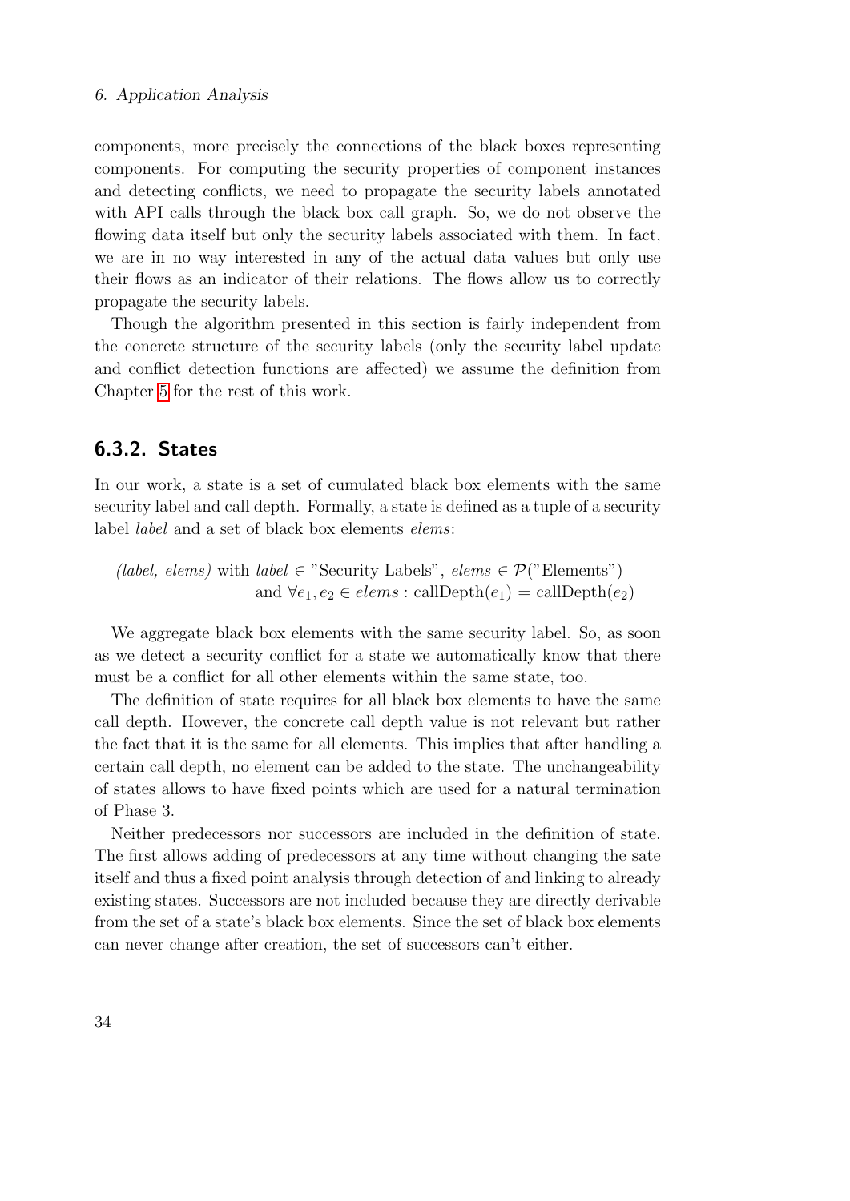components, more precisely the connections of the black boxes representing components. For computing the security properties of component instances and detecting conflicts, we need to propagate the security labels annotated with API calls through the black box call graph. So, we do not observe the flowing data itself but only the security labels associated with them. In fact, we are in no way interested in any of the actual data values but only use their flows as an indicator of their relations. The flows allow us to correctly propagate the security labels.

Though the algorithm presented in this section is fairly independent from the concrete structure of the security labels (only the security label update and conflict detection functions are affected) we assume the definition from Chapter 5 for the rest of this work.

### 6.3.2. States

In our work, a state is a set of cumulated black box elements with the same security label and call depth. Formally, a state is defined as a tuple of a security label *label* and a set of black box elements *elems*:

$$
\begin{aligned}
&\textit{(label, elems)} \text{ with } \textit{label} \in \text{"Security Labels"},\ \textit{elems} \in \mathcal{P}(\text{"Elements"}) \\
&\qquad \text{and } \forall e_1, e_2 \in \textit{elems} : \text{callDepth}(e_1) = \text{callDepth}(e_2)
\end{aligned}
$$

We aggregate black box elements with the same security label. So, as soon as we detect a security conflict for a state we automatically know that there must be a conflict for all other elements within the same state, too.

The definition of state requires for all black box elements to have the same call depth. However, the concrete call depth value is not relevant but rather the fact that it is the same for all elements. This implies that after handling a certain call depth, no element can be added to the state. The unchangeability of states allows to have fixed points which are used for a natural termination of Phase 3.

Neither predecessors nor successors are included in the definition of state. The first allows adding of predecessors at any time without changing the sate itself and thus a fixed point analysis through detection of and linking to already existing states. Successors are not included because they are directly derivable from the set of a state's black box elements. Since the set of black box elements can never change after creation, the set of successors can't either.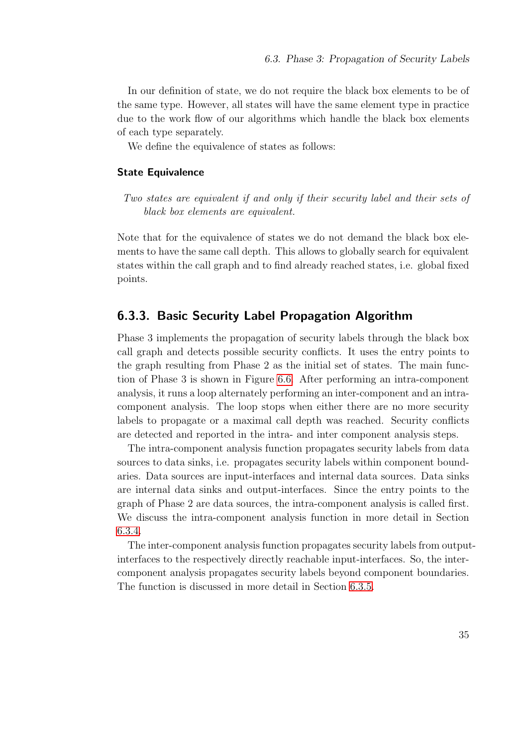In our definition of state, we do not require the black box elements to be of the same type. However, all states will have the same element type in practice due to the work flow of our algorithms which handle the black box elements of each type separately.

We define the equivalence of states as follows:

#### State Equivalence

*Two states are equivalent if and only if their security label and their sets of black box elements are equivalent.*

Note that for the equivalence of states we do not demand the black box elements to have the same call depth. This allows to globally search for equivalent states within the call graph and to find already reached states, i.e. global fixed points.

### 6.3.3. Basic Security Label Propagation Algorithm

Phase 3 implements the propagation of security labels through the black box call graph and detects possible security conflicts. It uses the entry points to the graph resulting from Phase 2 as the initial set of states. The main function of Phase 3 is shown in Figure 6.6. After performing an intra-component analysis, it runs a loop alternately performing an inter-component and an intra-component analysis. The loop stops when either there are no more security labels to propagate or a maximal call depth was reached. Security conflicts are detected and reported in the intra- and inter component analysis steps.

The intra-component analysis function propagates security labels from data sources to data sinks, i.e. propagates security labels within component boundaries. Data sources are input-interfaces and internal data sources. Data sinks are internal data sinks and output-interfaces. Since the entry points to the graph of Phase 2 are data sources, the intra-component analysis is called first. We discuss the intra-component analysis function in more detail in Section 6.3.4.

The inter-component analysis function propagates security labels from output-interfaces to the respectively directly reachable input-interfaces. So, the inter-component analysis propagates security labels beyond component boundaries. The function is discussed in more detail in Section 6.3.5.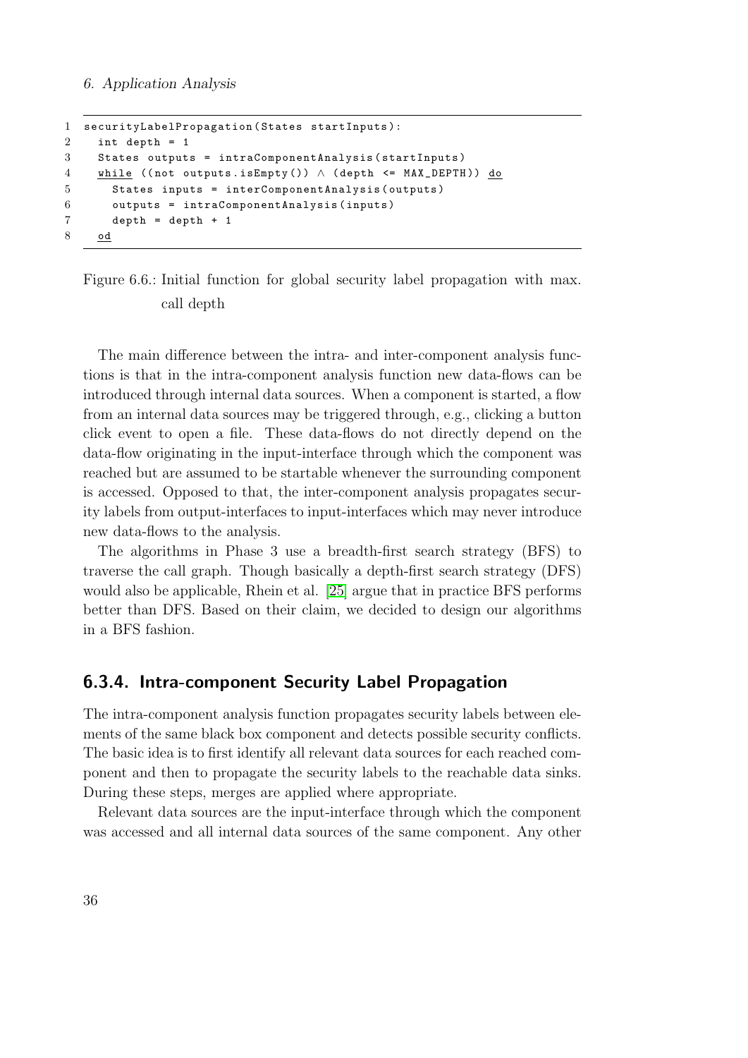```
1 securityLabelPropagation(States startInputs):
2   int depth = 1
3   States outputs = intraComponentAnalysis(startInputs)
4   while ((not outputs.isEmpty()) ∧ (depth <= MAX_DEPTH)) do
5     States inputs = interComponentAnalysis(outputs)
6     outputs = intraComponentAnalysis(inputs)
7     depth = depth + 1
8   od
```

Figure 6.6.: Initial function for global security label propagation with max. call depth

The main difference between the intra- and inter-component analysis functions is that in the intra-component analysis function new data-flows can be introduced through internal data sources. When a component is started, a flow from an internal data sources may be triggered through, e.g., clicking a button click event to open a file. These data-flows do not directly depend on the data-flow originating in the input-interface through which the component was reached but are assumed to be startable whenever the surrounding component is accessed. Opposed to that, the inter-component analysis propagates security labels from output-interfaces to input-interfaces which may never introduce new data-flows to the analysis.

The algorithms in Phase 3 use a breadth-first search strategy (BFS) to traverse the call graph. Though basically a depth-first search strategy (DFS) would also be applicable, Rhein et al. [25] argue that in practice BFS performs better than DFS. Based on their claim, we decided to design our algorithms in a BFS fashion.

### 6.3.4. Intra-component Security Label Propagation

The intra-component analysis function propagates security labels between elements of the same black box component and detects possible security conflicts. The basic idea is to first identify all relevant data sources for each reached component and then to propagate the security labels to the reachable data sinks. During these steps, merges are applied where appropriate.

Relevant data sources are the input-interface through which the component was accessed and all internal data sources of the same component. Any other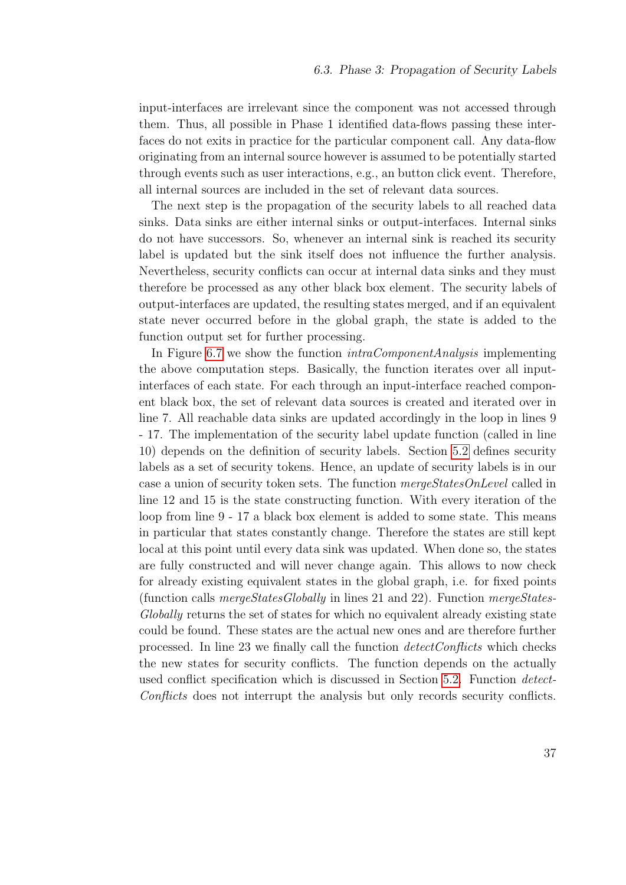input-interfaces are irrelevant since the component was not accessed through them. Thus, all possible in Phase 1 identified data-flows passing these interfaces do not exits in practice for the particular component call. Any data-flow originating from an internal source however is assumed to be potentially started through events such as user interactions, e.g., an button click event. Therefore, all internal sources are included in the set of relevant data sources.

The next step is the propagation of the security labels to all reached data sinks. Data sinks are either internal sinks or output-interfaces. Internal sinks do not have successors. So, whenever an internal sink is reached its security label is updated but the sink itself does not influence the further analysis. Nevertheless, security conflicts can occur at internal data sinks and they must therefore be processed as any other black box element. The security labels of output-interfaces are updated, the resulting states merged, and if an equivalent state never occurred before in the global graph, the state is added to the function output set for further processing.

In Figure 6.7 we show the function *intraComponentAnalysis* implementing the above computation steps. Basically, the function iterates over all input-interfaces of each state. For each through an input-interface reached component black box, the set of relevant data sources is created and iterated over in line 7. All reachable data sinks are updated accordingly in the loop in lines 9 - 17. The implementation of the security label update function (called in line 10) depends on the definition of security labels. Section 5.2 defines security labels as a set of security tokens. Hence, an update of security labels is in our case a union of security token sets. The function *mergeStatesOnLevel* called in line 12 and 15 is the state constructing function. With every iteration of the loop from line 9 - 17 a black box element is added to some state. This means in particular that states constantly change. Therefore the states are still kept local at this point until every data sink was updated. When done so, the states are fully constructed and will never change again. This allows to now check for already existing equivalent states in the global graph, i.e. for fixed points (function calls *mergeStatesGlobally* in lines 21 and 22). Function *mergeStatesGlobally* returns the set of states for which no equivalent already existing state could be found. These states are the actual new ones and are therefore further processed. In line 23 we finally call the function *detectConflicts* which checks the new states for security conflicts. The function depends on the actually used conflict specification which is discussed in Section 5.2. Function *detectConflicts* does not interrupt the analysis but only records security conflicts.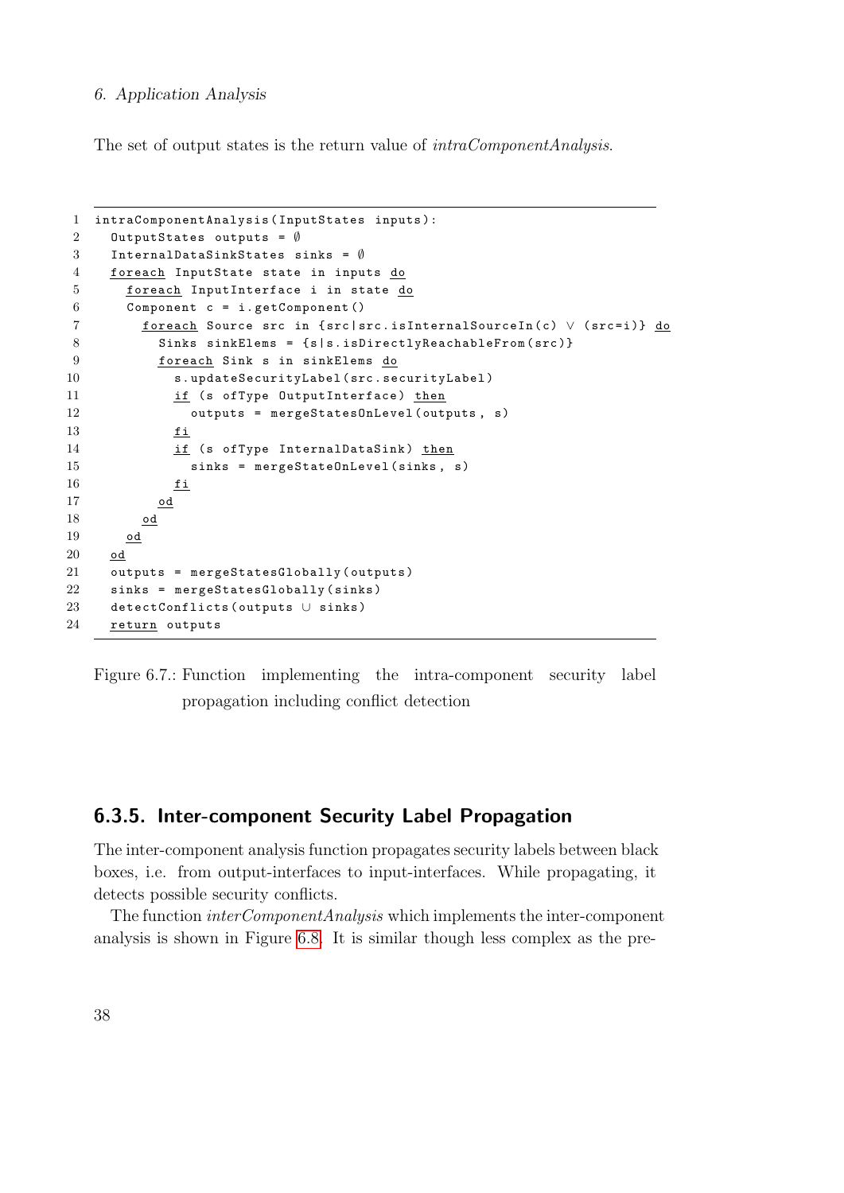The set of output states is the return value of *intraComponentAnalysis*.

```
1  intraComponentAnalysis(InputStates inputs):
2    OutputStates outputs = ∅
3    InternalDataSinkStates sinks = ∅
4    foreach InputState state in inputs do
5      foreach InputInterface i in state do
6      Component c = i.getComponent()
7        foreach Source src in {src|src.isInternalSourceIn(c) ∨ (src=i)} do
8          Sinks sinkElems = {s|s.isDirectlyReachableFrom(src)}
9          foreach Sink s in sinkElems do
10           s.updateSecurityLabel(src.securityLabel)
11           if (s ofType OutputInterface) then
12             outputs = mergeStatesOnLevel(outputs, s)
13           fi
14           if (s ofType InternalDataSink) then
15             sinks = mergeStateOnLevel(sinks, s)
16           fi
17         od
18       od
19     od
20   od
21   outputs = mergeStatesGlobally(outputs)
22   sinks = mergeStatesGlobally(sinks)
23   detectConflicts(outputs ∪ sinks)
24   return outputs
```

Figure 6.7.: Function implementing the intra-component security label propagation including conflict detection

### 6.3.5. Inter-component Security Label Propagation

The inter-component analysis function propagates security labels between black boxes, i.e. from output-interfaces to input-interfaces. While propagating, it detects possible security conflicts.

The function *interComponentAnalysis* which implements the inter-component analysis is shown in Figure 6.8. It is similar though less complex as the pre-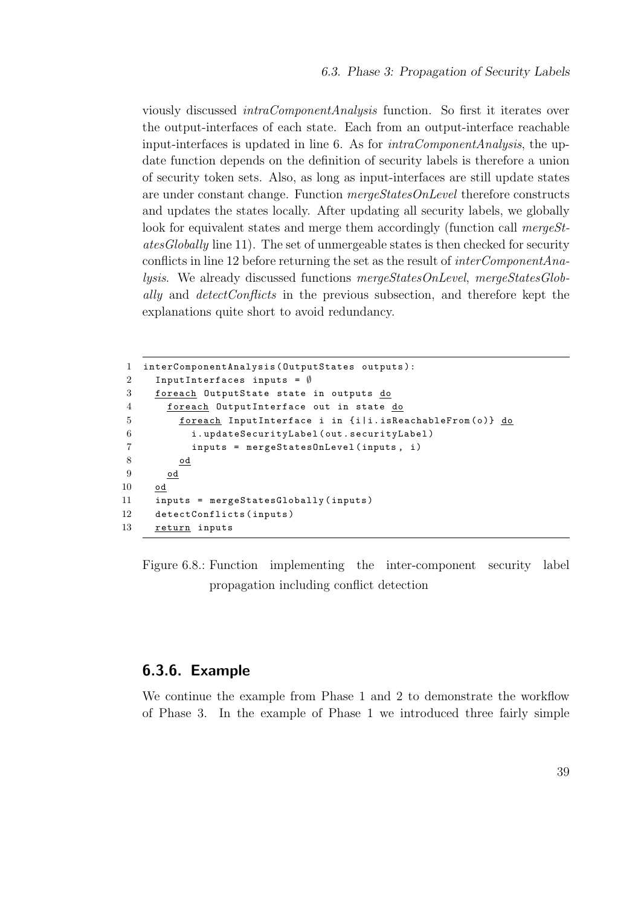viously discussed *intraComponentAnalysis* function. So first it iterates over the output-interfaces of each state. Each from an output-interface reachable input-interfaces is updated in line 6. As for *intraComponentAnalysis*, the update function depends on the definition of security labels is therefore a union of security token sets. Also, as long as input-interfaces are still update states are under constant change. Function *mergeStatesOnLevel* therefore constructs and updates the states locally. After updating all security labels, we globally look for equivalent states and merge them accordingly (function call *mergeStatesGlobally* line 11). The set of unmergeable states is then checked for security conflicts in line 12 before returning the set as the result of *interComponentAnalysis*. We already discussed functions *mergeStatesOnLevel*, *mergeStatesGlobally* and *detectConflicts* in the previous subsection, and therefore kept the explanations quite short to avoid redundancy.

```
1  interComponentAnalysis(OutputStates outputs):
2    InputInterfaces inputs = ∅
3    foreach OutputState state in outputs do
4      foreach OutputInterface out in state do
5        foreach InputInterface i in {i|i.isReachableFrom(o)} do
6          i.updateSecurityLabel(out.securityLabel)
7          inputs = mergeStatesOnLevel(inputs, i)
8        od
9      od
10   od
11   inputs = mergeStatesGlobally(inputs)
12   detectConflicts(inputs)
13   return inputs
```

Figure 6.8.: Function implementing the inter-component security label propagation including conflict detection

### 6.3.6. Example

We continue the example from Phase 1 and 2 to demonstrate the workflow of Phase 3. In the example of Phase 1 we introduced three fairly simple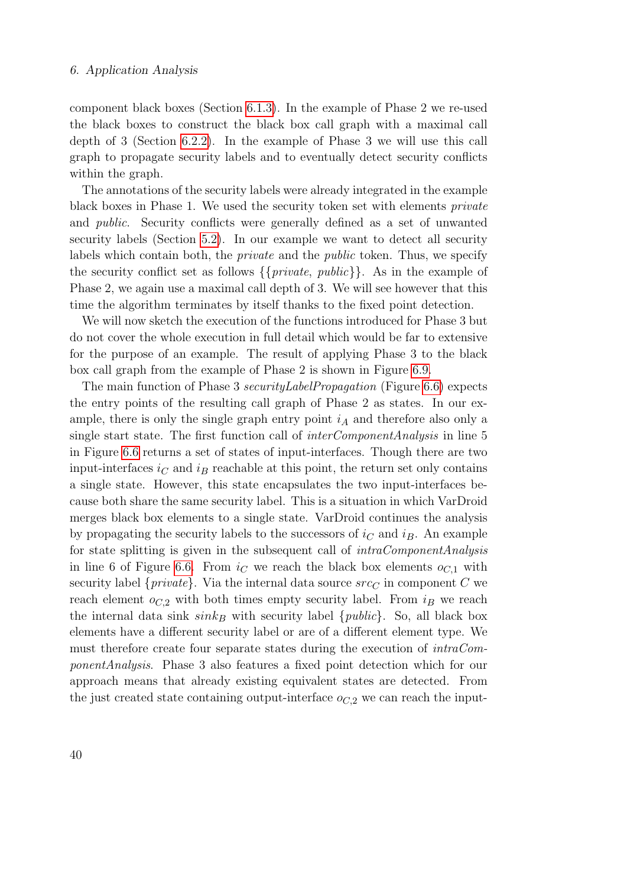component black boxes (Section 6.1.3). In the example of Phase 2 we re-used the black boxes to construct the black box call graph with a maximal call depth of 3 (Section 6.2.2). In the example of Phase 3 we will use this call graph to propagate security labels and to eventually detect security conflicts within the graph.

The annotations of the security labels were already integrated in the example black boxes in Phase 1. We used the security token set with elements *private* and *public*. Security conflicts were generally defined as a set of unwanted security labels (Section 5.2). In our example we want to detect all security labels which contain both, the *private* and the *public* token. Thus, we specify the security conflict set as follows $\{\{private,\ public\}\}$. As in the example of Phase 2, we again use a maximal call depth of 3. We will see however that this time the algorithm terminates by itself thanks to the fixed point detection.

We will now sketch the execution of the functions introduced for Phase 3 but do not cover the whole execution in full detail which would be far to extensive for the purpose of an example. The result of applying Phase 3 to the black box call graph from the example of Phase 2 is shown in Figure 6.9.

The main function of Phase 3 *securityLabelPropagation* (Figure 6.6) expects the entry points of the resulting call graph of Phase 2 as states. In our example, there is only the single graph entry point $i_A$ and therefore also only a single start state. The first function call of *interComponentAnalysis* in line 5 in Figure 6.6 returns a set of states of input-interfaces. Though there are two input-interfaces $i_C$ and $i_B$ reachable at this point, the return set only contains a single state. However, this state encapsulates the two input-interfaces because both share the same security label. This is a situation in which VarDroid merges black box elements to a single state. VarDroid continues the analysis by propagating the security labels to the successors of $i_C$ and $i_B$. An example for state splitting is given in the subsequent call of *intraComponentAnalysis* in line 6 of Figure 6.6. From $i_C$ we reach the black box elements $o_{C,1}$ with security label $\{private\}$. Via the internal data source $src_C$ in component $C$ we reach element $o_{C,2}$ with both times empty security label. From $i_B$ we reach the internal data sink $sink_B$ with security label $\{public\}$. So, all black box elements have a different security label or are of a different element type. We must therefore create four separate states during the execution of *intraComponentAnalysis*. Phase 3 also features a fixed point detection which for our approach means that already existing equivalent states are detected. From the just created state containing output-interface $o_{C,2}$ we can reach the input-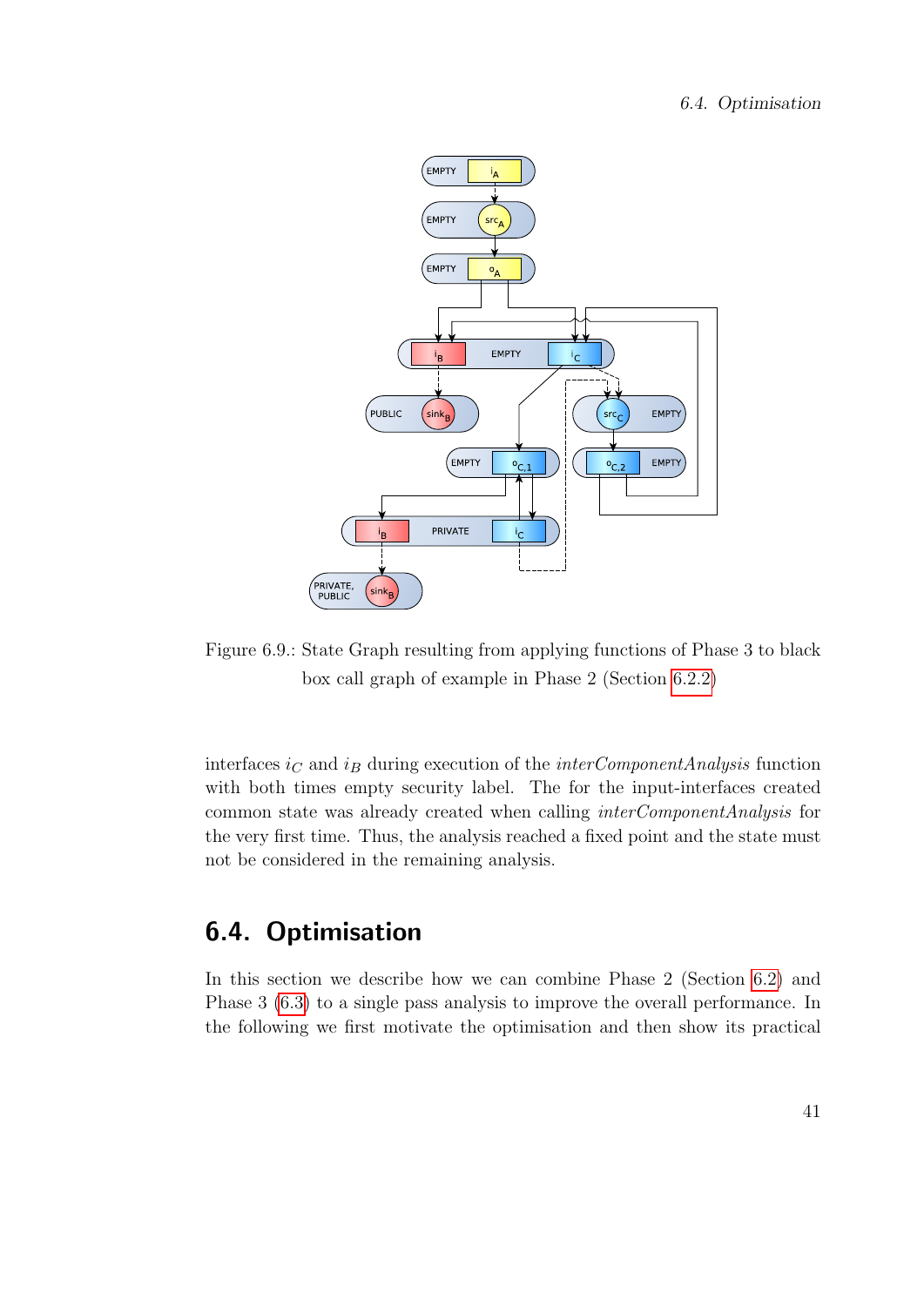Figure 6.9.: State Graph resulting from applying functions of Phase 3 to black box call graph of example in Phase 2 (Section 6.2.2)

interfaces $i_C$ and $i_B$ during execution of the *interComponentAnalysis* function with both times empty security label. The for the input-interfaces created common state was already created when calling *interComponentAnalysis* for the very first time. Thus, the analysis reached a fixed point and the state must not be considered in the remaining analysis.

## 6.4. Optimisation

In this section we describe how we can combine Phase 2 (Section 6.2) and Phase 3 (6.3) to a single pass analysis to improve the overall performance. In the following we first motivate the optimisation and then show its practical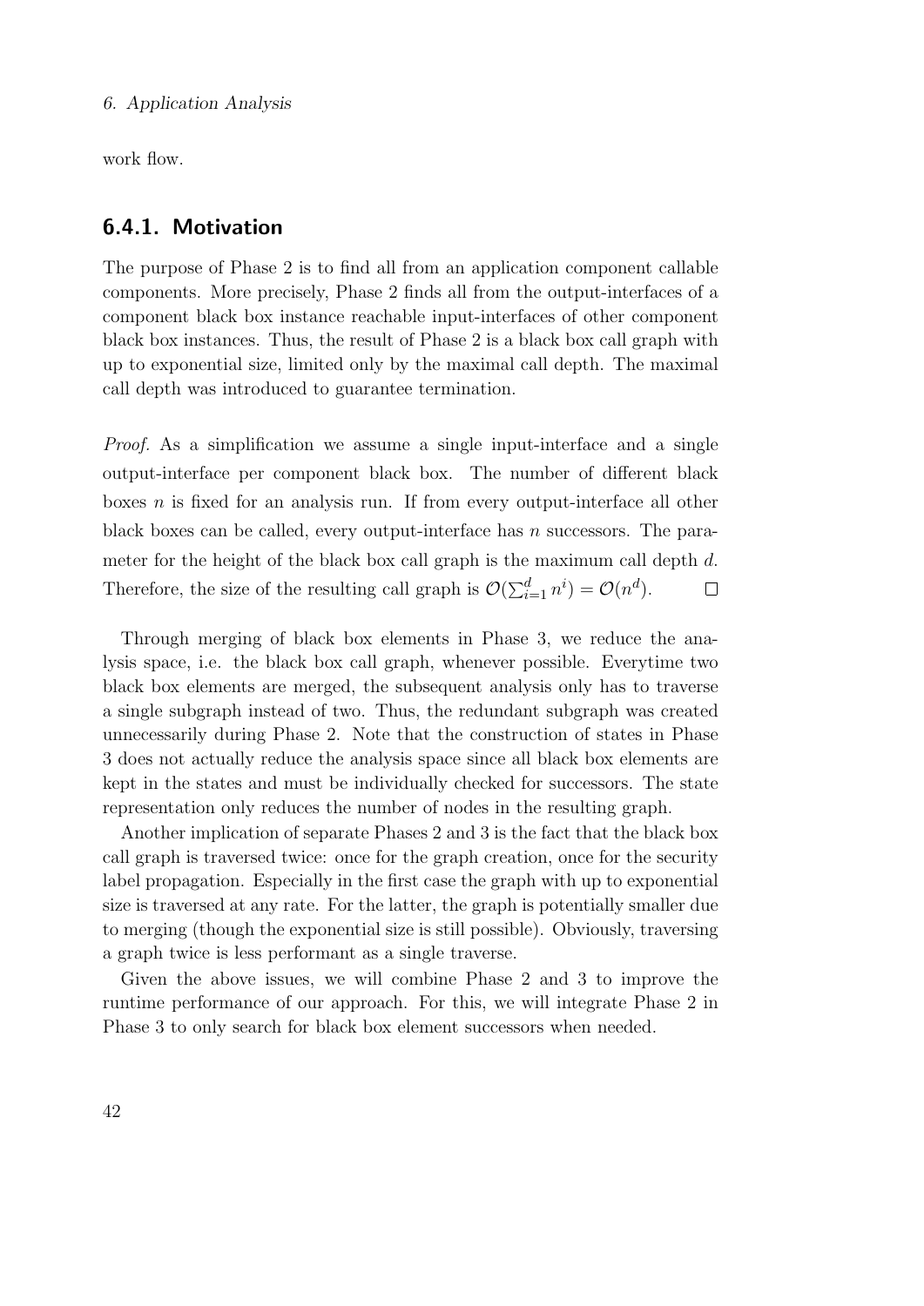work flow.

### 6.4.1. Motivation

The purpose of Phase 2 is to find all from an application component callable components. More precisely, Phase 2 finds all from the output-interfaces of a component black box instance reachable input-interfaces of other component black box instances. Thus, the result of Phase 2 is a black box call graph with up to exponential size, limited only by the maximal call depth. The maximal call depth was introduced to guarantee termination.

*Proof.* As a simplification we assume a single input-interface and a single output-interface per component black box. The number of different black boxes $n$ is fixed for an analysis run. If from every output-interface all other black boxes can be called, every output-interface has $n$ successors. The parameter for the height of the black box call graph is the maximum call depth $d$. Therefore, the size of the resulting call graph is $\mathcal{O}(\sum_{i=1}^{d} n^i) = \mathcal{O}(n^d)$. □

Through merging of black box elements in Phase 3, we reduce the analysis space, i.e. the black box call graph, whenever possible. Everytime two black box elements are merged, the subsequent analysis only has to traverse a single subgraph instead of two. Thus, the redundant subgraph was created unnecessarily during Phase 2. Note that the construction of states in Phase 3 does not actually reduce the analysis space since all black box elements are kept in the states and must be individually checked for successors. The state representation only reduces the number of nodes in the resulting graph.

Another implication of separate Phases 2 and 3 is the fact that the black box call graph is traversed twice: once for the graph creation, once for the security label propagation. Especially in the first case the graph with up to exponential size is traversed at any rate. For the latter, the graph is potentially smaller due to merging (though the exponential size is still possible). Obviously, traversing a graph twice is less performant as a single traverse.

Given the above issues, we will combine Phase 2 and 3 to improve the runtime performance of our approach. For this, we will integrate Phase 2 in Phase 3 to only search for black box element successors when needed.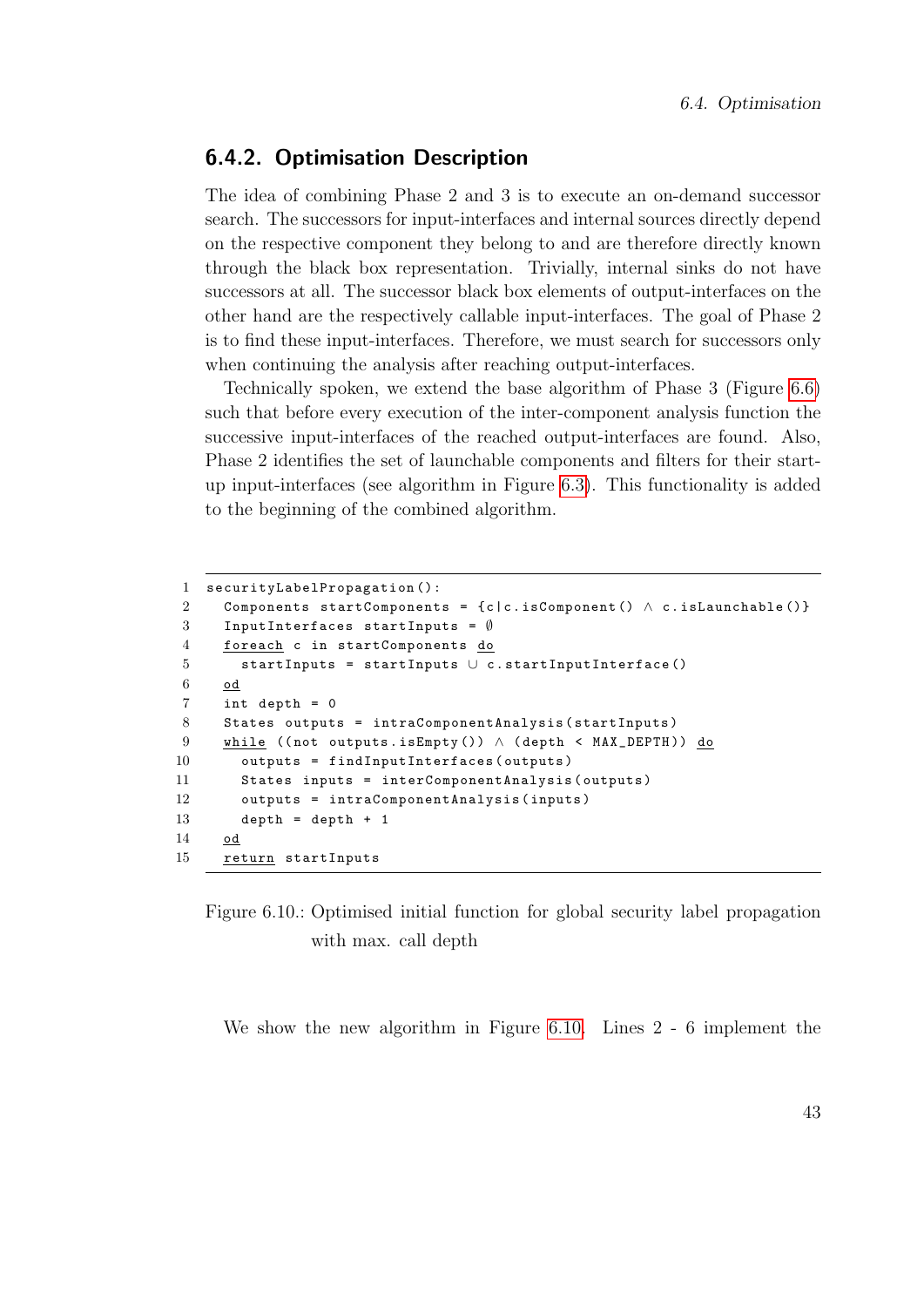### 6.4.2. Optimisation Description

The idea of combining Phase 2 and 3 is to execute an on-demand successor search. The successors for input-interfaces and internal sources directly depend on the respective component they belong to and are therefore directly known through the black box representation. Trivially, internal sinks do not have successors at all. The successor black box elements of output-interfaces on the other hand are the respectively callable input-interfaces. The goal of Phase 2 is to find these input-interfaces. Therefore, we must search for successors only when continuing the analysis after reaching output-interfaces.

Technically spoken, we extend the base algorithm of Phase 3 (Figure 6.6) such that before every execution of the inter-component analysis function the successive input-interfaces of the reached output-interfaces are found. Also, Phase 2 identifies the set of launchable components and filters for their start-up input-interfaces (see algorithm in Figure 6.3). This functionality is added to the beginning of the combined algorithm.

```
1  securityLabelPropagation():
2    Components startComponents = {c|c.isComponent() ∧ c.isLaunchable()}
3    InputInterfaces startInputs = ∅
4    foreach c in startComponents do
5      startInputs = startInputs ∪ c.startInputInterface()
6    od
7    int depth = 0
8    States outputs = intraComponentAnalysis(startInputs)
9    while ((not outputs.isEmpty()) ∧ (depth < MAX_DEPTH)) do
10     outputs = findInputInterfaces(outputs)
11     States inputs = interComponentAnalysis(outputs)
12     outputs = intraComponentAnalysis(inputs)
13     depth = depth + 1
14   od
15   return startInputs
```

Figure 6.10.: Optimised initial function for global security label propagation with max. call depth

We show the new algorithm in Figure 6.10. Lines 2 - 6 implement the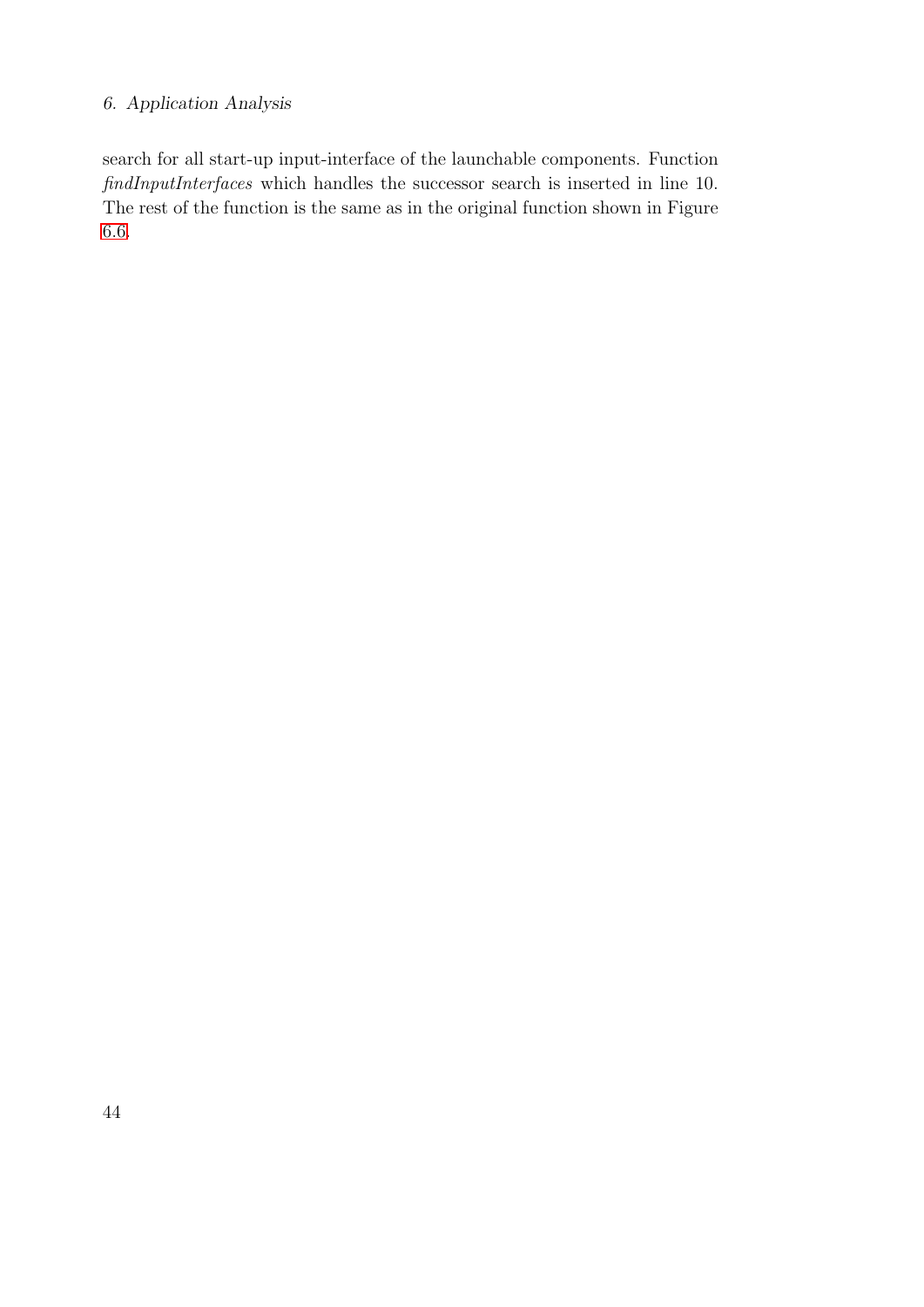search for all start-up input-interface of the launchable components. Function *findInputInterfaces* which handles the successor search is inserted in line 10. The rest of the function is the same as in the original function shown in Figure 6.6.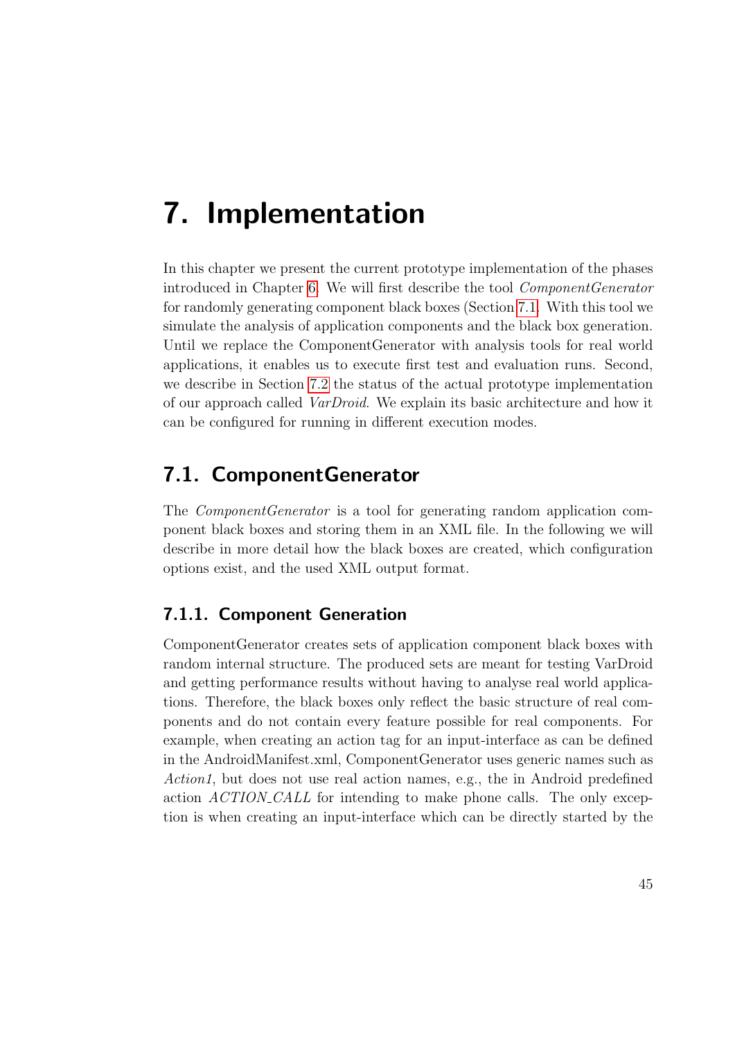# 7. Implementation

In this chapter we present the current prototype implementation of the phases introduced in Chapter 6. We will first describe the tool *ComponentGenerator* for randomly generating component black boxes (Section 7.1. With this tool we simulate the analysis of application components and the black box generation. Until we replace the ComponentGenerator with analysis tools for real world applications, it enables us to execute first test and evaluation runs. Second, we describe in Section 7.2 the status of the actual prototype implementation of our approach called *VarDroid*. We explain its basic architecture and how it can be configured for running in different execution modes.

## 7.1. ComponentGenerator

The *ComponentGenerator* is a tool for generating random application component black boxes and storing them in an XML file. In the following we will describe in more detail how the black boxes are created, which configuration options exist, and the used XML output format.

### 7.1.1. Component Generation

ComponentGenerator creates sets of application component black boxes with random internal structure. The produced sets are meant for testing VarDroid and getting performance results without having to analyse real world applications. Therefore, the black boxes only reflect the basic structure of real components and do not contain every feature possible for real components. For example, when creating an action tag for an input-interface as can be defined in the AndroidManifest.xml, ComponentGenerator uses generic names such as *Action1*, but does not use real action names, e.g., the in Android predefined action *ACTION_CALL* for intending to make phone calls. The only exception is when creating an input-interface which can be directly started by the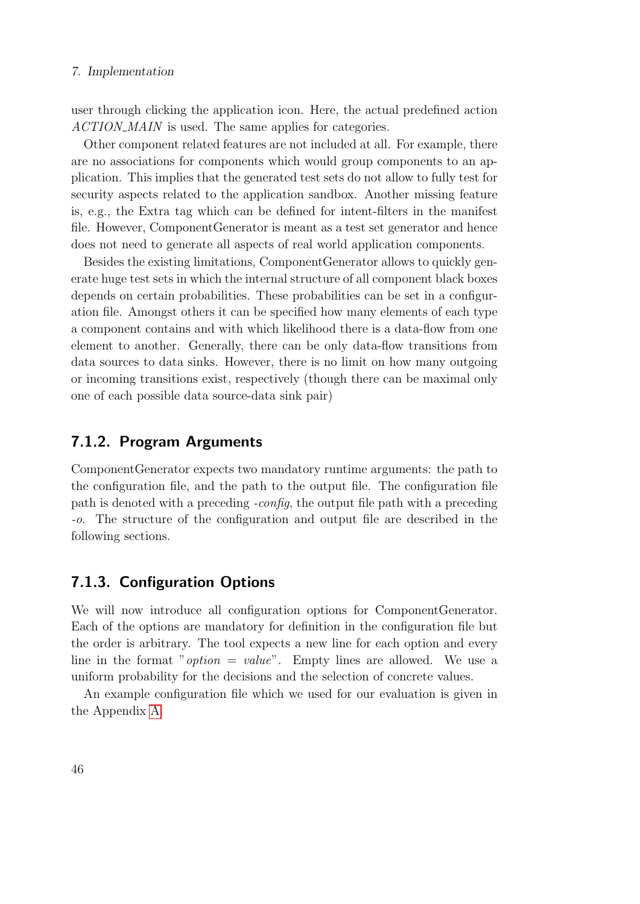user through clicking the application icon. Here, the actual predefined action *ACTION_MAIN* is used. The same applies for categories.

Other component related features are not included at all. For example, there are no associations for components which would group components to an application. This implies that the generated test sets do not allow to fully test for security aspects related to the application sandbox. Another missing feature is, e.g., the Extra tag which can be defined for intent-filters in the manifest file. However, ComponentGenerator is meant as a test set generator and hence does not need to generate all aspects of real world application components.

Besides the existing limitations, ComponentGenerator allows to quickly generate huge test sets in which the internal structure of all component black boxes depends on certain probabilities. These probabilities can be set in a configuration file. Amongst others it can be specified how many elements of each type a component contains and with which likelihood there is a data-flow from one element to another. Generally, there can be only data-flow transitions from data sources to data sinks. However, there is no limit on how many outgoing or incoming transitions exist, respectively (though there can be maximal only one of each possible data source-data sink pair)

### 7.1.2. Program Arguments

ComponentGenerator expects two mandatory runtime arguments: the path to the configuration file, and the path to the output file. The configuration file path is denoted with a preceding *-config*, the output file path with a preceding *-o*. The structure of the configuration and output file are described in the following sections.

### 7.1.3. Configuration Options

We will now introduce all configuration options for ComponentGenerator. Each of the options are mandatory for definition in the configuration file but the order is arbitrary. The tool expects a new line for each option and every line in the format "*option = value*". Empty lines are allowed. We use a uniform probability for the decisions and the selection of concrete values.

An example configuration file which we used for our evaluation is given in the Appendix A.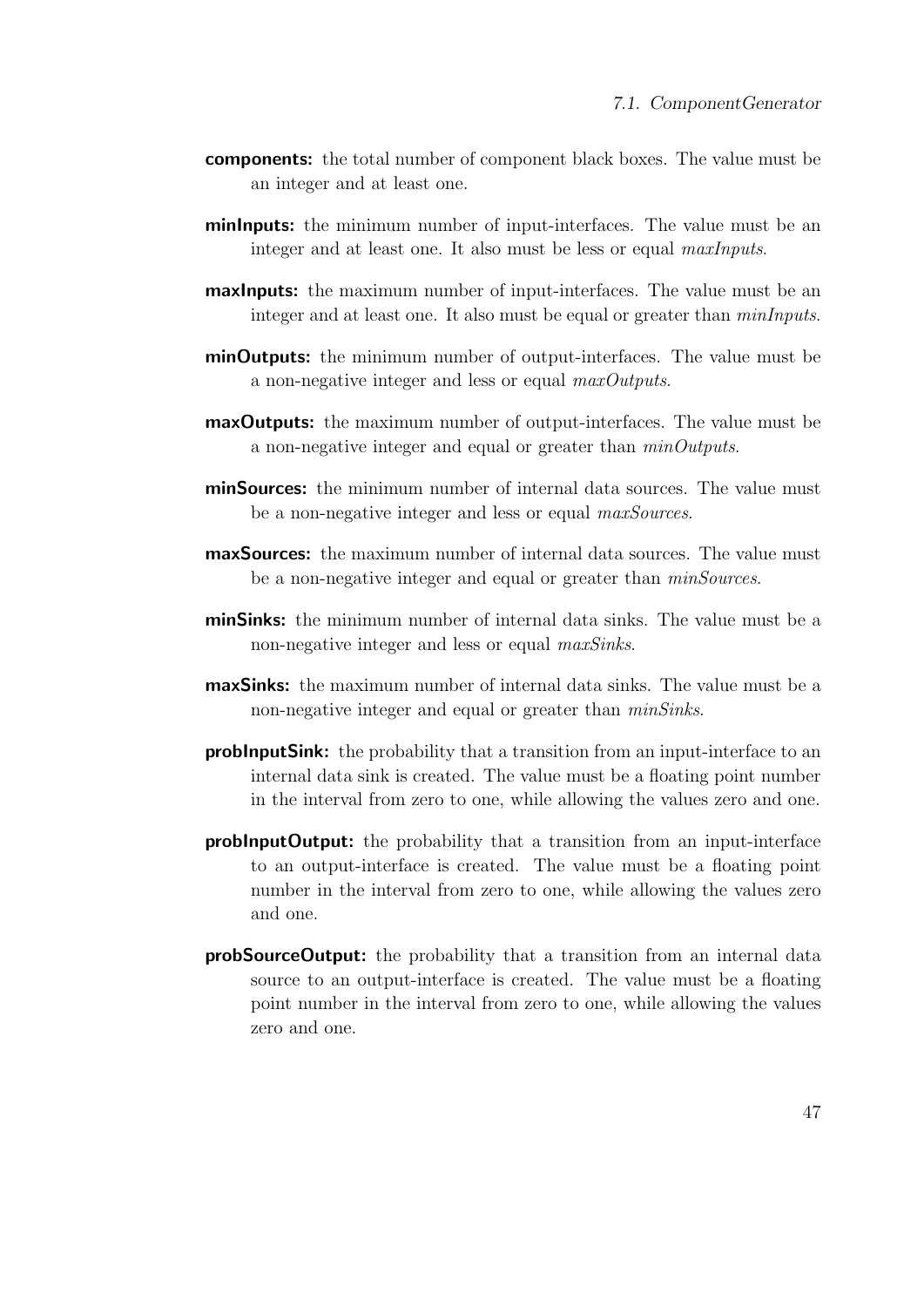**components:** the total number of component black boxes. The value must be an integer and at least one.

**minInputs:** the minimum number of input-interfaces. The value must be an integer and at least one. It also must be less or equal *maxInputs*.

**maxInputs:** the maximum number of input-interfaces. The value must be an integer and at least one. It also must be equal or greater than *minInputs*.

**minOutputs:** the minimum number of output-interfaces. The value must be a non-negative integer and less or equal *maxOutputs*.

**maxOutputs:** the maximum number of output-interfaces. The value must be a non-negative integer and equal or greater than *minOutputs*.

**minSources:** the minimum number of internal data sources. The value must be a non-negative integer and less or equal *maxSources*.

**maxSources:** the maximum number of internal data sources. The value must be a non-negative integer and equal or greater than *minSources*.

**minSinks:** the minimum number of internal data sinks. The value must be a non-negative integer and less or equal *maxSinks*.

**maxSinks:** the maximum number of internal data sinks. The value must be a non-negative integer and equal or greater than *minSinks*.

**probInputSink:** the probability that a transition from an input-interface to an internal data sink is created. The value must be a floating point number in the interval from zero to one, while allowing the values zero and one.

**probInputOutput:** the probability that a transition from an input-interface to an output-interface is created. The value must be a floating point number in the interval from zero to one, while allowing the values zero and one.

**probSourceOutput:** the probability that a transition from an internal data source to an output-interface is created. The value must be a floating point number in the interval from zero to one, while allowing the values zero and one.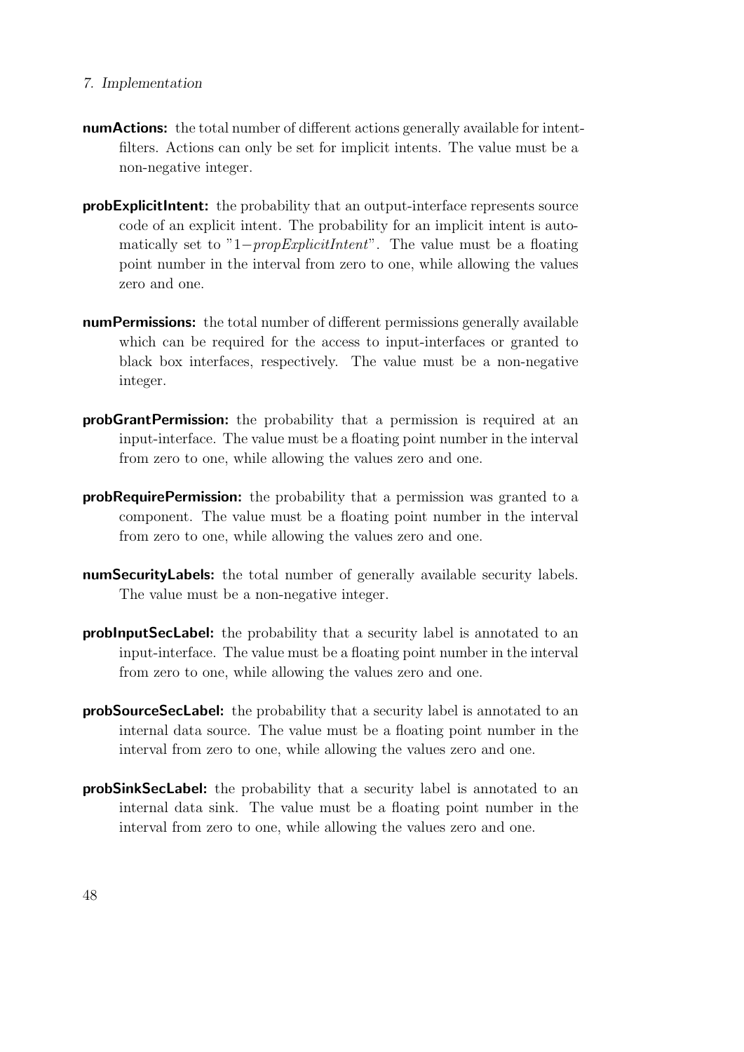**numActions:** the total number of different actions generally available for intent-filters. Actions can only be set for implicit intents. The value must be a non-negative integer.

**probExplicitIntent:** the probability that an output-interface represents source code of an explicit intent. The probability for an implicit intent is automatically set to "1−*propExplicitIntent*". The value must be a floating point number in the interval from zero to one, while allowing the values zero and one.

**numPermissions:** the total number of different permissions generally available which can be required for the access to input-interfaces or granted to black box interfaces, respectively. The value must be a non-negative integer.

**probGrantPermission:** the probability that a permission is required at an input-interface. The value must be a floating point number in the interval from zero to one, while allowing the values zero and one.

**probRequirePermission:** the probability that a permission was granted to a component. The value must be a floating point number in the interval from zero to one, while allowing the values zero and one.

**numSecurityLabels:** the total number of generally available security labels. The value must be a non-negative integer.

**probInputSecLabel:** the probability that a security label is annotated to an input-interface. The value must be a floating point number in the interval from zero to one, while allowing the values zero and one.

**probSourceSecLabel:** the probability that a security label is annotated to an internal data source. The value must be a floating point number in the interval from zero to one, while allowing the values zero and one.

**probSinkSecLabel:** the probability that a security label is annotated to an internal data sink. The value must be a floating point number in the interval from zero to one, while allowing the values zero and one.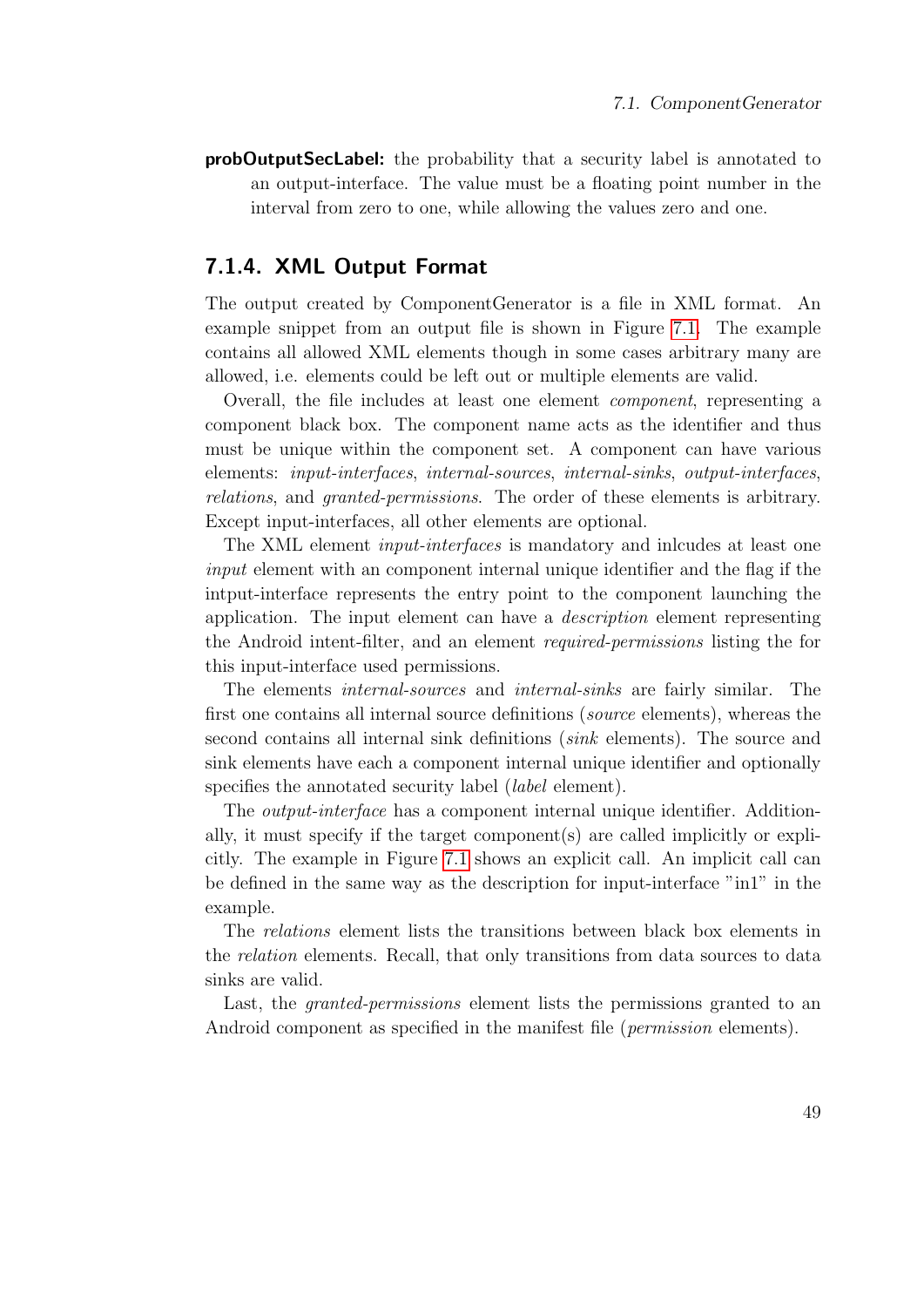**probOutputSecLabel:** the probability that a security label is annotated to an output-interface. The value must be a floating point number in the interval from zero to one, while allowing the values zero and one.

### 7.1.4. XML Output Format

The output created by ComponentGenerator is a file in XML format. An example snippet from an output file is shown in Figure 7.1. The example contains all allowed XML elements though in some cases arbitrary many are allowed, i.e. elements could be left out or multiple elements are valid.

Overall, the file includes at least one element *component*, representing a component black box. The component name acts as the identifier and thus must be unique within the component set. A component can have various elements: *input-interfaces*, *internal-sources*, *internal-sinks*, *output-interfaces*, *relations*, and *granted-permissions*. The order of these elements is arbitrary. Except input-interfaces, all other elements are optional.

The XML element *input-interfaces* is mandatory and inlcudes at least one *input* element with an component internal unique identifier and the flag if the intput-interface represents the entry point to the component launching the application. The input element can have a *description* element representing the Android intent-filter, and an element *required-permissions* listing the for this input-interface used permissions.

The elements *internal-sources* and *internal-sinks* are fairly similar. The first one contains all internal source definitions (*source* elements), whereas the second contains all internal sink definitions (*sink* elements). The source and sink elements have each a component internal unique identifier and optionally specifies the annotated security label (*label* element).

The *output-interface* has a component internal unique identifier. Additionally, it must specify if the target component(s) are called implicitly or explicitly. The example in Figure 7.1 shows an explicit call. An implicit call can be defined in the same way as the description for input-interface "in1" in the example.

The *relations* element lists the transitions between black box elements in the *relation* elements. Recall, that only transitions from data sources to data sinks are valid.

Last, the *granted-permissions* element lists the permissions granted to an Android component as specified in the manifest file (*permission* elements).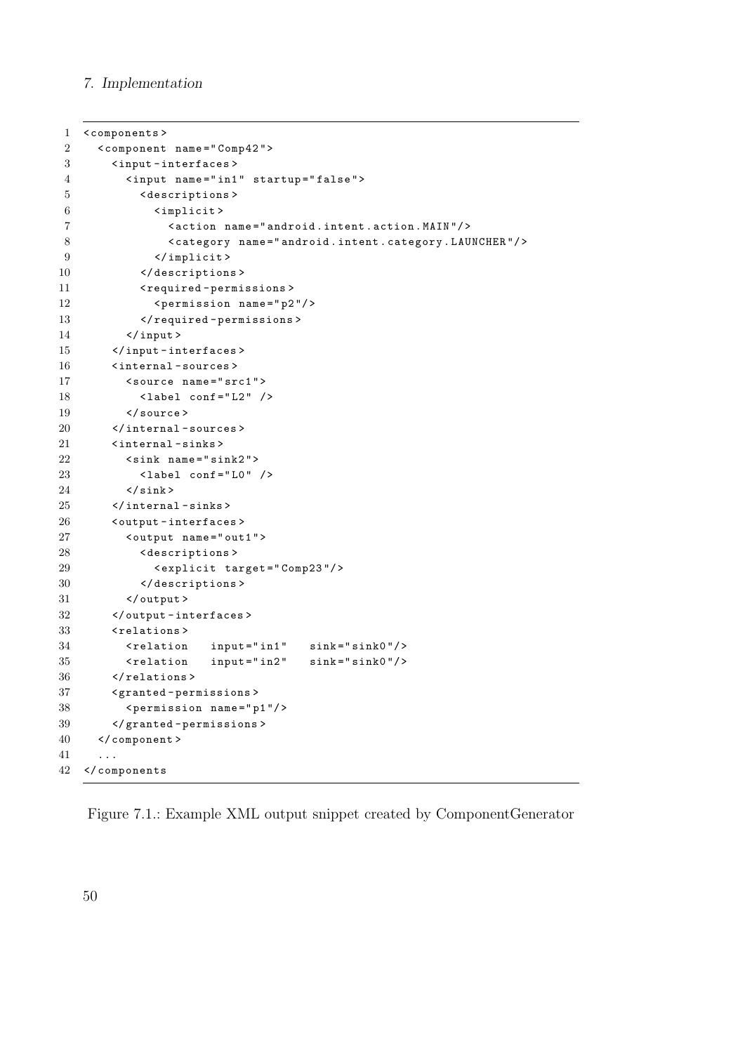```
<components>
  <component name="Comp42">
    <input-interfaces>
      <input name="in1" startup="false">
        <descriptions>
          <implicit>
            <action name="android.intent.action.MAIN"/>
            <category name="android.intent.category.LAUNCHER"/>
          </implicit>
        </descriptions>
        <required-permissions>
          <permission name="p2"/>
        </required-permissions>
      </input>
    </input-interfaces>
    <internal-sources>
      <source name="src1">
        <label conf="L2" />
      </source>
    </internal-sources>
    <internal-sinks>
      <sink name="sink2">
        <label conf="L0" />
      </sink>
    </internal-sinks>
    <output-interfaces>
      <output name="out1">
        <descriptions>
          <explicit target="Comp23"/>
        </descriptions>
      </output>
    </output-interfaces>
    <relations>
      <relation   input="in1"   sink="sink0"/>
      <relation   input="in2"   sink="sink0"/>
    </relations>
    <granted-permissions>
      <permission name="p1"/>
    </granted-permissions>
  </component>
  ...
</components
```

Figure 7.1.: Example XML output snippet created by ComponentGenerator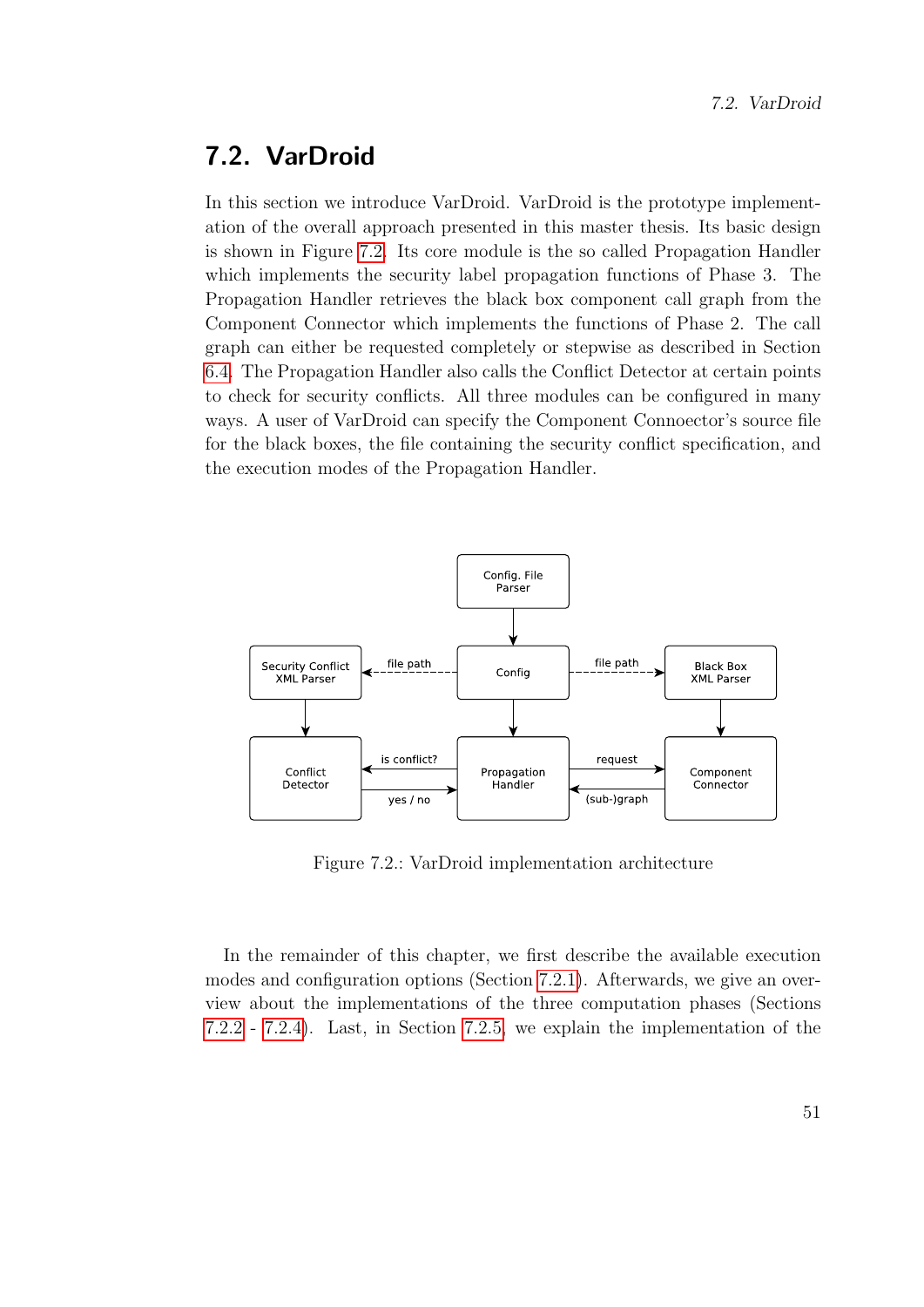## 7.2. VarDroid

In this section we introduce VarDroid. VarDroid is the prototype implementation of the overall approach presented in this master thesis. Its basic design is shown in Figure 7.2. Its core module is the so called Propagation Handler which implements the security label propagation functions of Phase 3. The Propagation Handler retrieves the black box component call graph from the Component Connector which implements the functions of Phase 2. The call graph can either be requested completely or stepwise as described in Section 6.4. The Propagation Handler also calls the Conflict Detector at certain points to check for security conflicts. All three modules can be configured in many ways. A user of VarDroid can specify the Component Connoector's source file for the black boxes, the file containing the security conflict specification, and the execution modes of the Propagation Handler.

Figure 7.2.: VarDroid implementation architecture

In the remainder of this chapter, we first describe the available execution modes and configuration options (Section 7.2.1). Afterwards, we give an overview about the implementations of the three computation phases (Sections 7.2.2 - 7.2.4). Last, in Section 7.2.5, we explain the implementation of the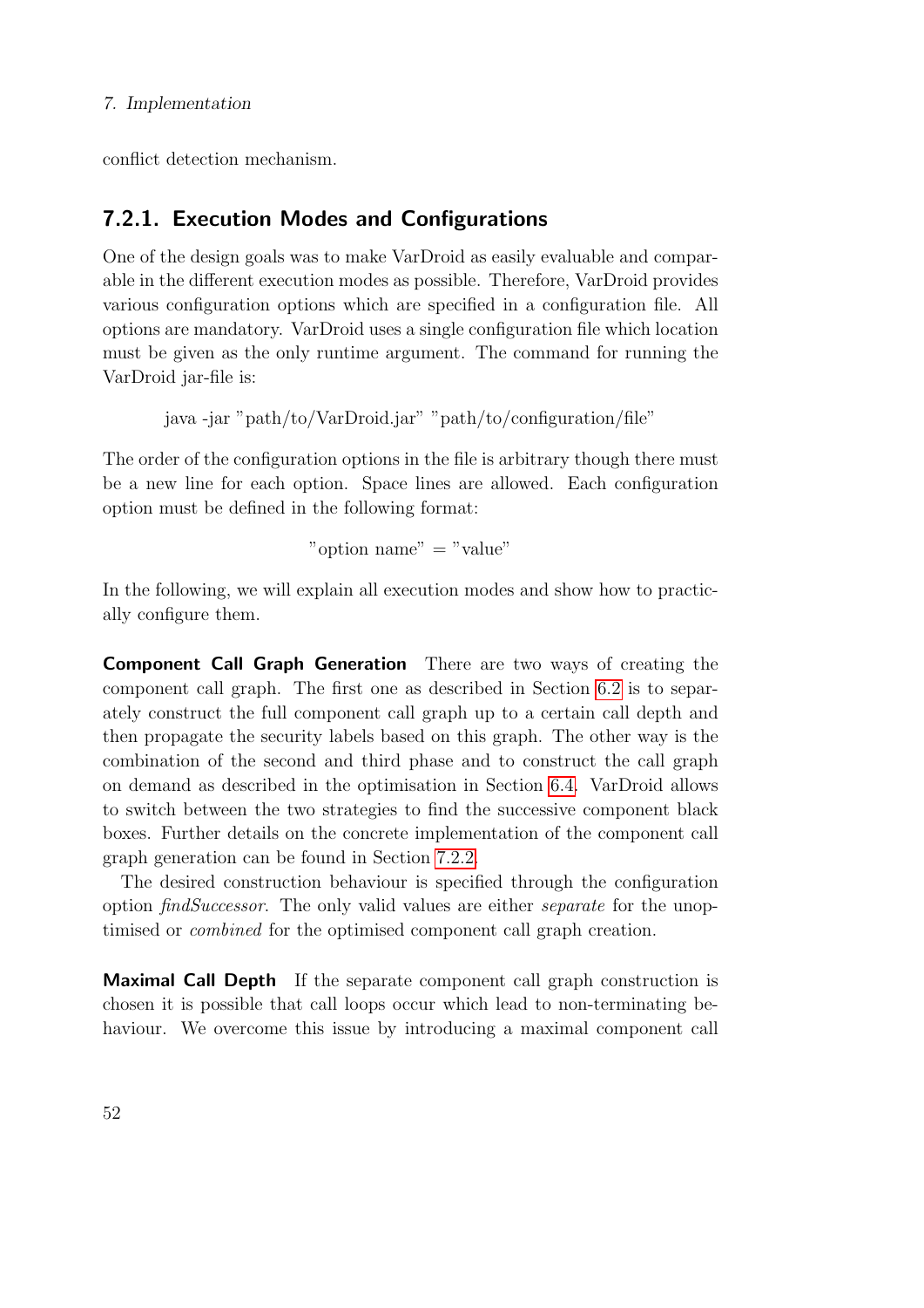conflict detection mechanism.

### 7.2.1. Execution Modes and Configurations

One of the design goals was to make VarDroid as easily evaluable and comparable in the different execution modes as possible. Therefore, VarDroid provides various configuration options which are specified in a configuration file. All options are mandatory. VarDroid uses a single configuration file which location must be given as the only runtime argument. The command for running the VarDroid jar-file is:

```
java -jar "path/to/VarDroid.jar" "path/to/configuration/file"
```

The order of the configuration options in the file is arbitrary though there must be a new line for each option. Space lines are allowed. Each configuration option must be defined in the following format:

```
"option name" = "value"
```

In the following, we will explain all execution modes and show how to practically configure them.

**Component Call Graph Generation** There are two ways of creating the component call graph. The first one as described in Section 6.2 is to separately construct the full component call graph up to a certain call depth and then propagate the security labels based on this graph. The other way is the combination of the second and third phase and to construct the call graph on demand as described in the optimisation in Section 6.4. VarDroid allows to switch between the two strategies to find the successive component black boxes. Further details on the concrete implementation of the component call graph generation can be found in Section 7.2.2.

The desired construction behaviour is specified through the configuration option *findSuccessor*. The only valid values are either *separate* for the unoptimised or *combined* for the optimised component call graph creation.

**Maximal Call Depth** If the separate component call graph construction is chosen it is possible that call loops occur which lead to non-terminating behaviour. We overcome this issue by introducing a maximal component call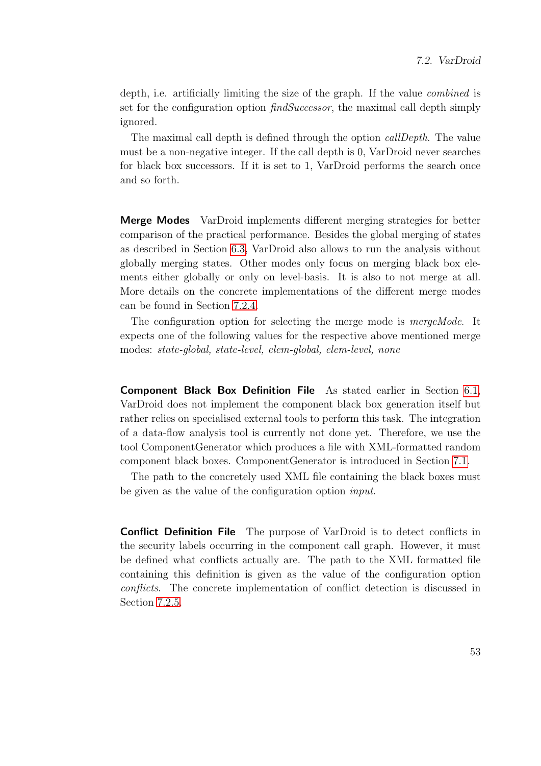depth, i.e. artificially limiting the size of the graph. If the value *combined* is set for the configuration option *findSuccessor*, the maximal call depth simply ignored.

The maximal call depth is defined through the option *callDepth*. The value must be a non-negative integer. If the call depth is 0, VarDroid never searches for black box successors. If it is set to 1, VarDroid performs the search once and so forth.

**Merge Modes** VarDroid implements different merging strategies for better comparison of the practical performance. Besides the global merging of states as described in Section 6.3, VarDroid also allows to run the analysis without globally merging states. Other modes only focus on merging black box elements either globally or only on level-basis. It is also to not merge at all. More details on the concrete implementations of the different merge modes can be found in Section 7.2.4.

The configuration option for selecting the merge mode is *mergeMode*. It expects one of the following values for the respective above mentioned merge modes: *state-global, state-level, elem-global, elem-level, none*

**Component Black Box Definition File** As stated earlier in Section 6.1, VarDroid does not implement the component black box generation itself but rather relies on specialised external tools to perform this task. The integration of a data-flow analysis tool is currently not done yet. Therefore, we use the tool ComponentGenerator which produces a file with XML-formatted random component black boxes. ComponentGenerator is introduced in Section 7.1.

The path to the concretely used XML file containing the black boxes must be given as the value of the configuration option *input*.

**Conflict Definition File** The purpose of VarDroid is to detect conflicts in the security labels occurring in the component call graph. However, it must be defined what conflicts actually are. The path to the XML formatted file containing this definition is given as the value of the configuration option *conflicts*. The concrete implementation of conflict detection is discussed in Section 7.2.5.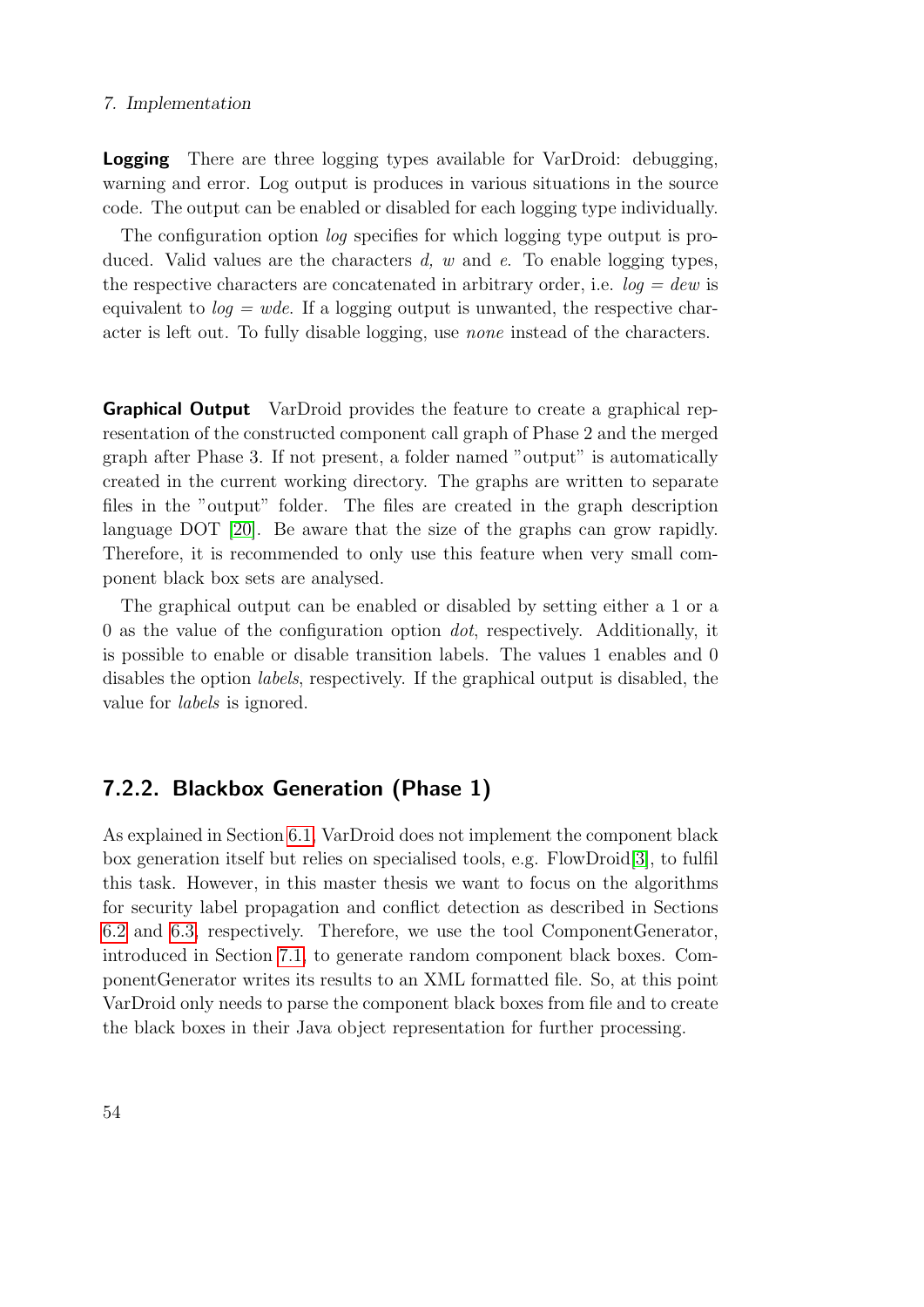**Logging** There are three logging types available for VarDroid: debugging, warning and error. Log output is produces in various situations in the source code. The output can be enabled or disabled for each logging type individually.

The configuration option *log* specifies for which logging type output is produced. Valid values are the characters *d, w* and *e*. To enable logging types, the respective characters are concatenated in arbitrary order, i.e. *log = dew* is equivalent to *log = wde*. If a logging output is unwanted, the respective character is left out. To fully disable logging, use *none* instead of the characters.

**Graphical Output** VarDroid provides the feature to create a graphical representation of the constructed component call graph of Phase 2 and the merged graph after Phase 3. If not present, a folder named "output" is automatically created in the current working directory. The graphs are written to separate files in the "output" folder. The files are created in the graph description language DOT [20]. Be aware that the size of the graphs can grow rapidly. Therefore, it is recommended to only use this feature when very small component black box sets are analysed.

The graphical output can be enabled or disabled by setting either a 1 or a 0 as the value of the configuration option *dot*, respectively. Additionally, it is possible to enable or disable transition labels. The values 1 enables and 0 disables the option *labels*, respectively. If the graphical output is disabled, the value for *labels* is ignored.

### 7.2.2. Blackbox Generation (Phase 1)

As explained in Section 6.1, VarDroid does not implement the component black box generation itself but relies on specialised tools, e.g. FlowDroid[3], to fulfil this task. However, in this master thesis we want to focus on the algorithms for security label propagation and conflict detection as described in Sections 6.2 and 6.3, respectively. Therefore, we use the tool ComponentGenerator, introduced in Section 7.1, to generate random component black boxes. ComponentGenerator writes its results to an XML formatted file. So, at this point VarDroid only needs to parse the component black boxes from file and to create the black boxes in their Java object representation for further processing.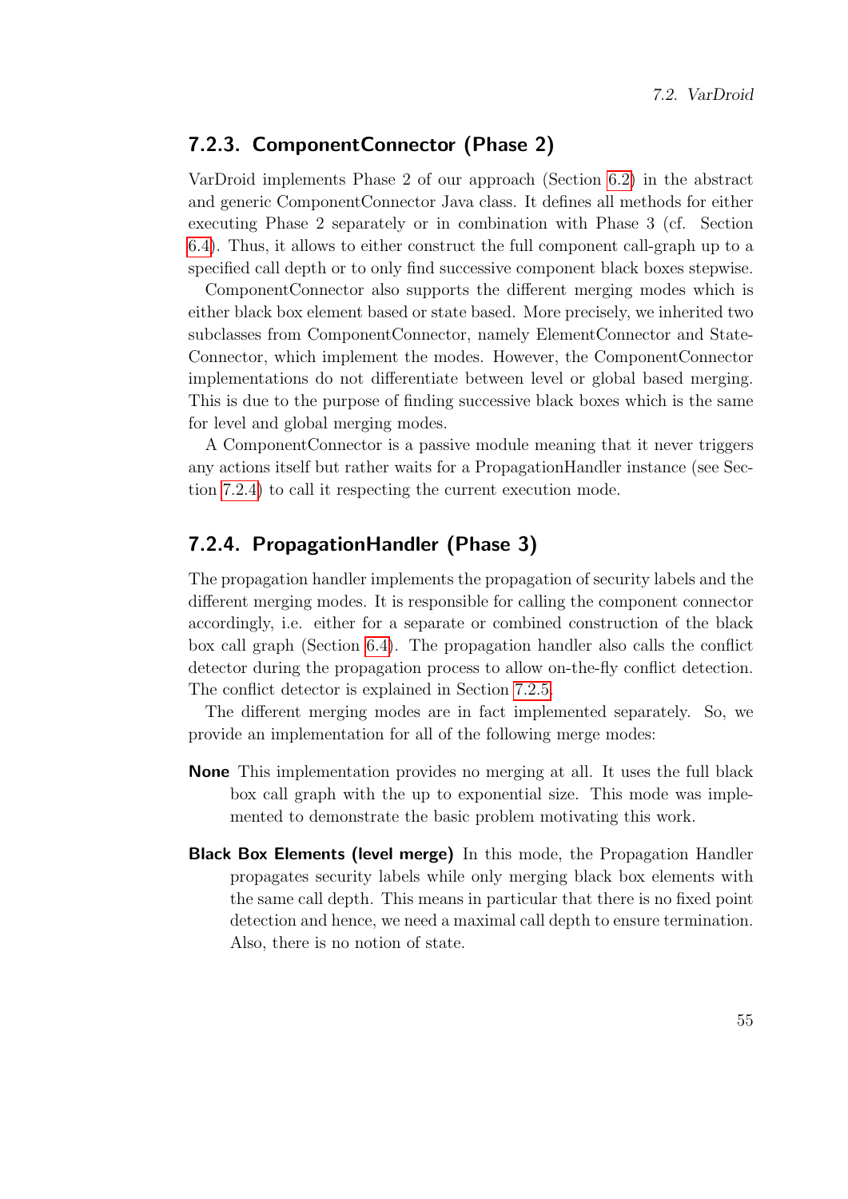### 7.2.3. ComponentConnector (Phase 2)

VarDroid implements Phase 2 of our approach (Section 6.2) in the abstract and generic ComponentConnector Java class. It defines all methods for either executing Phase 2 separately or in combination with Phase 3 (cf. Section 6.4). Thus, it allows to either construct the full component call-graph up to a specified call depth or to only find successive component black boxes stepwise.

ComponentConnector also supports the different merging modes which is either black box element based or state based. More precisely, we inherited two subclasses from ComponentConnector, namely ElementConnector and StateConnector, which implement the modes. However, the ComponentConnector implementations do not differentiate between level or global based merging. This is due to the purpose of finding successive black boxes which is the same for level and global merging modes.

A ComponentConnector is a passive module meaning that it never triggers any actions itself but rather waits for a PropagationHandler instance (see Section 7.2.4) to call it respecting the current execution mode.

### 7.2.4. PropagationHandler (Phase 3)

The propagation handler implements the propagation of security labels and the different merging modes. It is responsible for calling the component connector accordingly, i.e. either for a separate or combined construction of the black box call graph (Section 6.4). The propagation handler also calls the conflict detector during the propagation process to allow on-the-fly conflict detection. The conflict detector is explained in Section 7.2.5.

The different merging modes are in fact implemented separately. So, we provide an implementation for all of the following merge modes:

**None** This implementation provides no merging at all. It uses the full black box call graph with the up to exponential size. This mode was implemented to demonstrate the basic problem motivating this work.

**Black Box Elements (level merge)** In this mode, the Propagation Handler propagates security labels while only merging black box elements with the same call depth. This means in particular that there is no fixed point detection and hence, we need a maximal call depth to ensure termination. Also, there is no notion of state.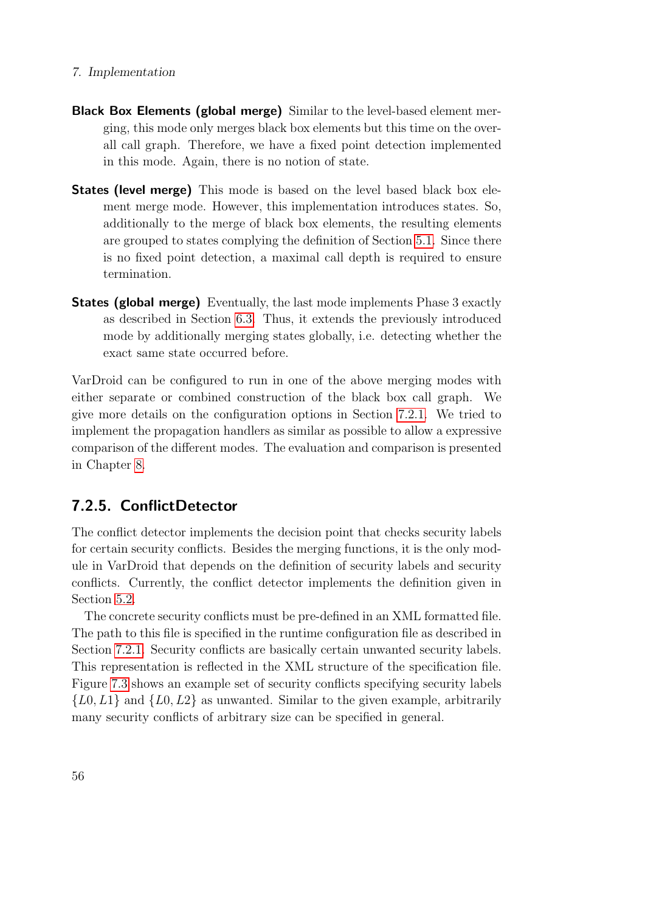**Black Box Elements (global merge)** Similar to the level-based element merging, this mode only merges black box elements but this time on the overall call graph. Therefore, we have a fixed point detection implemented in this mode. Again, there is no notion of state.

**States (level merge)** This mode is based on the level based black box element merge mode. However, this implementation introduces states. So, additionally to the merge of black box elements, the resulting elements are grouped to states complying the definition of Section 5.1. Since there is no fixed point detection, a maximal call depth is required to ensure termination.

**States (global merge)** Eventually, the last mode implements Phase 3 exactly as described in Section 6.3. Thus, it extends the previously introduced mode by additionally merging states globally, i.e. detecting whether the exact same state occurred before.

VarDroid can be configured to run in one of the above merging modes with either separate or combined construction of the black box call graph. We give more details on the configuration options in Section 7.2.1. We tried to implement the propagation handlers as similar as possible to allow a expressive comparison of the different modes. The evaluation and comparison is presented in Chapter 8.

### 7.2.5. ConflictDetector

The conflict detector implements the decision point that checks security labels for certain security conflicts. Besides the merging functions, it is the only module in VarDroid that depends on the definition of security labels and security conflicts. Currently, the conflict detector implements the definition given in Section 5.2.

The concrete security conflicts must be pre-defined in an XML formatted file. The path to this file is specified in the runtime configuration file as described in Section 7.2.1. Security conflicts are basically certain unwanted security labels. This representation is reflected in the XML structure of the specification file. Figure 7.3 shows an example set of security conflicts specifying security labels $\{L0, L1\}$ and $\{L0, L2\}$ as unwanted. Similar to the given example, arbitrarily many security conflicts of arbitrary size can be specified in general.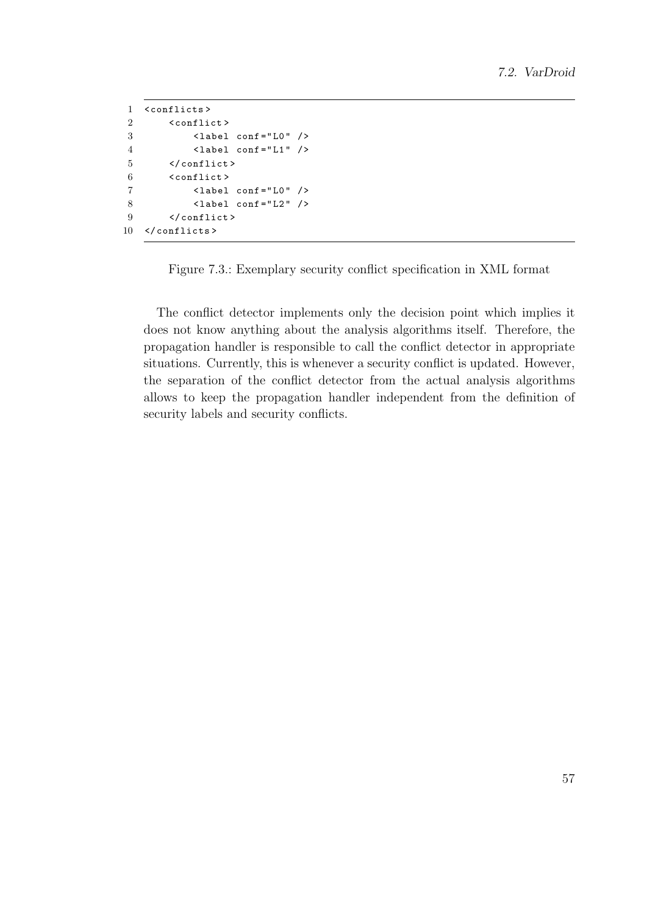```xml
<conflicts>
    <conflict>
        <label conf="L0" />
        <label conf="L1" />
    </conflict>
    <conflict>
        <label conf="L0" />
        <label conf="L2" />
    </conflict>
</conflicts>
```

Figure 7.3.: Exemplary security conflict specification in XML format

The conflict detector implements only the decision point which implies it does not know anything about the analysis algorithms itself. Therefore, the propagation handler is responsible to call the conflict detector in appropriate situations. Currently, this is whenever a security conflict is updated. However, the separation of the conflict detector from the actual analysis algorithms allows to keep the propagation handler independent from the definition of security labels and security conflicts.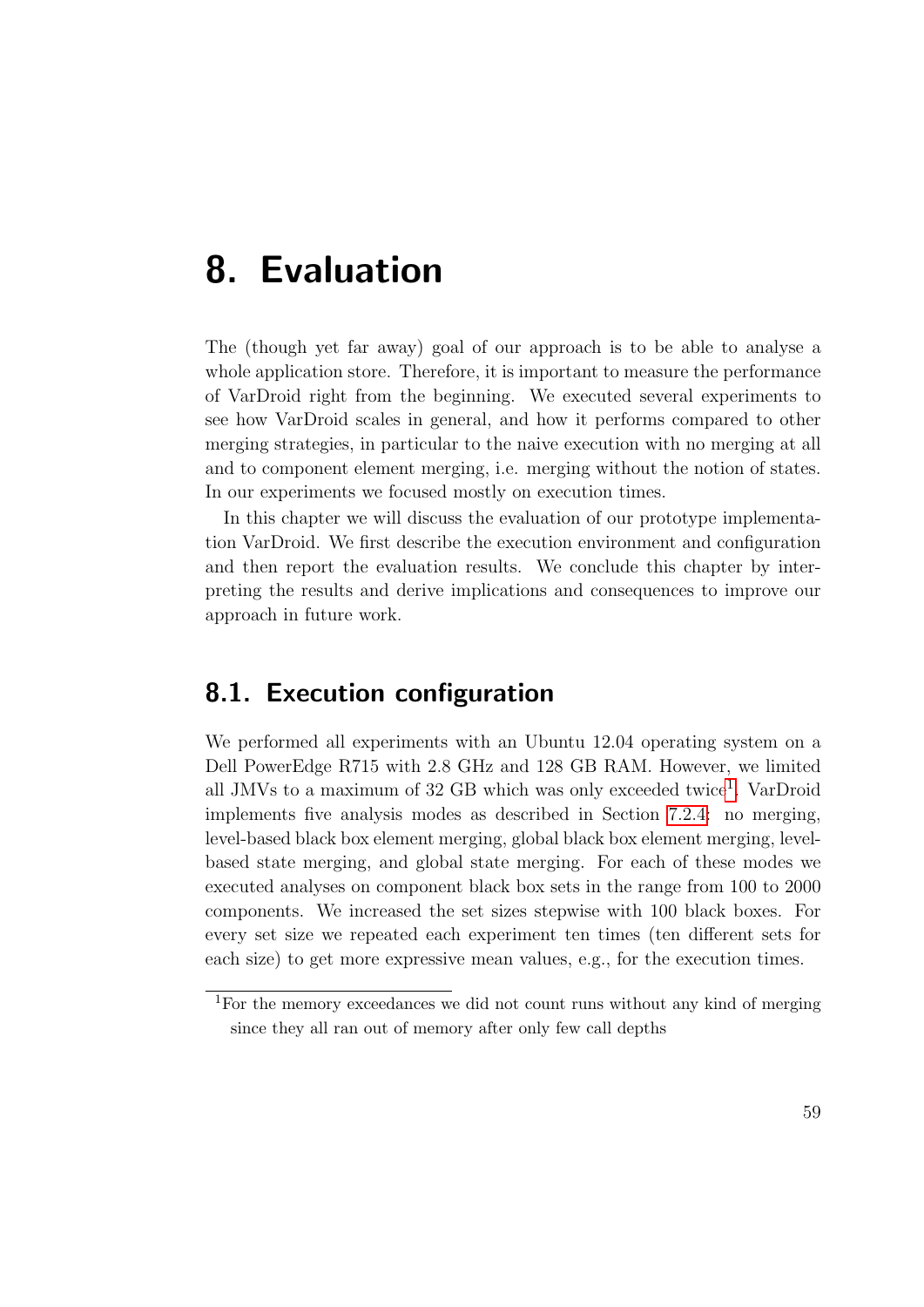# 8. Evaluation

The (though yet far away) goal of our approach is to be able to analyse a whole application store. Therefore, it is important to measure the performance of VarDroid right from the beginning. We executed several experiments to see how VarDroid scales in general, and how it performs compared to other merging strategies, in particular to the naive execution with no merging at all and to component element merging, i.e. merging without the notion of states. In our experiments we focused mostly on execution times.

In this chapter we will discuss the evaluation of our prototype implementation VarDroid. We first describe the execution environment and configuration and then report the evaluation results. We conclude this chapter by interpreting the results and derive implications and consequences to improve our approach in future work.

## 8.1. Execution configuration

We performed all experiments with an Ubuntu 12.04 operating system on a Dell PowerEdge R715 with 2.8 GHz and 128 GB RAM. However, we limited all JMVs to a maximum of 32 GB which was only exceeded twice[1]. VarDroid implements five analysis modes as described in Section 7.2.4: no merging, level-based black box element merging, global black box element merging, level-based state merging, and global state merging. For each of these modes we executed analyses on component black box sets in the range from 100 to 2000 components. We increased the set sizes stepwise with 100 black boxes. For every set size we repeated each experiment ten times (ten different sets for each size) to get more expressive mean values, e.g., for the execution times.

[1] For the memory exceedances we did not count runs without any kind of merging since they all ran out of memory after only few call depths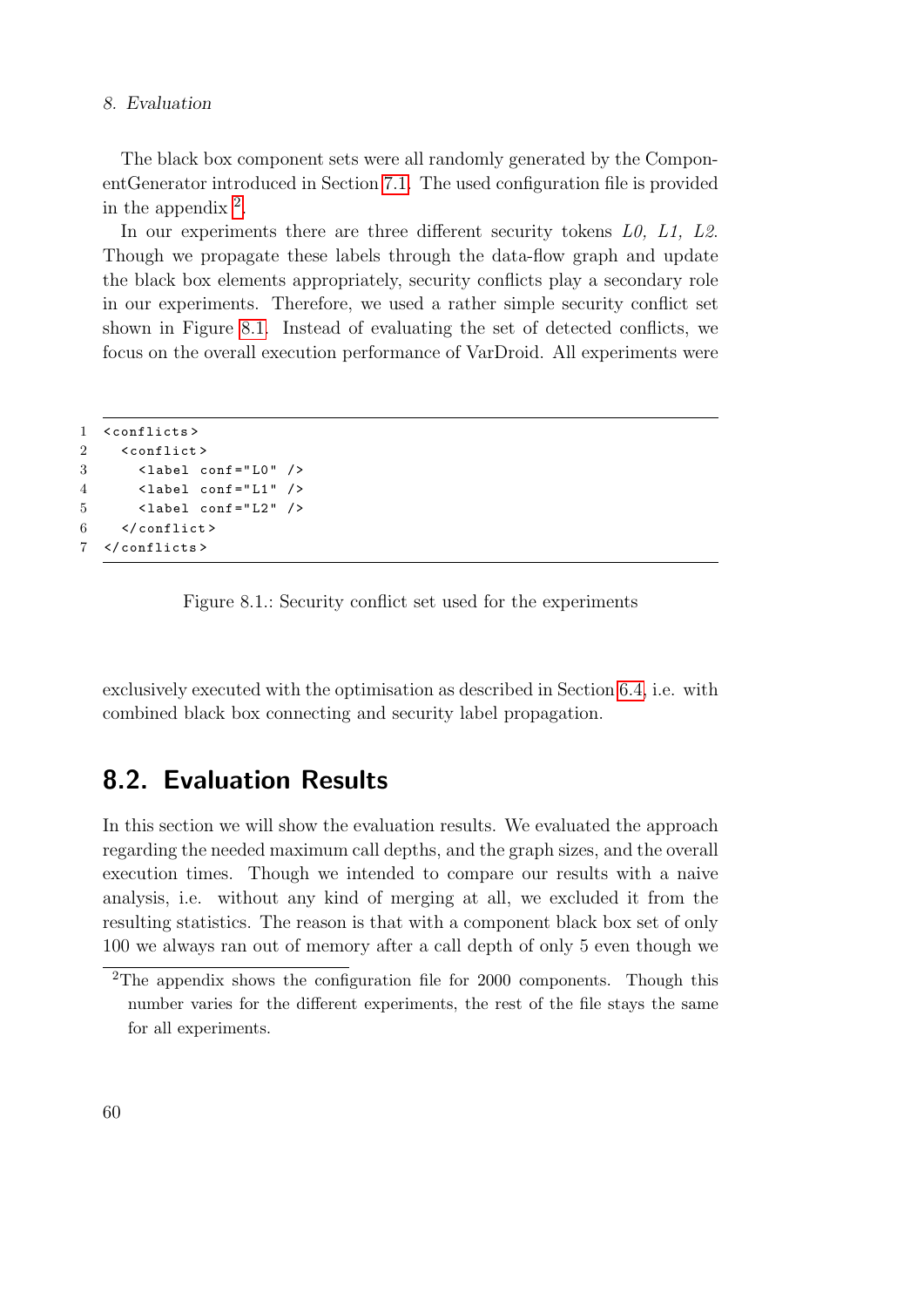The black box component sets were all randomly generated by the ComponentGenerator introduced in Section 7.1. The used configuration file is provided in the appendix [2].

In our experiments there are three different security tokens *L0, L1, L2*. Though we propagate these labels through the data-flow graph and update the black box elements appropriately, security conflicts play a secondary role in our experiments. Therefore, we used a rather simple security conflict set shown in Figure 8.1. Instead of evaluating the set of detected conflicts, we focus on the overall execution performance of VarDroid. All experiments were

```
1 <conflicts>
2   <conflict>
3     <label conf="L0" />
4     <label conf="L1" />
5     <label conf="L2" />
6   </conflict>
7 </conflicts>
```

Figure 8.1.: Security conflict set used for the experiments

exclusively executed with the optimisation as described in Section 6.4, i.e. with combined black box connecting and security label propagation.

## 8.2. Evaluation Results

In this section we will show the evaluation results. We evaluated the approach regarding the needed maximum call depths, and the graph sizes, and the overall execution times. Though we intended to compare our results with a naive analysis, i.e. without any kind of merging at all, we excluded it from the resulting statistics. The reason is that with a component black box set of only 100 we always ran out of memory after a call depth of only 5 even though we

[2]The appendix shows the configuration file for 2000 components. Though this number varies for the different experiments, the rest of the file stays the same for all experiments.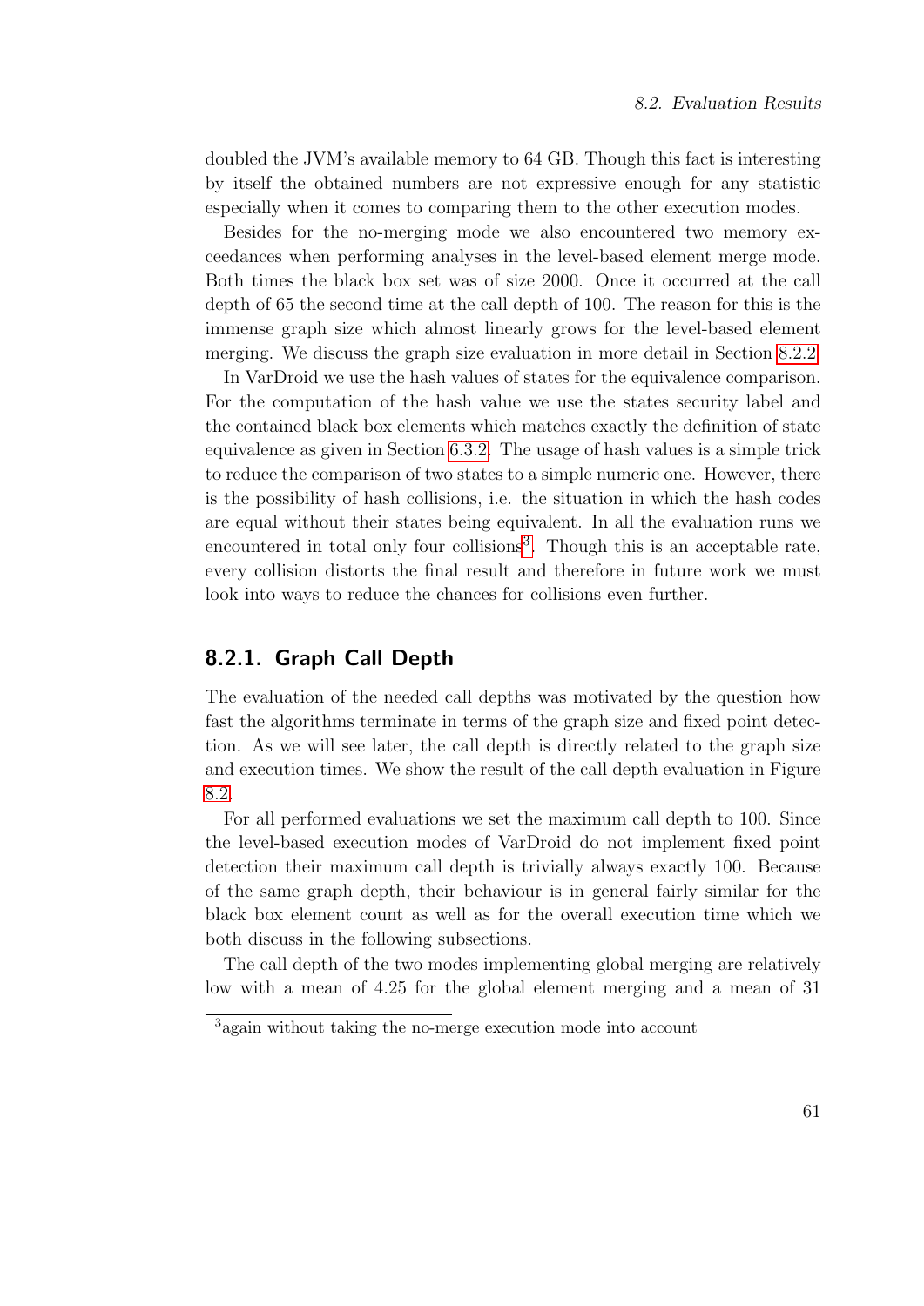doubled the JVM's available memory to 64 GB. Though this fact is interesting by itself the obtained numbers are not expressive enough for any statistic especially when it comes to comparing them to the other execution modes.

Besides for the no-merging mode we also encountered two memory exceedances when performing analyses in the level-based element merge mode. Both times the black box set was of size 2000. Once it occurred at the call depth of 65 the second time at the call depth of 100. The reason for this is the immense graph size which almost linearly grows for the level-based element merging. We discuss the graph size evaluation in more detail in Section 8.2.2.

In VarDroid we use the hash values of states for the equivalence comparison. For the computation of the hash value we use the states security label and the contained black box elements which matches exactly the definition of state equivalence as given in Section 6.3.2. The usage of hash values is a simple trick to reduce the comparison of two states to a simple numeric one. However, there is the possibility of hash collisions, i.e. the situation in which the hash codes are equal without their states being equivalent. In all the evaluation runs we encountered in total only four collisions[3]. Though this is an acceptable rate, every collision distorts the final result and therefore in future work we must look into ways to reduce the chances for collisions even further.

### 8.2.1. Graph Call Depth

The evaluation of the needed call depths was motivated by the question how fast the algorithms terminate in terms of the graph size and fixed point detection. As we will see later, the call depth is directly related to the graph size and execution times. We show the result of the call depth evaluation in Figure 8.2.

For all performed evaluations we set the maximum call depth to 100. Since the level-based execution modes of VarDroid do not implement fixed point detection their maximum call depth is trivially always exactly 100. Because of the same graph depth, their behaviour is in general fairly similar for the black box element count as well as for the overall execution time which we both discuss in the following subsections.

The call depth of the two modes implementing global merging are relatively low with a mean of 4.25 for the global element merging and a mean of 31

[3] again without taking the no-merge execution mode into account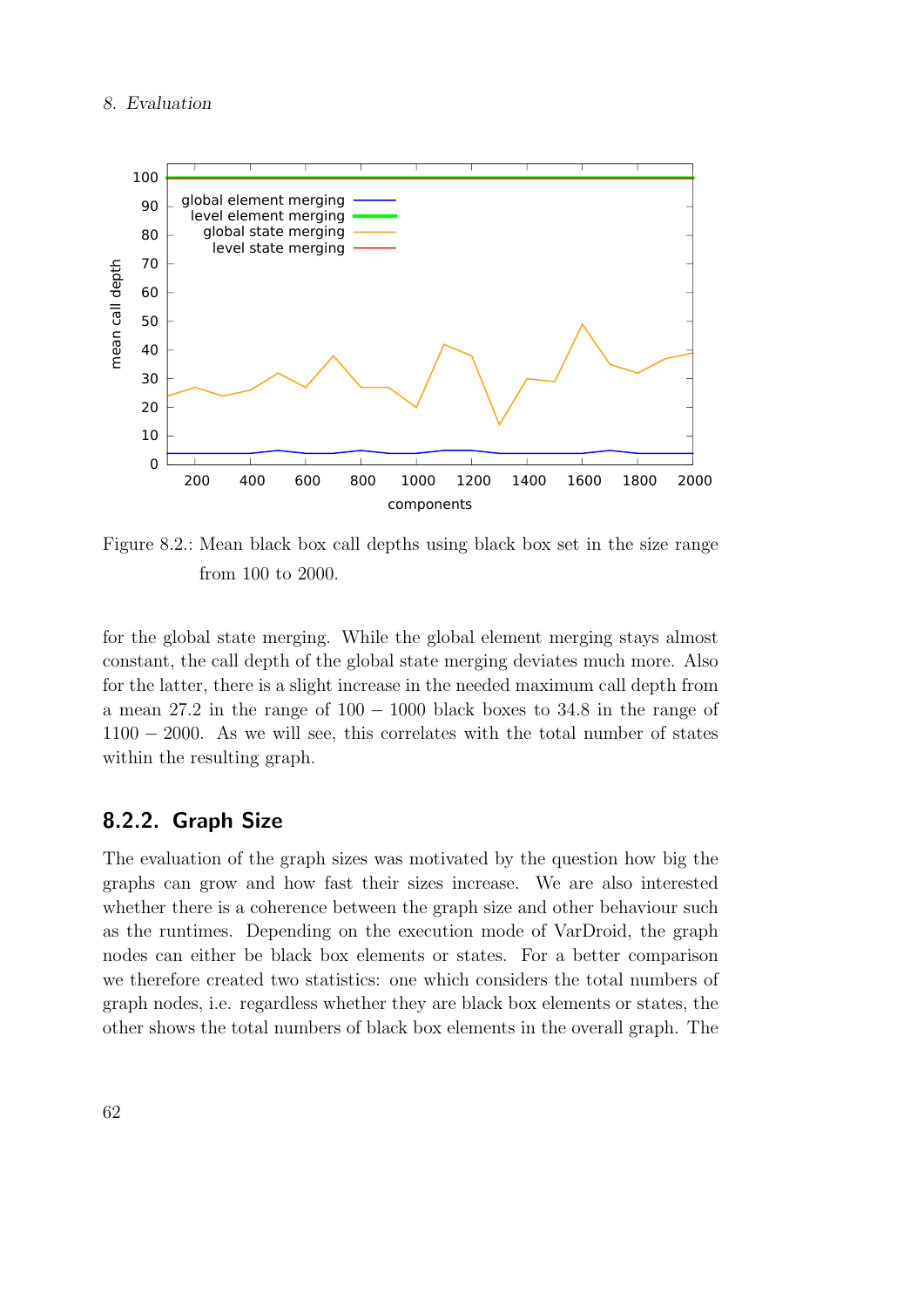Figure 8.2.: Mean black box call depths using black box set in the size range from 100 to 2000.

for the global state merging. While the global element merging stays almost constant, the call depth of the global state merging deviates much more. Also for the latter, there is a slight increase in the needed maximum call depth from a mean 27.2 in the range of $100 - 1000$ black boxes to 34.8 in the range of $1100 - 2000$. As we will see, this correlates with the total number of states within the resulting graph.

### 8.2.2. Graph Size

The evaluation of the graph sizes was motivated by the question how big the graphs can grow and how fast their sizes increase. We are also interested whether there is a coherence between the graph size and other behaviour such as the runtimes. Depending on the execution mode of VarDroid, the graph nodes can either be black box elements or states. For a better comparison we therefore created two statistics: one which considers the total numbers of graph nodes, i.e. regardless whether they are black box elements or states, the other shows the total numbers of black box elements in the overall graph. The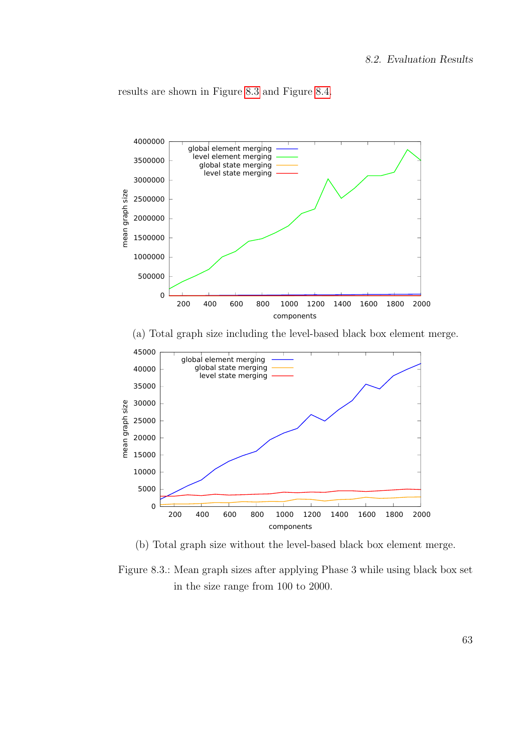results are shown in Figure 8.3 and Figure 8.4.

(a) Total graph size including the level-based black box element merge.

(b) Total graph size without the level-based black box element merge.

Figure 8.3.: Mean graph sizes after applying Phase 3 while using black box set in the size range from 100 to 2000.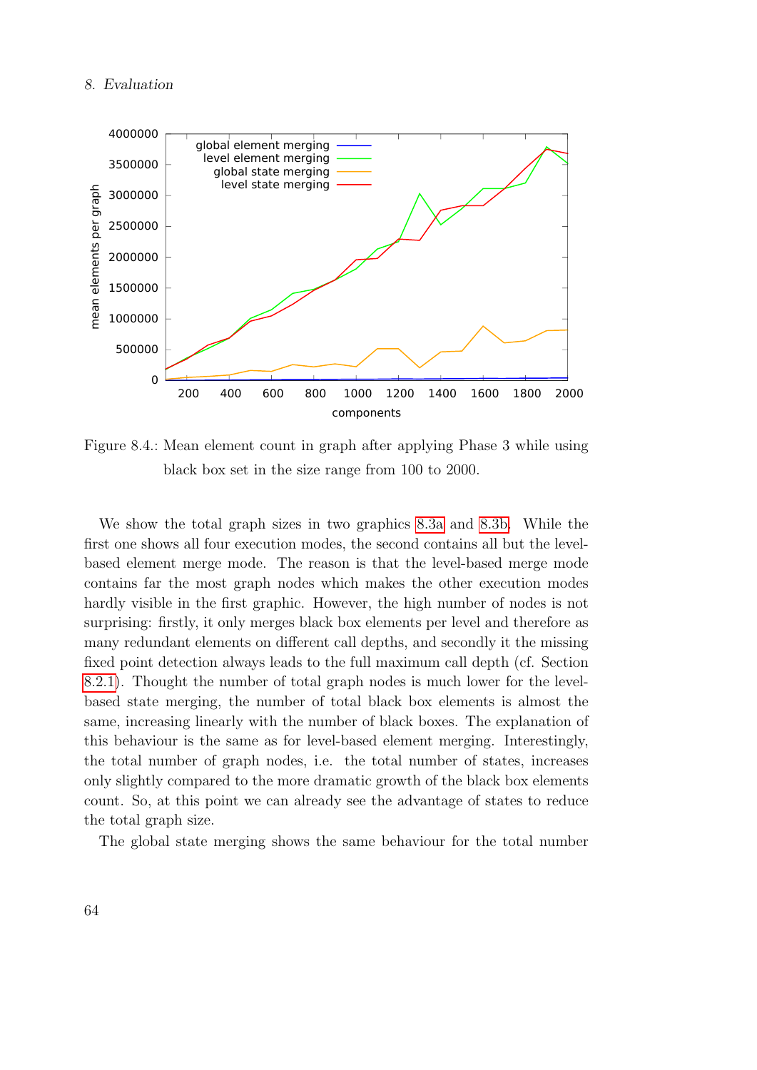Figure 8.4.: Mean element count in graph after applying Phase 3 while using black box set in the size range from 100 to 2000.

We show the total graph sizes in two graphics 8.3a and 8.3b. While the first one shows all four execution modes, the second contains all but the level-based element merge mode. The reason is that the level-based merge mode contains far the most graph nodes which makes the other execution modes hardly visible in the first graphic. However, the high number of nodes is not surprising: firstly, it only merges black box elements per level and therefore as many redundant elements on different call depths, and secondly it the missing fixed point detection always leads to the full maximum call depth (cf. Section 8.2.1). Thought the number of total graph nodes is much lower for the level-based state merging, the number of total black box elements is almost the same, increasing linearly with the number of black boxes. The explanation of this behaviour is the same as for level-based element merging. Interestingly, the total number of graph nodes, i.e. the total number of states, increases only slightly compared to the more dramatic growth of the black box elements count. So, at this point we can already see the advantage of states to reduce the total graph size.

The global state merging shows the same behaviour for the total number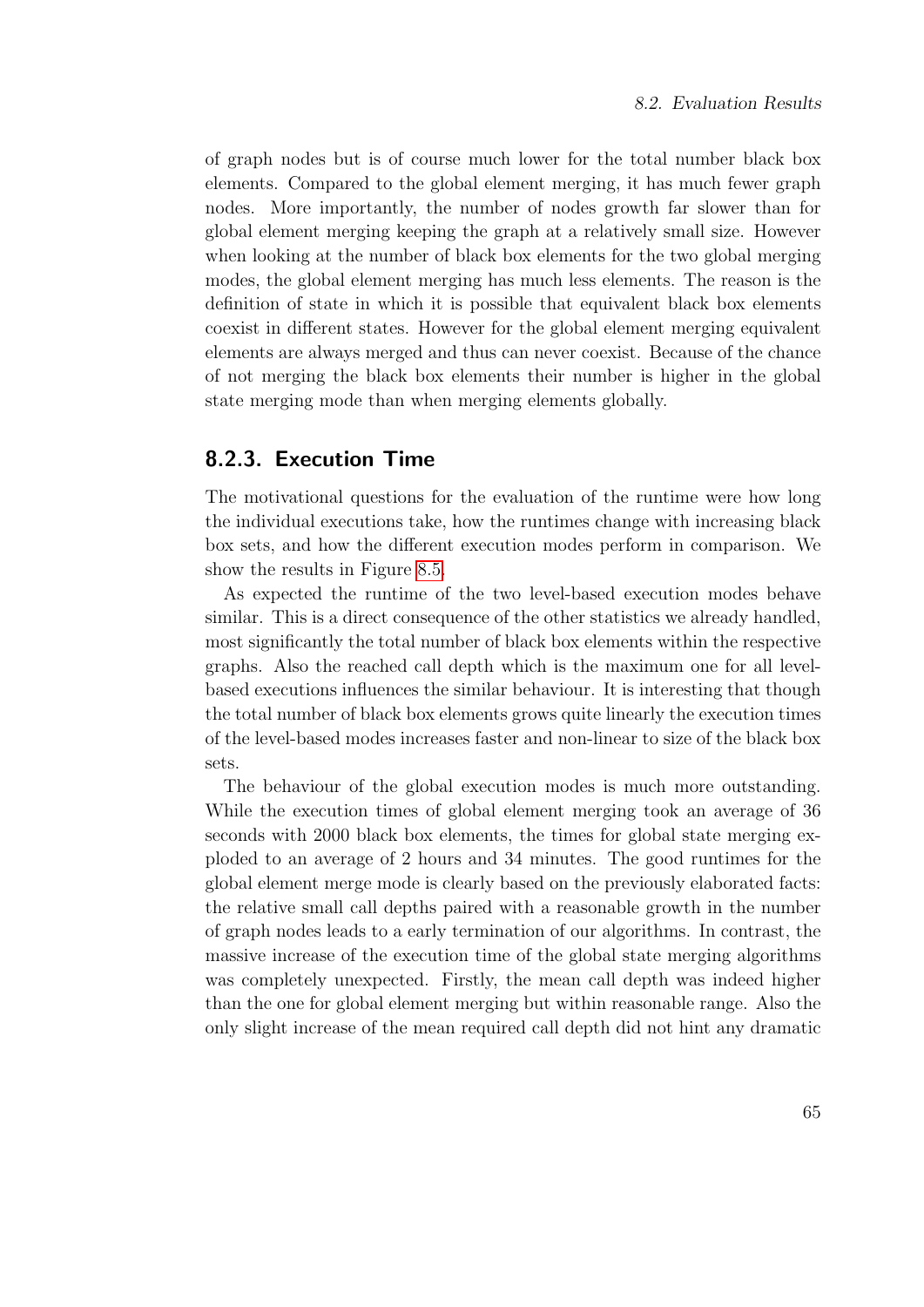of graph nodes but is of course much lower for the total number black box elements. Compared to the global element merging, it has much fewer graph nodes. More importantly, the number of nodes growth far slower than for global element merging keeping the graph at a relatively small size. However when looking at the number of black box elements for the two global merging modes, the global element merging has much less elements. The reason is the definition of state in which it is possible that equivalent black box elements coexist in different states. However for the global element merging equivalent elements are always merged and thus can never coexist. Because of the chance of not merging the black box elements their number is higher in the global state merging mode than when merging elements globally.

### 8.2.3. Execution Time

The motivational questions for the evaluation of the runtime were how long the individual executions take, how the runtimes change with increasing black box sets, and how the different execution modes perform in comparison. We show the results in Figure 8.5.

As expected the runtime of the two level-based execution modes behave similar. This is a direct consequence of the other statistics we already handled, most significantly the total number of black box elements within the respective graphs. Also the reached call depth which is the maximum one for all level-based executions influences the similar behaviour. It is interesting that though the total number of black box elements grows quite linearly the execution times of the level-based modes increases faster and non-linear to size of the black box sets.

The behaviour of the global execution modes is much more outstanding. While the execution times of global element merging took an average of 36 seconds with 2000 black box elements, the times for global state merging exploded to an average of 2 hours and 34 minutes. The good runtimes for the global element merge mode is clearly based on the previously elaborated facts: the relative small call depths paired with a reasonable growth in the number of graph nodes leads to a early termination of our algorithms. In contrast, the massive increase of the execution time of the global state merging algorithms was completely unexpected. Firstly, the mean call depth was indeed higher than the one for global element merging but within reasonable range. Also the only slight increase of the mean required call depth did not hint any dramatic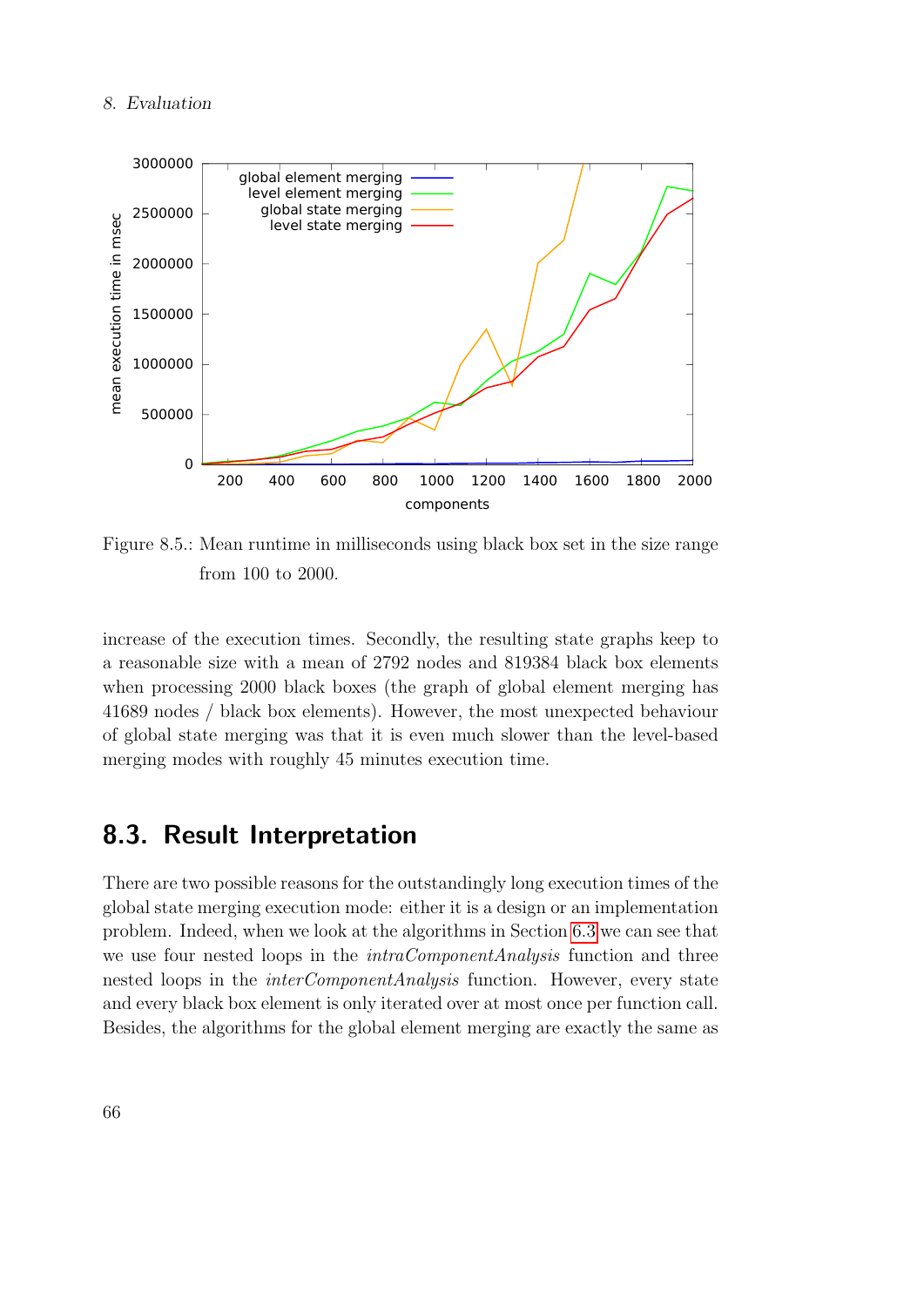Figure 8.5.: Mean runtime in milliseconds using black box set in the size range from 100 to 2000.

increase of the execution times. Secondly, the resulting state graphs keep to a reasonable size with a mean of 2792 nodes and 819384 black box elements when processing 2000 black boxes (the graph of global element merging has 41689 nodes / black box elements). However, the most unexpected behaviour of global state merging was that it is even much slower than the level-based merging modes with roughly 45 minutes execution time.

## 8.3. Result Interpretation

There are two possible reasons for the outstandingly long execution times of the global state merging execution mode: either it is a design or an implementation problem. Indeed, when we look at the algorithms in Section 6.3 we can see that we use four nested loops in the *intraComponentAnalysis* function and three nested loops in the *interComponentAnalysis* function. However, every state and every black box element is only iterated over at most once per function call. Besides, the algorithms for the global element merging are exactly the same as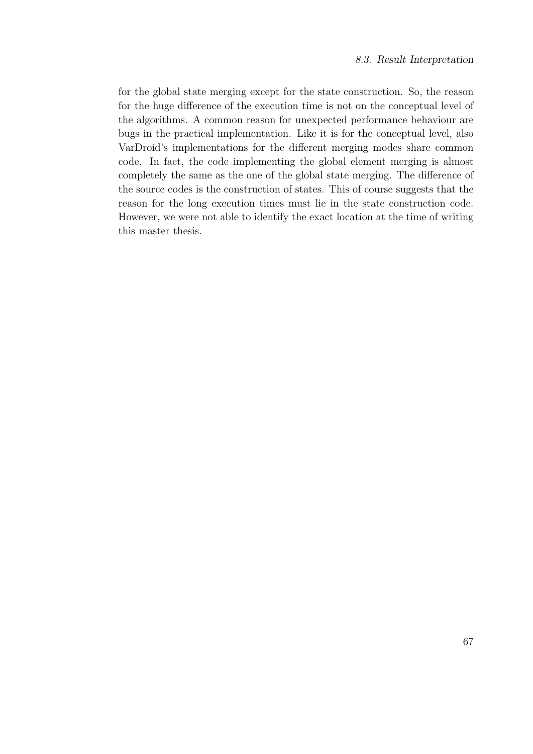for the global state merging except for the state construction. So, the reason for the huge difference of the execution time is not on the conceptual level of the algorithms. A common reason for unexpected performance behaviour are bugs in the practical implementation. Like it is for the conceptual level, also VarDroid's implementations for the different merging modes share common code. In fact, the code implementing the global element merging is almost completely the same as the one of the global state merging. The difference of the source codes is the construction of states. This of course suggests that the reason for the long execution times must lie in the state construction code. However, we were not able to identify the exact location at the time of writing this master thesis.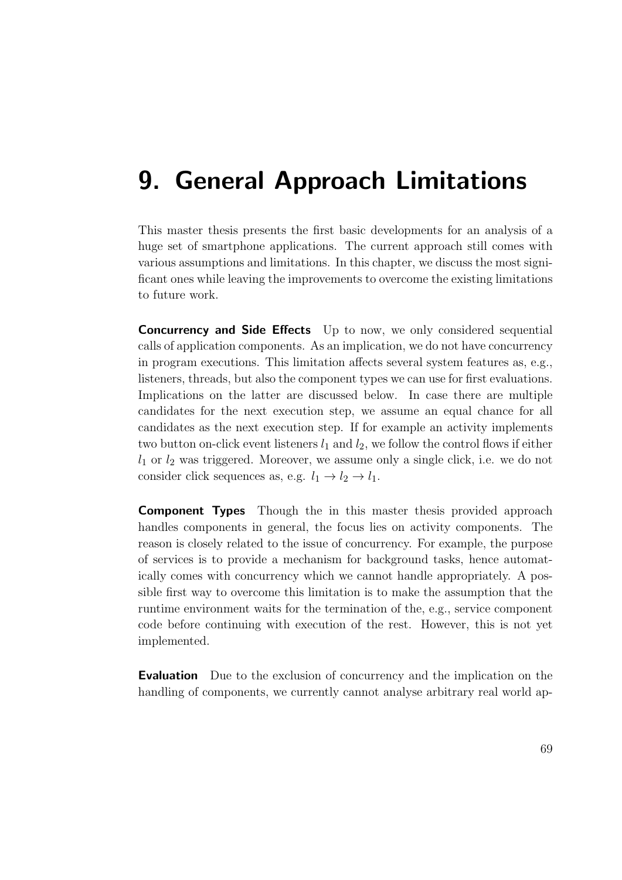# 9. General Approach Limitations

This master thesis presents the first basic developments for an analysis of a huge set of smartphone applications. The current approach still comes with various assumptions and limitations. In this chapter, we discuss the most significant ones while leaving the improvements to overcome the existing limitations to future work.

**Concurrency and Side Effects** Up to now, we only considered sequential calls of application components. As an implication, we do not have concurrency in program executions. This limitation affects several system features as, e.g., listeners, threads, but also the component types we can use for first evaluations. Implications on the latter are discussed below. In case there are multiple candidates for the next execution step, we assume an equal chance for all candidates as the next execution step. If for example an activity implements two button on-click event listeners $l_1$ and $l_2$, we follow the control flows if either $l_1$ or $l_2$ was triggered. Moreover, we assume only a single click, i.e. we do not consider click sequences as, e.g. $l_1 \rightarrow l_2 \rightarrow l_1$.

**Component Types** Though the in this master thesis provided approach handles components in general, the focus lies on activity components. The reason is closely related to the issue of concurrency. For example, the purpose of services is to provide a mechanism for background tasks, hence automatically comes with concurrency which we cannot handle appropriately. A possible first way to overcome this limitation is to make the assumption that the runtime environment waits for the termination of the, e.g., service component code before continuing with execution of the rest. However, this is not yet implemented.

**Evaluation** Due to the exclusion of concurrency and the implication on the handling of components, we currently cannot analyse arbitrary real world ap-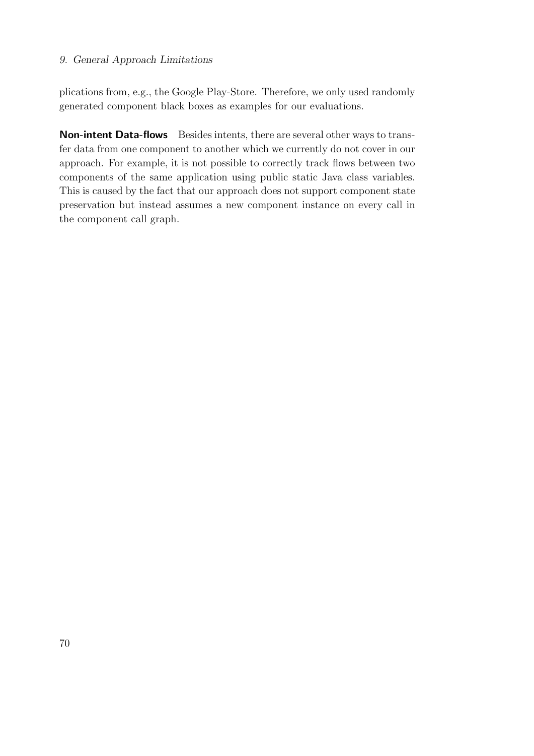plications from, e.g., the Google Play-Store. Therefore, we only used randomly generated component black boxes as examples for our evaluations.

**Non-intent Data-flows** Besides intents, there are several other ways to transfer data from one component to another which we currently do not cover in our approach. For example, it is not possible to correctly track flows between two components of the same application using public static Java class variables. This is caused by the fact that our approach does not support component state preservation but instead assumes a new component instance on every call in the component call graph.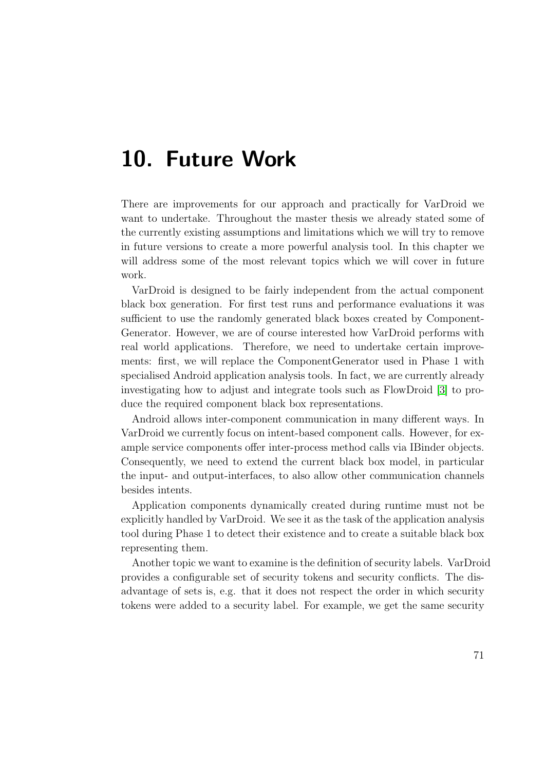# 10. Future Work

There are improvements for our approach and practically for VarDroid we want to undertake. Throughout the master thesis we already stated some of the currently existing assumptions and limitations which we will try to remove in future versions to create a more powerful analysis tool. In this chapter we will address some of the most relevant topics which we will cover in future work.

VarDroid is designed to be fairly independent from the actual component black box generation. For first test runs and performance evaluations it was sufficient to use the randomly generated black boxes created by ComponentGenerator. However, we are of course interested how VarDroid performs with real world applications. Therefore, we need to undertake certain improvements: first, we will replace the ComponentGenerator used in Phase 1 with specialised Android application analysis tools. In fact, we are currently already investigating how to adjust and integrate tools such as FlowDroid [3] to produce the required component black box representations.

Android allows inter-component communication in many different ways. In VarDroid we currently focus on intent-based component calls. However, for example service components offer inter-process method calls via IBinder objects. Consequently, we need to extend the current black box model, in particular the input- and output-interfaces, to also allow other communication channels besides intents.

Application components dynamically created during runtime must not be explicitly handled by VarDroid. We see it as the task of the application analysis tool during Phase 1 to detect their existence and to create a suitable black box representing them.

Another topic we want to examine is the definition of security labels. VarDroid provides a configurable set of security tokens and security conflicts. The disadvantage of sets is, e.g. that it does not respect the order in which security tokens were added to a security label. For example, we get the same security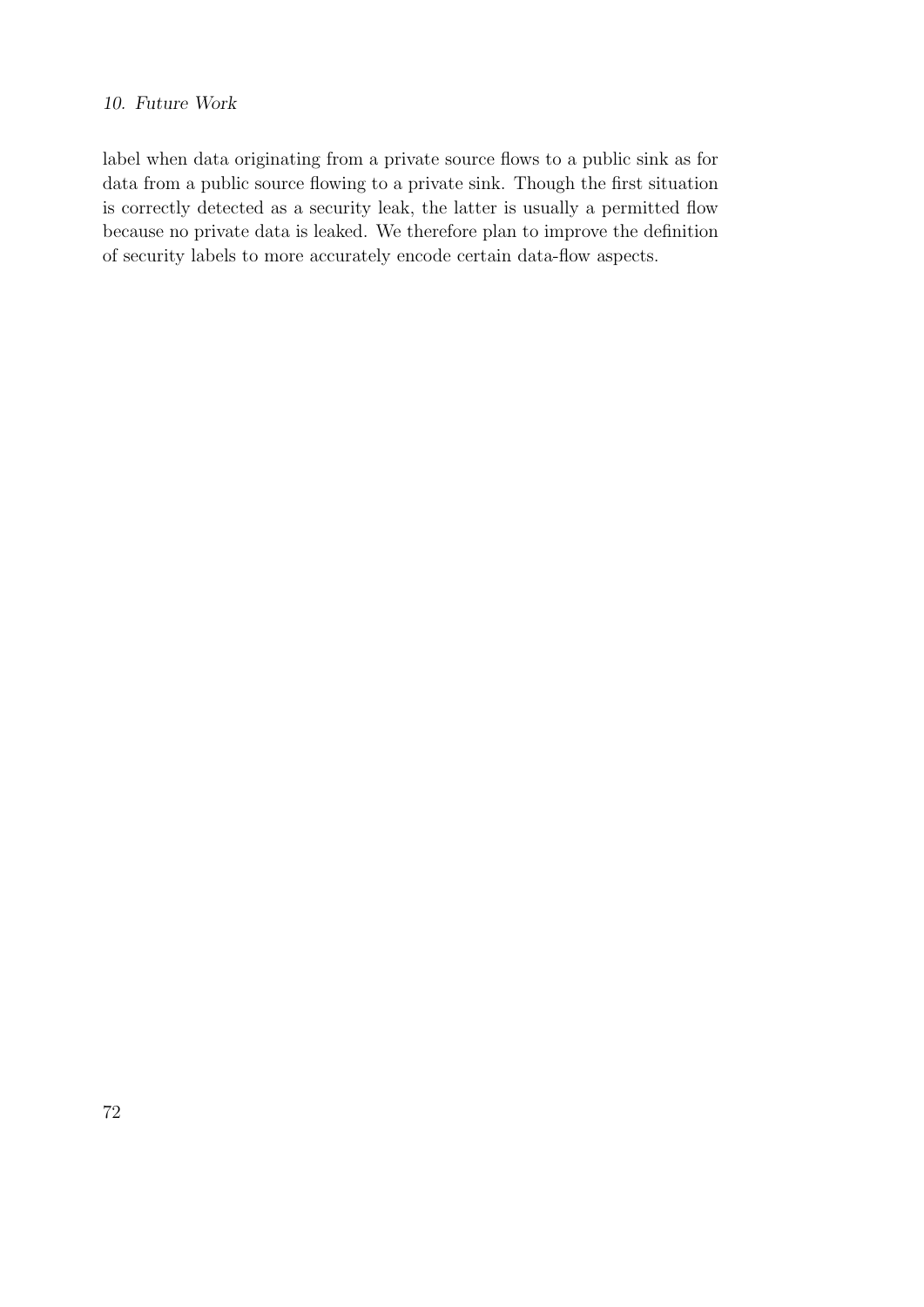label when data originating from a private source flows to a public sink as for data from a public source flowing to a private sink. Though the first situation is correctly detected as a security leak, the latter is usually a permitted flow because no private data is leaked. We therefore plan to improve the definition of security labels to more accurately encode certain data-flow aspects.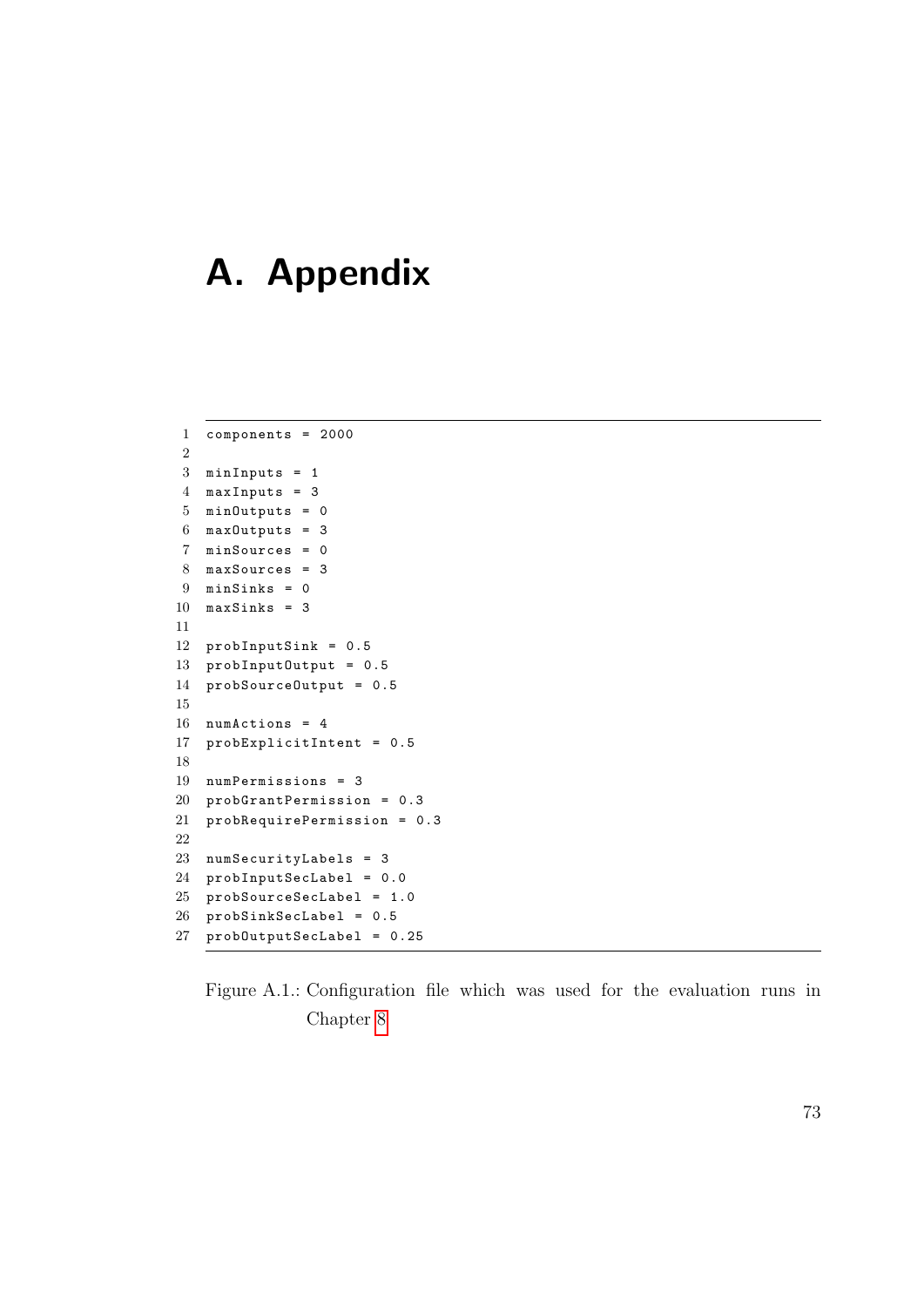# A. Appendix

```
components = 2000

minInputs = 1
maxInputs = 3
minOutputs = 0
maxOutputs = 3
minSources = 0
maxSources = 3
minSinks = 0
maxSinks = 3

probInputSink = 0.5
probInputOutput = 0.5
probSourceOutput = 0.5

numActions = 4
probExplicitIntent = 0.5

numPermissions = 3
probGrantPermission = 0.3
probRequirePermission = 0.3

numSecurityLabels = 3
probInputSecLabel = 0.0
probSourceSecLabel = 1.0
probSinkSecLabel = 0.5
probOutputSecLabel = 0.25
```

Figure A.1.: Configuration file which was used for the evaluation runs in Chapter 8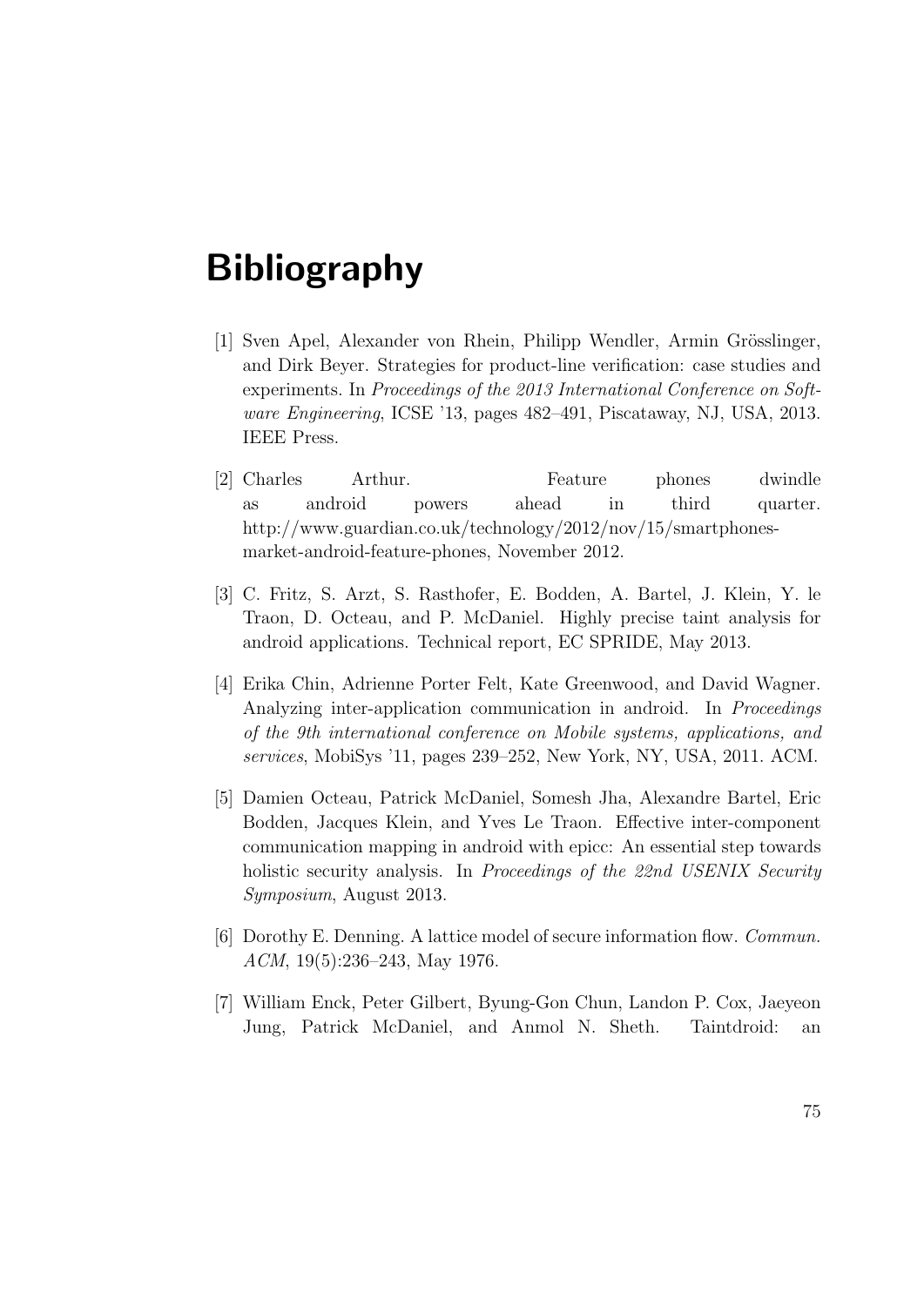# Bibliography

[1] Sven Apel, Alexander von Rhein, Philipp Wendler, Armin Grösslinger, and Dirk Beyer. Strategies for product-line verification: case studies and experiments. In *Proceedings of the 2013 International Conference on Software Engineering*, ICSE '13, pages 482–491, Piscataway, NJ, USA, 2013. IEEE Press.

[2] Charles Arthur. Feature phones dwindle as android powers ahead in third quarter. http://www.guardian.co.uk/technology/2012/nov/15/smartphones-market-android-feature-phones, November 2012.

[3] C. Fritz, S. Arzt, S. Rasthofer, E. Bodden, A. Bartel, J. Klein, Y. le Traon, D. Octeau, and P. McDaniel. Highly precise taint analysis for android applications. Technical report, EC SPRIDE, May 2013.

[4] Erika Chin, Adrienne Porter Felt, Kate Greenwood, and David Wagner. Analyzing inter-application communication in android. In *Proceedings of the 9th international conference on Mobile systems, applications, and services*, MobiSys '11, pages 239–252, New York, NY, USA, 2011. ACM.

[5] Damien Octeau, Patrick McDaniel, Somesh Jha, Alexandre Bartel, Eric Bodden, Jacques Klein, and Yves Le Traon. Effective inter-component communication mapping in android with epicc: An essential step towards holistic security analysis. In *Proceedings of the 22nd USENIX Security Symposium*, August 2013.

[6] Dorothy E. Denning. A lattice model of secure information flow. *Commun. ACM*, 19(5):236–243, May 1976.

[7] William Enck, Peter Gilbert, Byung-Gon Chun, Landon P. Cox, Jaeyeon Jung, Patrick McDaniel, and Anmol N. Sheth. Taintdroid: an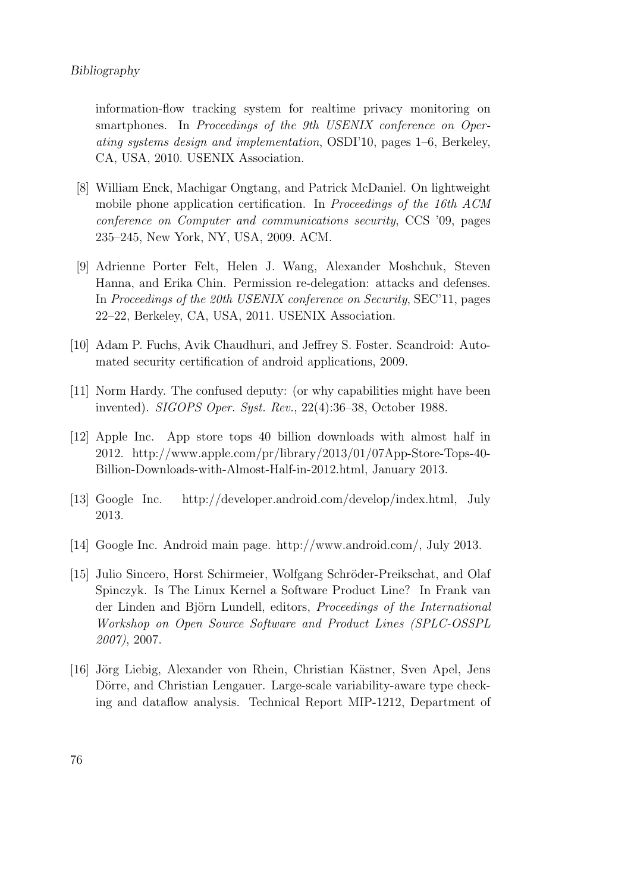information-flow tracking system for realtime privacy monitoring on smartphones. In *Proceedings of the 9th USENIX conference on Operating systems design and implementation*, OSDI'10, pages 1–6, Berkeley, CA, USA, 2010. USENIX Association.

[8] William Enck, Machigar Ongtang, and Patrick McDaniel. On lightweight mobile phone application certification. In *Proceedings of the 16th ACM conference on Computer and communications security*, CCS '09, pages 235–245, New York, NY, USA, 2009. ACM.

[9] Adrienne Porter Felt, Helen J. Wang, Alexander Moshchuk, Steven Hanna, and Erika Chin. Permission re-delegation: attacks and defenses. In *Proceedings of the 20th USENIX conference on Security*, SEC'11, pages 22–22, Berkeley, CA, USA, 2011. USENIX Association.

[10] Adam P. Fuchs, Avik Chaudhuri, and Jeffrey S. Foster. Scandroid: Automated security certification of android applications, 2009.

[11] Norm Hardy. The confused deputy: (or why capabilities might have been invented). *SIGOPS Oper. Syst. Rev.*, 22(4):36–38, October 1988.

[12] Apple Inc. App store tops 40 billion downloads with almost half in 2012. http://www.apple.com/pr/library/2013/01/07App-Store-Tops-40-Billion-Downloads-with-Almost-Half-in-2012.html, January 2013.

[13] Google Inc. http://developer.android.com/develop/index.html, July 2013.

[14] Google Inc. Android main page. http://www.android.com/, July 2013.

[15] Julio Sincero, Horst Schirmeier, Wolfgang Schröder-Preikschat, and Olaf Spinczyk. Is The Linux Kernel a Software Product Line? In Frank van der Linden and Björn Lundell, editors, *Proceedings of the International Workshop on Open Source Software and Product Lines (SPLC-OSSPL 2007)*, 2007.

[16] Jörg Liebig, Alexander von Rhein, Christian Kästner, Sven Apel, Jens Dörre, and Christian Lengauer. Large-scale variability-aware type checking and dataflow analysis. Technical Report MIP-1212, Department of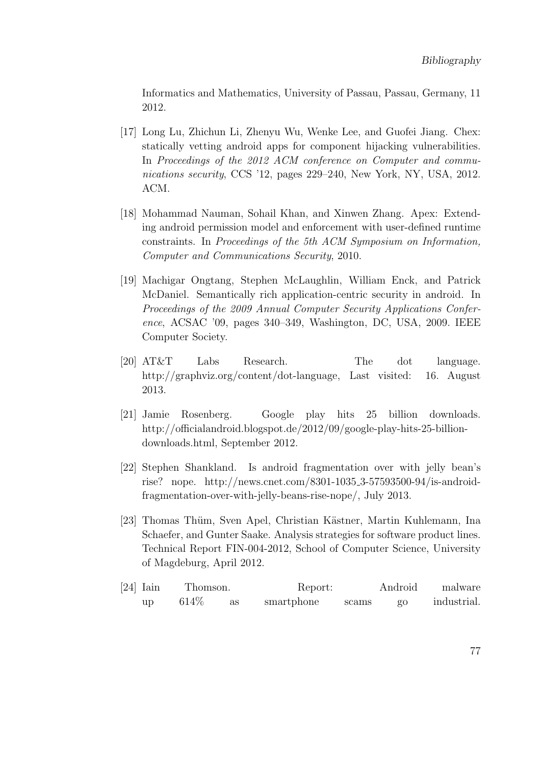Informatics and Mathematics, University of Passau, Passau, Germany, 11 2012.

[17] Long Lu, Zhichun Li, Zhenyu Wu, Wenke Lee, and Guofei Jiang. Chex: statically vetting android apps for component hijacking vulnerabilities. In *Proceedings of the 2012 ACM conference on Computer and communications security*, CCS '12, pages 229–240, New York, NY, USA, 2012. ACM.

[18] Mohammad Nauman, Sohail Khan, and Xinwen Zhang. Apex: Extending android permission model and enforcement with user-defined runtime constraints. In *Proceedings of the 5th ACM Symposium on Information, Computer and Communications Security*, 2010.

[19] Machigar Ongtang, Stephen McLaughlin, William Enck, and Patrick McDaniel. Semantically rich application-centric security in android. In *Proceedings of the 2009 Annual Computer Security Applications Conference*, ACSAC '09, pages 340–349, Washington, DC, USA, 2009. IEEE Computer Society.

[20] AT&T Labs Research. The dot language. http://graphviz.org/content/dot-language, Last visited: 16. August 2013.

[21] Jamie Rosenberg. Google play hits 25 billion downloads. http://officialandroid.blogspot.de/2012/09/google-play-hits-25-billion-downloads.html, September 2012.

[22] Stephen Shankland. Is android fragmentation over with jelly bean's rise? nope. http://news.cnet.com/8301-1035_3-57593500-94/is-android-fragmentation-over-with-jelly-beans-rise-nope/, July 2013.

[23] Thomas Thüm, Sven Apel, Christian Kästner, Martin Kuhlemann, Ina Schaefer, and Gunter Saake. Analysis strategies for software product lines. Technical Report FIN-004-2012, School of Computer Science, University of Magdeburg, April 2012.

[24] Iain Thomson. Report: Android malware up 614% as smartphone scams go industrial.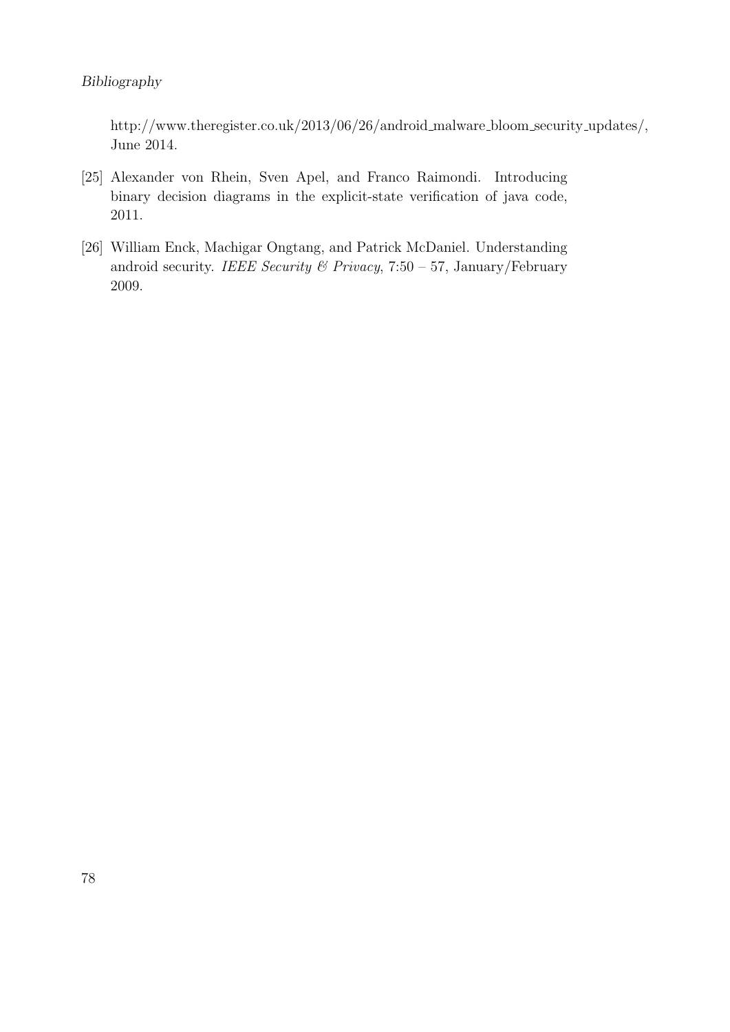http://www.theregister.co.uk/2013/06/26/android_malware_bloom_security_updates/, June 2014.

[25] Alexander von Rhein, Sven Apel, and Franco Raimondi. Introducing binary decision diagrams in the explicit-state verification of java code, 2011.

[26] William Enck, Machigar Ongtang, and Patrick McDaniel. Understanding android security. *IEEE Security & Privacy*, 7:50 – 57, January/February 2009.